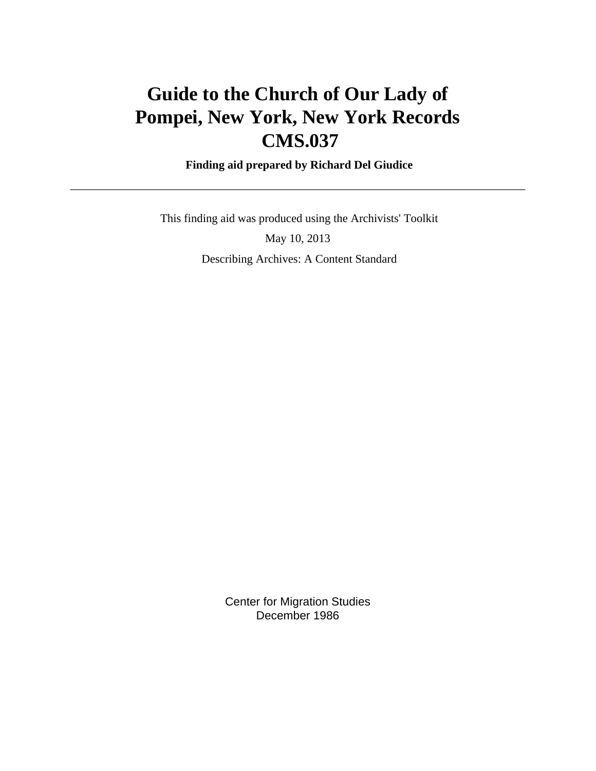# Guide to the Church of Our Lady of Pompei, New York, New York Records CMS.037

**Finding aid prepared by Richard Del Giudice**

---

This finding aid was produced using the Archivists' Toolkit

May 10, 2013

Describing Archives: A Content Standard

Center for Migration Studies
December 1986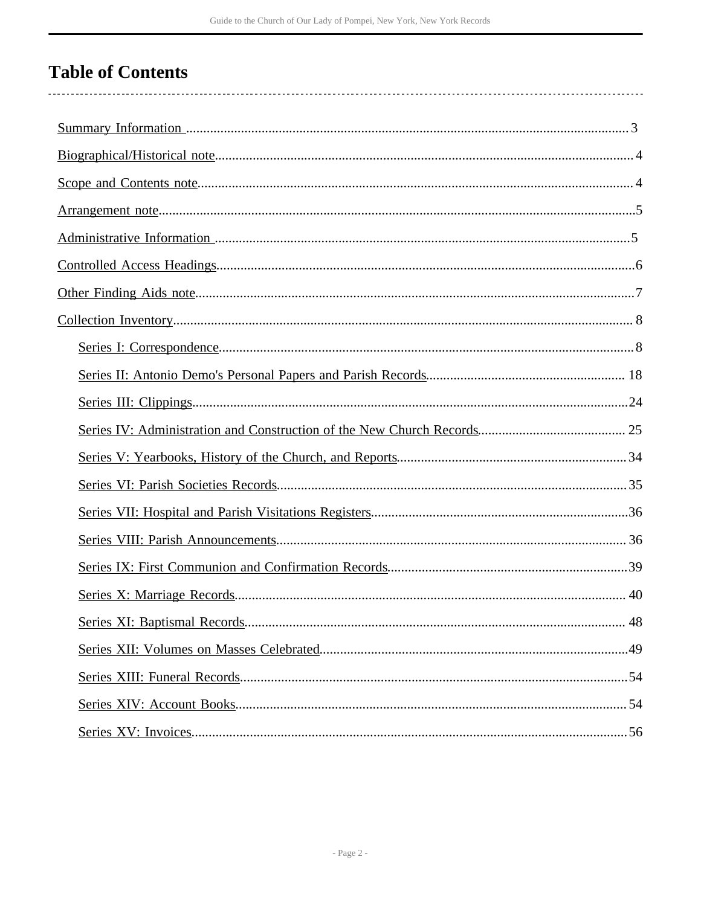# Table of Contents

Summary Information ........................................ 3

Biographical/Historical note ........................................ 4

Scope and Contents note ........................................ 4

Arrangement note ........................................ 5

Administrative Information ........................................ 5

Controlled Access Headings ........................................ 6

Other Finding Aids note ........................................ 7

Collection Inventory ........................................ 8

- Series I: Correspondence ........................................ 8
- Series II: Antonio Demo's Personal Papers and Parish Records ........................................ 18
- Series III: Clippings ........................................ 24
- Series IV: Administration and Construction of the New Church Records ........................................ 25
- Series V: Yearbooks, History of the Church, and Reports ........................................ 34
- Series VI: Parish Societies Records ........................................ 35
- Series VII: Hospital and Parish Visitations Registers ........................................ 36
- Series VIII: Parish Announcements ........................................ 36
- Series IX: First Communion and Confirmation Records ........................................ 39
- Series X: Marriage Records ........................................ 40
- Series XI: Baptismal Records ........................................ 48
- Series XII: Volumes on Masses Celebrated ........................................ 49
- Series XIII: Funeral Records ........................................ 54
- Series XIV: Account Books ........................................ 54
- Series XV: Invoices ........................................ 56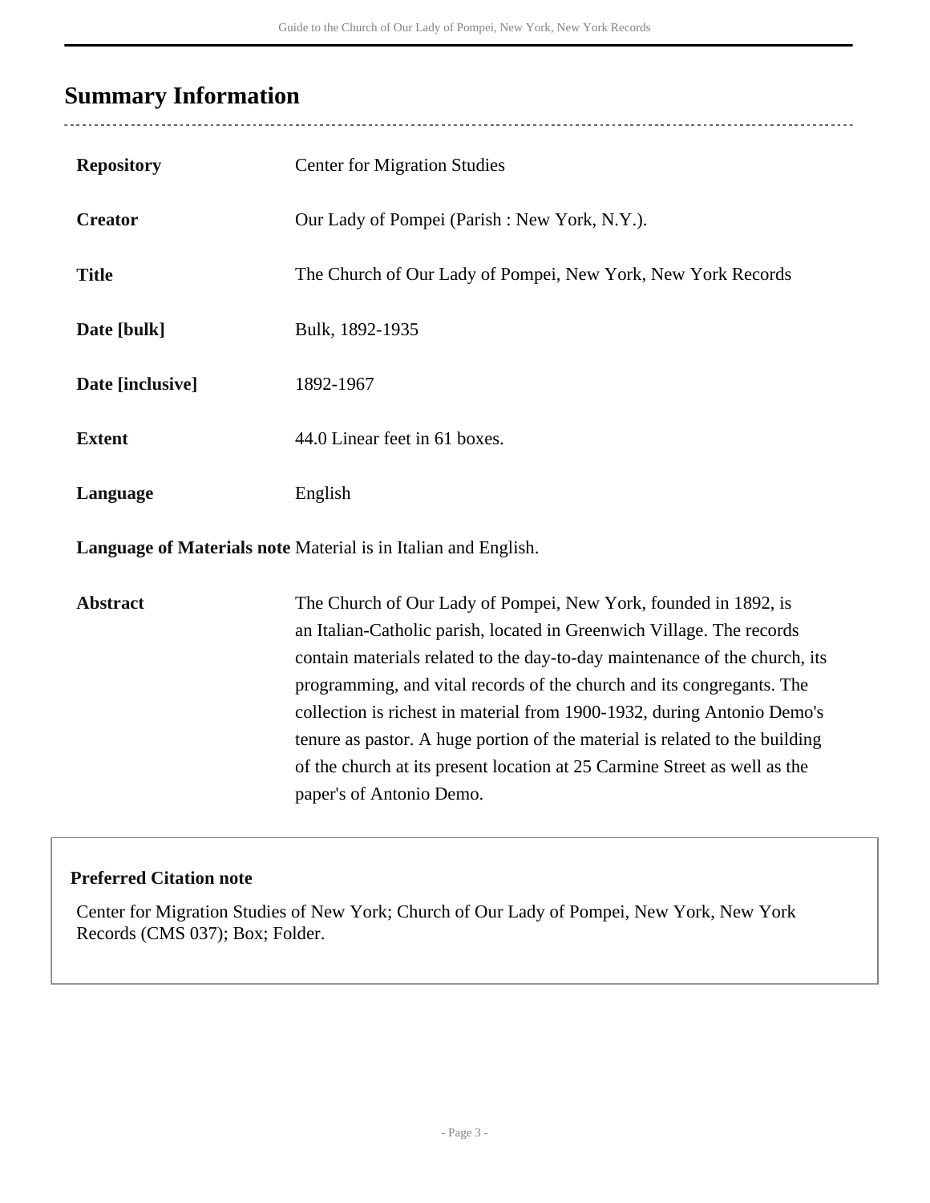## Summary Information

| | |
|---|---|
| **Repository** | Center for Migration Studies |
| **Creator** | Our Lady of Pompei (Parish : New York, N.Y.). |
| **Title** | The Church of Our Lady of Pompei, New York, New York Records |
| **Date [bulk]** | Bulk, 1892-1935 |
| **Date [inclusive]** | 1892-1967 |
| **Extent** | 44.0 Linear feet in 61 boxes. |
| **Language** | English |
| **Language of Materials note** | Material is in Italian and English. |
| **Abstract** | The Church of Our Lady of Pompei, New York, founded in 1892, is an Italian-Catholic parish, located in Greenwich Village. The records contain materials related to the day-to-day maintenance of the church, its programming, and vital records of the church and its congregants. The collection is richest in material from 1900-1932, during Antonio Demo's tenure as pastor. A huge portion of the material is related to the building of the church at its present location at 25 Carmine Street as well as the paper's of Antonio Demo. |

**Preferred Citation note**

Center for Migration Studies of New York; Church of Our Lady of Pompei, New York, New York Records (CMS 037); Box; Folder.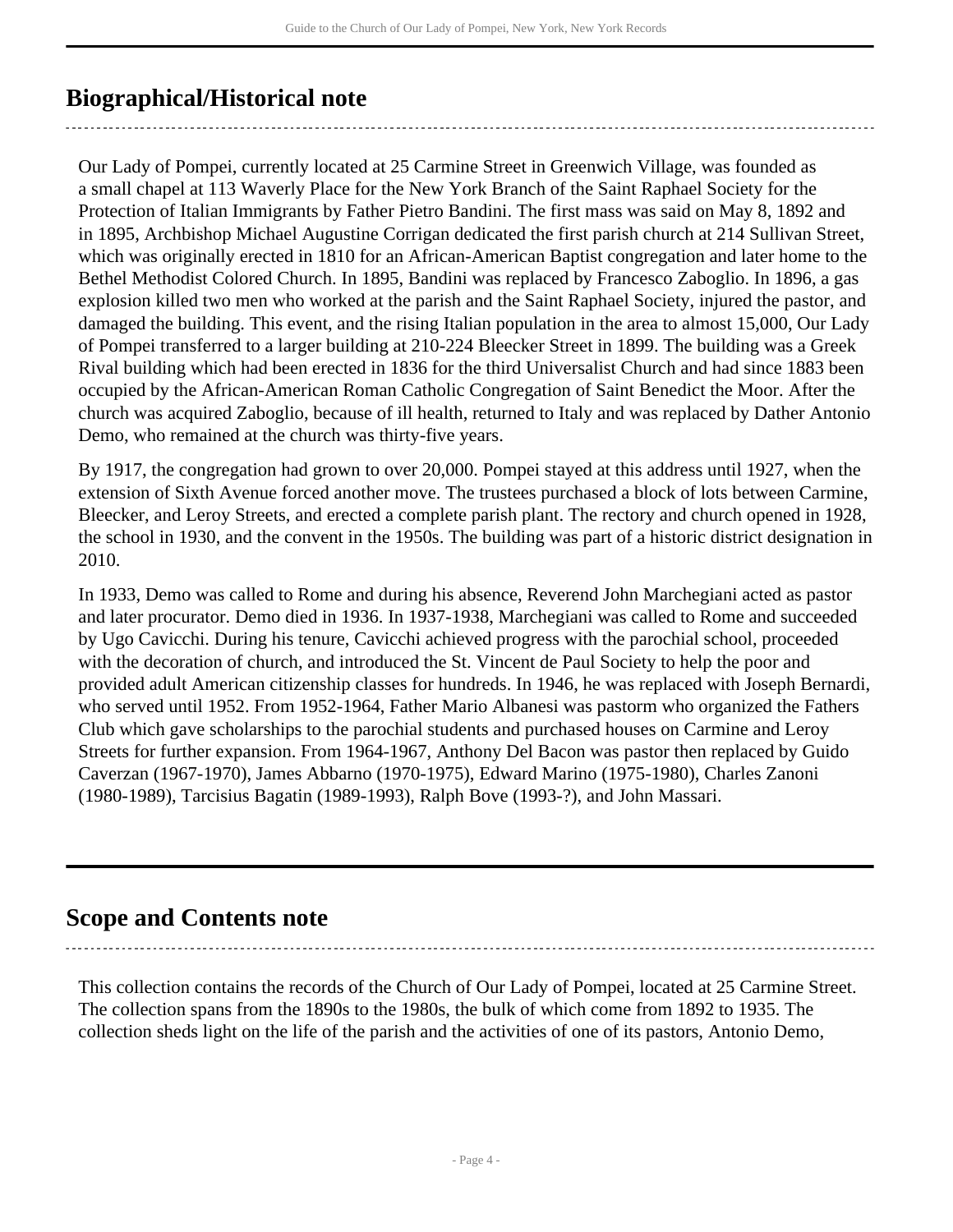## Biographical/Historical note

Our Lady of Pompei, currently located at 25 Carmine Street in Greenwich Village, was founded as a small chapel at 113 Waverly Place for the New York Branch of the Saint Raphael Society for the Protection of Italian Immigrants by Father Pietro Bandini. The first mass was said on May 8, 1892 and in 1895, Archbishop Michael Augustine Corrigan dedicated the first parish church at 214 Sullivan Street, which was originally erected in 1810 for an African-American Baptist congregation and later home to the Bethel Methodist Colored Church. In 1895, Bandini was replaced by Francesco Zaboglio. In 1896, a gas explosion killed two men who worked at the parish and the Saint Raphael Society, injured the pastor, and damaged the building. This event, and the rising Italian population in the area to almost 15,000, Our Lady of Pompei transferred to a larger building at 210-224 Bleecker Street in 1899. The building was a Greek Rival building which had been erected in 1836 for the third Universalist Church and had since 1883 been occupied by the African-American Roman Catholic Congregation of Saint Benedict the Moor. After the church was acquired Zaboglio, because of ill health, returned to Italy and was replaced by Dather Antonio Demo, who remained at the church was thirty-five years.

By 1917, the congregation had grown to over 20,000. Pompei stayed at this address until 1927, when the extension of Sixth Avenue forced another move. The trustees purchased a block of lots between Carmine, Bleecker, and Leroy Streets, and erected a complete parish plant. The rectory and church opened in 1928, the school in 1930, and the convent in the 1950s. The building was part of a historic district designation in 2010.

In 1933, Demo was called to Rome and during his absence, Reverend John Marchegiani acted as pastor and later procurator. Demo died in 1936. In 1937-1938, Marchegiani was called to Rome and succeeded by Ugo Cavicchi. During his tenure, Cavicchi achieved progress with the parochial school, proceeded with the decoration of church, and introduced the St. Vincent de Paul Society to help the poor and provided adult American citizenship classes for hundreds. In 1946, he was replaced with Joseph Bernardi, who served until 1952. From 1952-1964, Father Mario Albanesi was pastorm who organized the Fathers Club which gave scholarships to the parochial students and purchased houses on Carmine and Leroy Streets for further expansion. From 1964-1967, Anthony Del Bacon was pastor then replaced by Guido Caverzan (1967-1970), James Abbarno (1970-1975), Edward Marino (1975-1980), Charles Zanoni (1980-1989), Tarcisius Bagatin (1989-1993), Ralph Bove (1993-?), and John Massari.

## Scope and Contents note

This collection contains the records of the Church of Our Lady of Pompei, located at 25 Carmine Street. The collection spans from the 1890s to the 1980s, the bulk of which come from 1892 to 1935. The collection sheds light on the life of the parish and the activities of one of its pastors, Antonio Demo,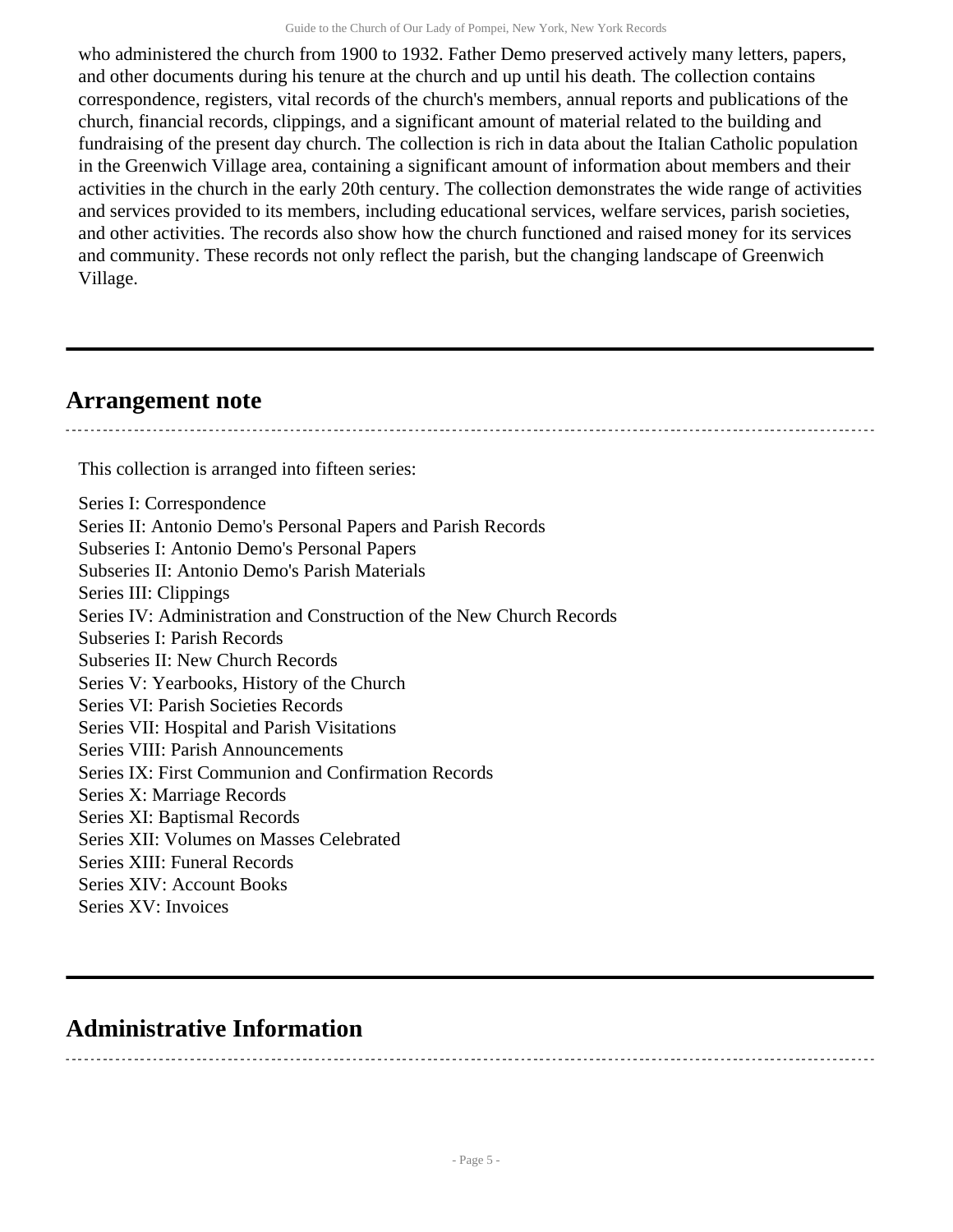who administered the church from 1900 to 1932. Father Demo preserved actively many letters, papers, and other documents during his tenure at the church and up until his death. The collection contains correspondence, registers, vital records of the church's members, annual reports and publications of the church, financial records, clippings, and a significant amount of material related to the building and fundraising of the present day church. The collection is rich in data about the Italian Catholic population in the Greenwich Village area, containing a significant amount of information about members and their activities in the church in the early 20th century. The collection demonstrates the wide range of activities and services provided to its members, including educational services, welfare services, parish societies, and other activities. The records also show how the church functioned and raised money for its services and community. These records not only reflect the parish, but the changing landscape of Greenwich Village.

## Arrangement note

This collection is arranged into fifteen series:

Series I: Correspondence
Series II: Antonio Demo's Personal Papers and Parish Records
Subseries I: Antonio Demo's Personal Papers
Subseries II: Antonio Demo's Parish Materials
Series III: Clippings
Series IV: Administration and Construction of the New Church Records
Subseries I: Parish Records
Subseries II: New Church Records
Series V: Yearbooks, History of the Church
Series VI: Parish Societies Records
Series VII: Hospital and Parish Visitations
Series VIII: Parish Announcements
Series IX: First Communion and Confirmation Records
Series X: Marriage Records
Series XI: Baptismal Records
Series XII: Volumes on Masses Celebrated
Series XIII: Funeral Records
Series XIV: Account Books
Series XV: Invoices

## Administrative Information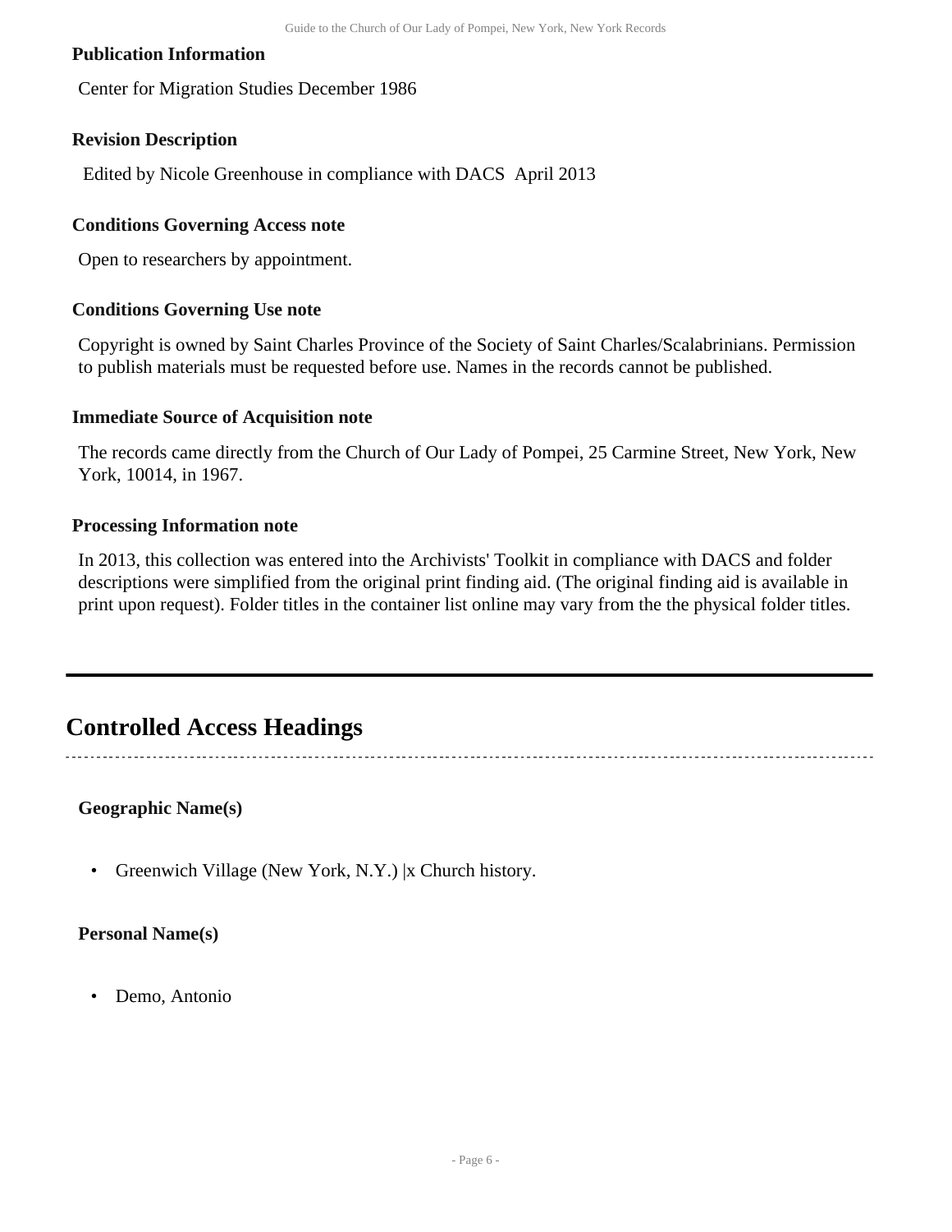### Publication Information

Center for Migration Studies December 1986

### Revision Description

Edited by Nicole Greenhouse in compliance with DACS April 2013

### Conditions Governing Access note

Open to researchers by appointment.

### Conditions Governing Use note

Copyright is owned by Saint Charles Province of the Society of Saint Charles/Scalabrinians. Permission to publish materials must be requested before use. Names in the records cannot be published.

### Immediate Source of Acquisition note

The records came directly from the Church of Our Lady of Pompei, 25 Carmine Street, New York, New York, 10014, in 1967.

### Processing Information note

In 2013, this collection was entered into the Archivists' Toolkit in compliance with DACS and folder descriptions were simplified from the original print finding aid. (The original finding aid is available in print upon request). Folder titles in the container list online may vary from the the physical folder titles.

## Controlled Access Headings

**Geographic Name(s)**

- Greenwich Village (New York, N.Y.) |x Church history.

**Personal Name(s)**

- Demo, Antonio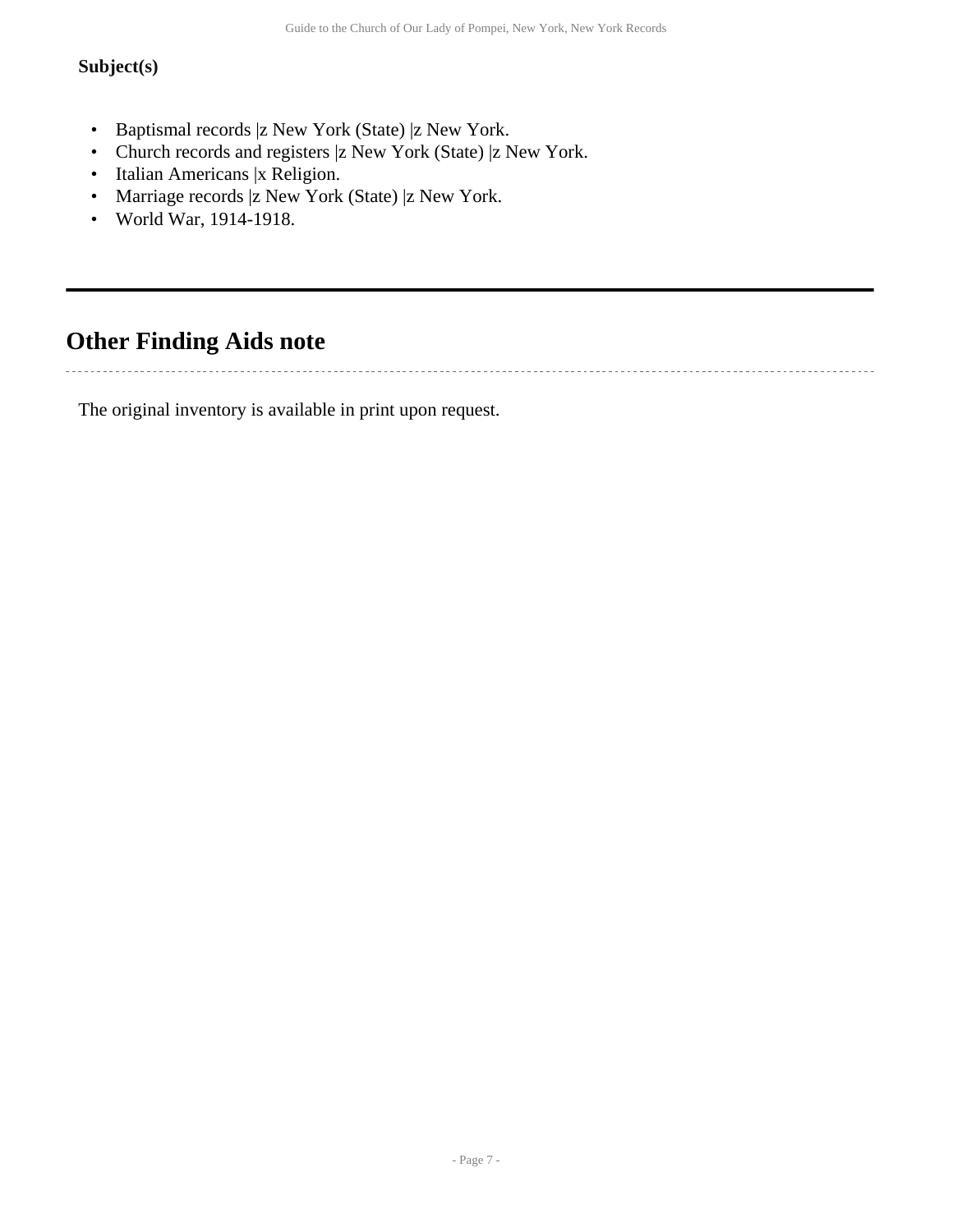**Subject(s)**

- Baptismal records |z New York (State) |z New York.
- Church records and registers |z New York (State) |z New York.
- Italian Americans |x Religion.
- Marriage records |z New York (State) |z New York.
- World War, 1914-1918.

## Other Finding Aids note

The original inventory is available in print upon request.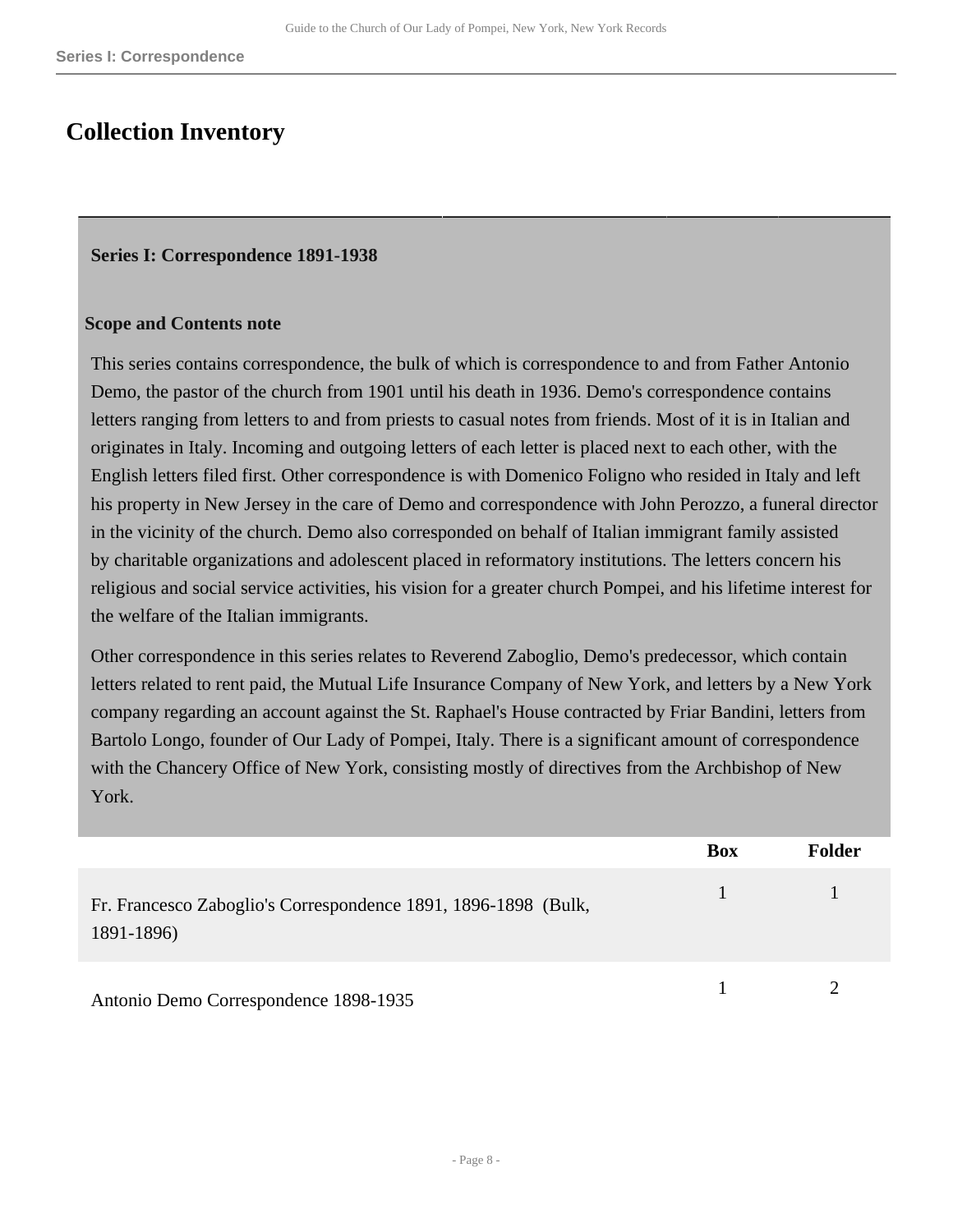## Collection Inventory

### Series I: Correspondence 1891-1938

**Scope and Contents note**

This series contains correspondence, the bulk of which is correspondence to and from Father Antonio Demo, the pastor of the church from 1901 until his death in 1936. Demo's correspondence contains letters ranging from letters to and from priests to casual notes from friends. Most of it is in Italian and originates in Italy. Incoming and outgoing letters of each letter is placed next to each other, with the English letters filed first. Other correspondence is with Domenico Foligno who resided in Italy and left his property in New Jersey in the care of Demo and correspondence with John Perozzo, a funeral director in the vicinity of the church. Demo also corresponded on behalf of Italian immigrant family assisted by charitable organizations and adolescent placed in reformatory institutions. The letters concern his religious and social service activities, his vision for a greater church Pompei, and his lifetime interest for the welfare of the Italian immigrants.

Other correspondence in this series relates to Reverend Zaboglio, Demo's predecessor, which contain letters related to rent paid, the Mutual Life Insurance Company of New York, and letters by a New York company regarding an account against the St. Raphael's House contracted by Friar Bandini, letters from Bartolo Longo, founder of Our Lady of Pompei, Italy. There is a significant amount of correspondence with the Chancery Office of New York, consisting mostly of directives from the Archbishop of New York.

| | Box | Folder |
|---|---|---|
| Fr. Francesco Zaboglio's Correspondence 1891, 1896-1898 (Bulk, 1891-1896) | 1 | 1 |
| Antonio Demo Correspondence 1898-1935 | 1 | 2 |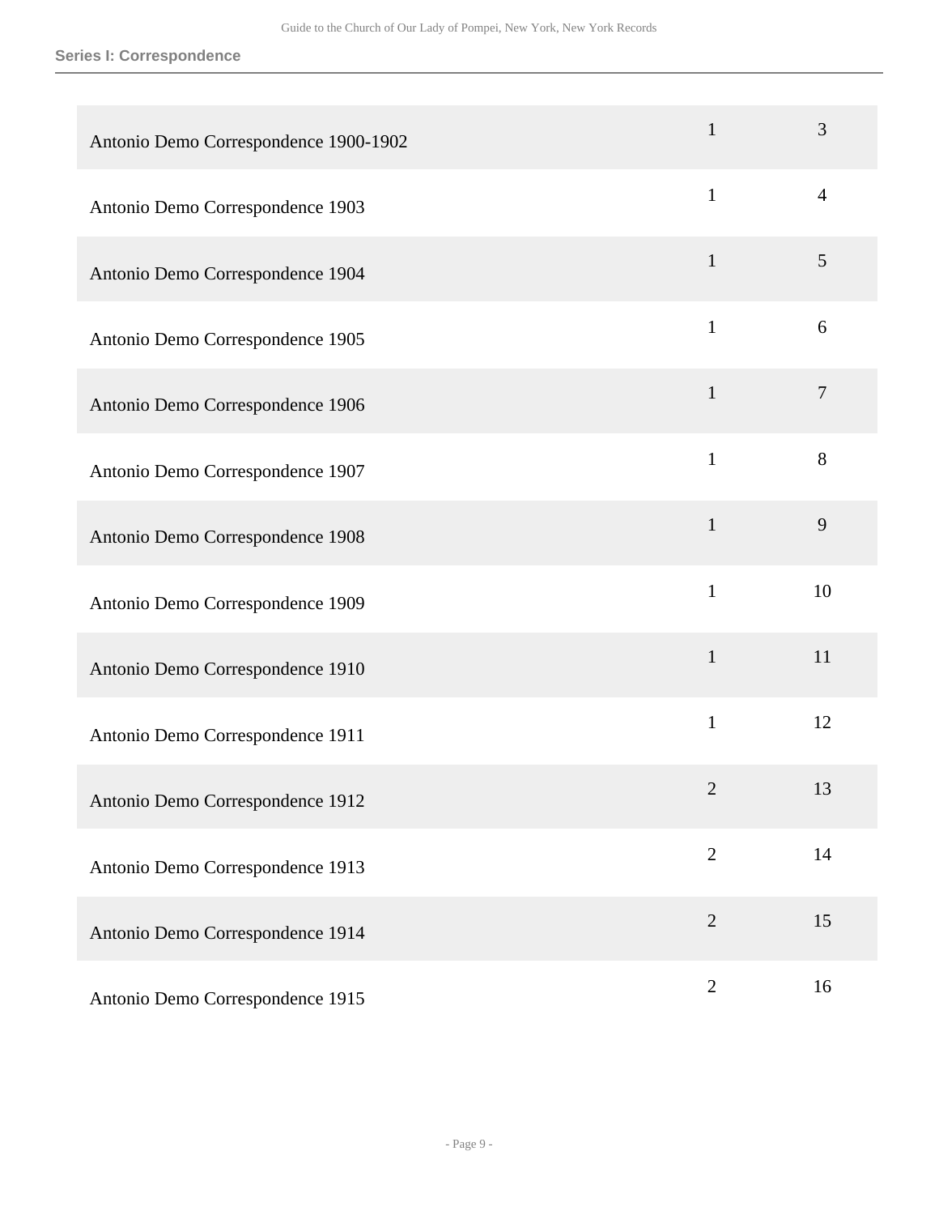**Series I: Correspondence**

| | | |
|---|---|---|
| Antonio Demo Correspondence 1900-1902 | 1 | 3 |
| Antonio Demo Correspondence 1903 | 1 | 4 |
| Antonio Demo Correspondence 1904 | 1 | 5 |
| Antonio Demo Correspondence 1905 | 1 | 6 |
| Antonio Demo Correspondence 1906 | 1 | 7 |
| Antonio Demo Correspondence 1907 | 1 | 8 |
| Antonio Demo Correspondence 1908 | 1 | 9 |
| Antonio Demo Correspondence 1909 | 1 | 10 |
| Antonio Demo Correspondence 1910 | 1 | 11 |
| Antonio Demo Correspondence 1911 | 1 | 12 |
| Antonio Demo Correspondence 1912 | 2 | 13 |
| Antonio Demo Correspondence 1913 | 2 | 14 |
| Antonio Demo Correspondence 1914 | 2 | 15 |
| Antonio Demo Correspondence 1915 | 2 | 16 |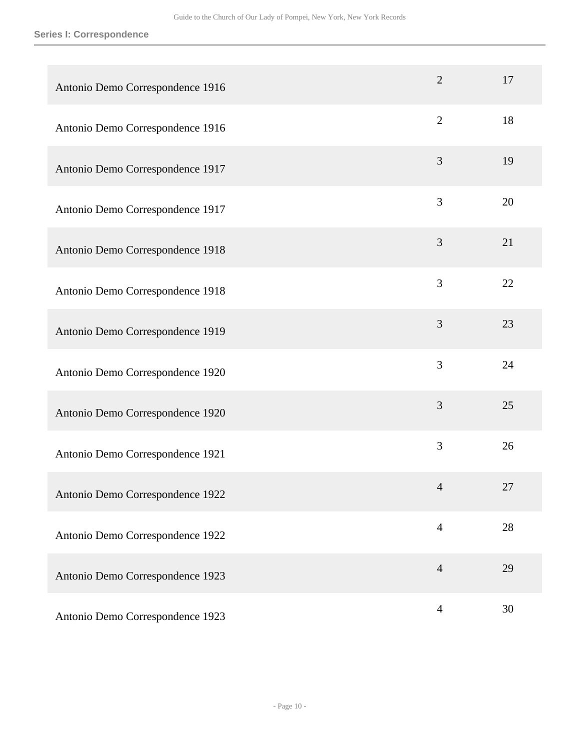**Series I: Correspondence**

| | | |
|---|---|---|
| Antonio Demo Correspondence 1916 | 2 | 17 |
| Antonio Demo Correspondence 1916 | 2 | 18 |
| Antonio Demo Correspondence 1917 | 3 | 19 |
| Antonio Demo Correspondence 1917 | 3 | 20 |
| Antonio Demo Correspondence 1918 | 3 | 21 |
| Antonio Demo Correspondence 1918 | 3 | 22 |
| Antonio Demo Correspondence 1919 | 3 | 23 |
| Antonio Demo Correspondence 1920 | 3 | 24 |
| Antonio Demo Correspondence 1920 | 3 | 25 |
| Antonio Demo Correspondence 1921 | 3 | 26 |
| Antonio Demo Correspondence 1922 | 4 | 27 |
| Antonio Demo Correspondence 1922 | 4 | 28 |
| Antonio Demo Correspondence 1923 | 4 | 29 |
| Antonio Demo Correspondence 1923 | 4 | 30 |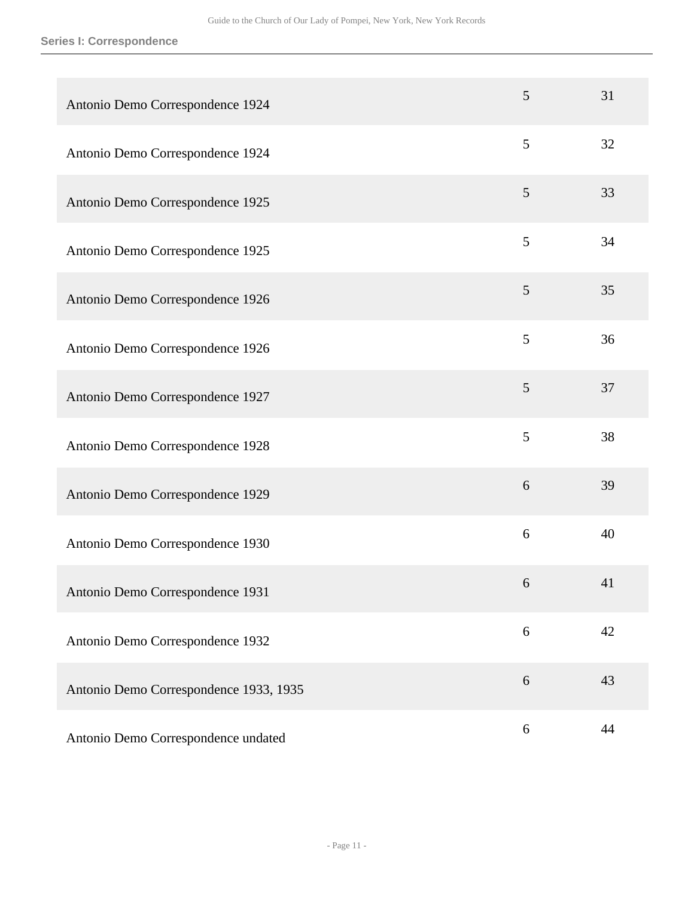**Series I: Correspondence**

| | | |
|---|---|---|
| Antonio Demo Correspondence 1924 | 5 | 31 |
| Antonio Demo Correspondence 1924 | 5 | 32 |
| Antonio Demo Correspondence 1925 | 5 | 33 |
| Antonio Demo Correspondence 1925 | 5 | 34 |
| Antonio Demo Correspondence 1926 | 5 | 35 |
| Antonio Demo Correspondence 1926 | 5 | 36 |
| Antonio Demo Correspondence 1927 | 5 | 37 |
| Antonio Demo Correspondence 1928 | 5 | 38 |
| Antonio Demo Correspondence 1929 | 6 | 39 |
| Antonio Demo Correspondence 1930 | 6 | 40 |
| Antonio Demo Correspondence 1931 | 6 | 41 |
| Antonio Demo Correspondence 1932 | 6 | 42 |
| Antonio Demo Correspondence 1933, 1935 | 6 | 43 |
| Antonio Demo Correspondence undated | 6 | 44 |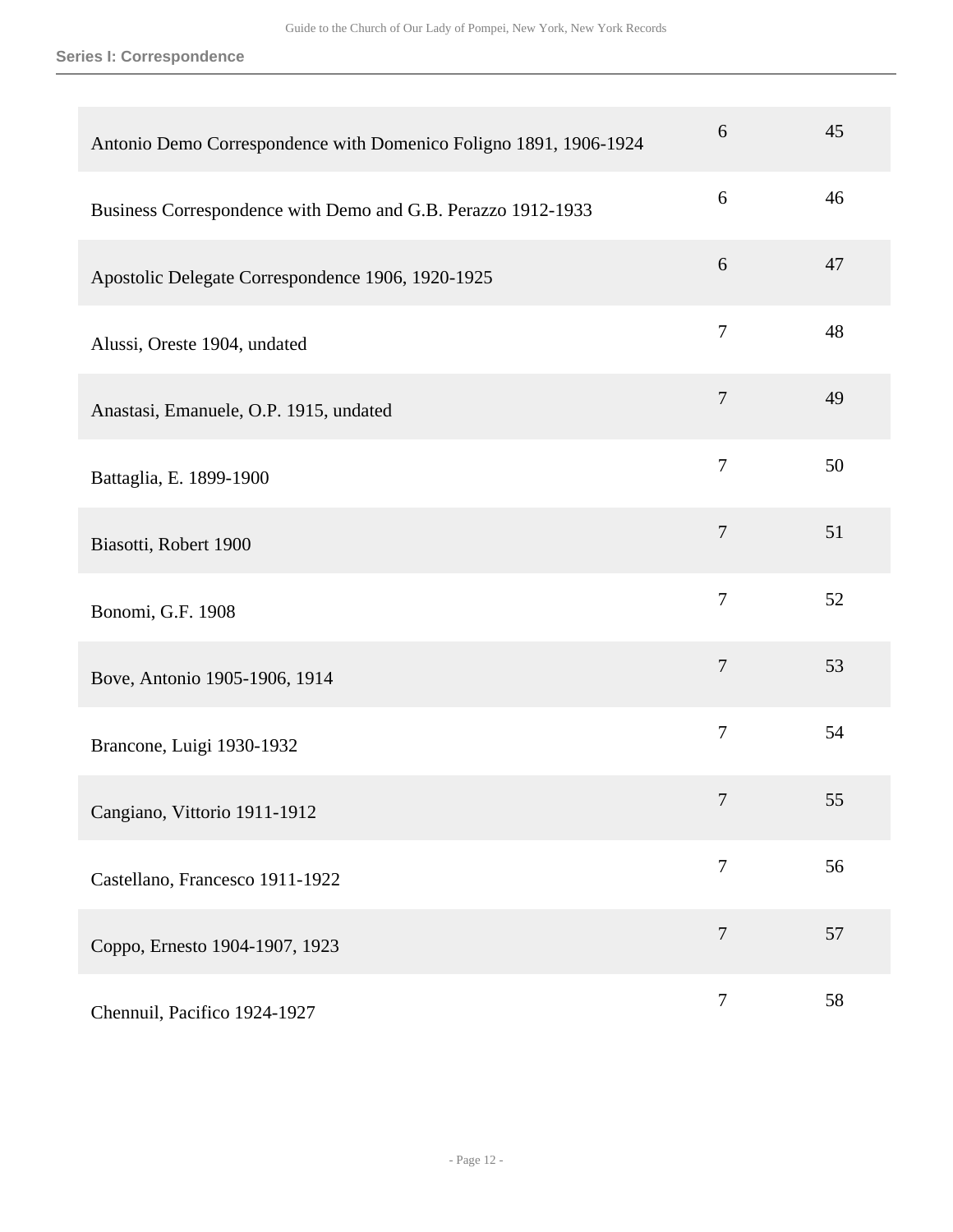**Series I: Correspondence**

| | | |
|---|---|---|
| Antonio Demo Correspondence with Domenico Foligno 1891, 1906-1924 | 6 | 45 |
| Business Correspondence with Demo and G.B. Perazzo 1912-1933 | 6 | 46 |
| Apostolic Delegate Correspondence 1906, 1920-1925 | 6 | 47 |
| Alussi, Oreste 1904, undated | 7 | 48 |
| Anastasi, Emanuele, O.P. 1915, undated | 7 | 49 |
| Battaglia, E. 1899-1900 | 7 | 50 |
| Biasotti, Robert 1900 | 7 | 51 |
| Bonomi, G.F. 1908 | 7 | 52 |
| Bove, Antonio 1905-1906, 1914 | 7 | 53 |
| Brancone, Luigi 1930-1932 | 7 | 54 |
| Cangiano, Vittorio 1911-1912 | 7 | 55 |
| Castellano, Francesco 1911-1922 | 7 | 56 |
| Coppo, Ernesto 1904-1907, 1923 | 7 | 57 |
| Chennuil, Pacifico 1924-1927 | 7 | 58 |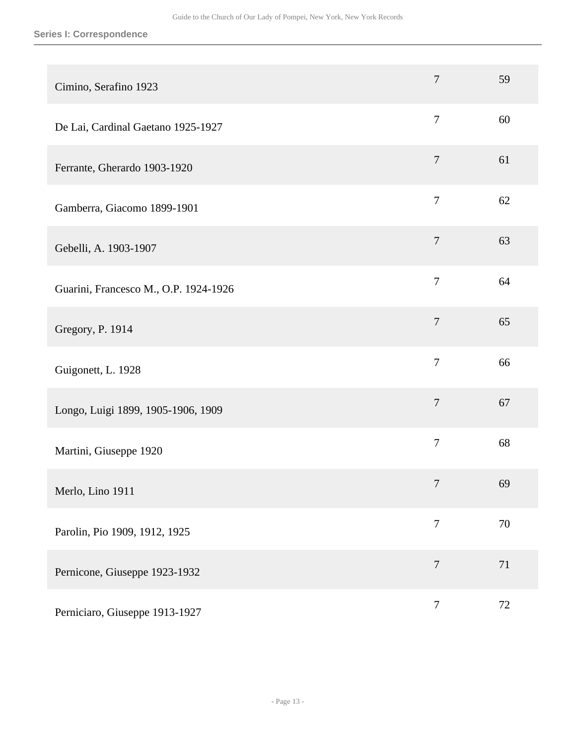| | | |
|---|---|---|
| Cimino, Serafino 1923 | 7 | 59 |
| De Lai, Cardinal Gaetano 1925-1927 | 7 | 60 |
| Ferrante, Gherardo 1903-1920 | 7 | 61 |
| Gamberra, Giacomo 1899-1901 | 7 | 62 |
| Gebelli, A. 1903-1907 | 7 | 63 |
| Guarini, Francesco M., O.P. 1924-1926 | 7 | 64 |
| Gregory, P. 1914 | 7 | 65 |
| Guigonett, L. 1928 | 7 | 66 |
| Longo, Luigi 1899, 1905-1906, 1909 | 7 | 67 |
| Martini, Giuseppe 1920 | 7 | 68 |
| Merlo, Lino 1911 | 7 | 69 |
| Parolin, Pio 1909, 1912, 1925 | 7 | 70 |
| Pernicone, Giuseppe 1923-1932 | 7 | 71 |
| Perniciaro, Giuseppe 1913-1927 | 7 | 72 |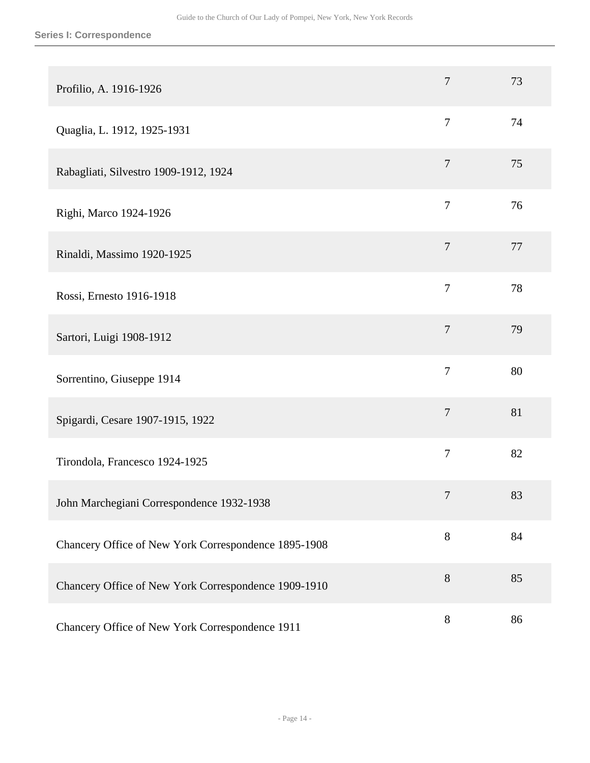**Series I: Correspondence**

| | | |
|---|---|---|
| Profilio, A. 1916-1926 | 7 | 73 |
| Quaglia, L. 1912, 1925-1931 | 7 | 74 |
| Rabagliati, Silvestro 1909-1912, 1924 | 7 | 75 |
| Righi, Marco 1924-1926 | 7 | 76 |
| Rinaldi, Massimo 1920-1925 | 7 | 77 |
| Rossi, Ernesto 1916-1918 | 7 | 78 |
| Sartori, Luigi 1908-1912 | 7 | 79 |
| Sorrentino, Giuseppe 1914 | 7 | 80 |
| Spigardi, Cesare 1907-1915, 1922 | 7 | 81 |
| Tirondola, Francesco 1924-1925 | 7 | 82 |
| John Marchegiani Correspondence 1932-1938 | 7 | 83 |
| Chancery Office of New York Correspondence 1895-1908 | 8 | 84 |
| Chancery Office of New York Correspondence 1909-1910 | 8 | 85 |
| Chancery Office of New York Correspondence 1911 | 8 | 86 |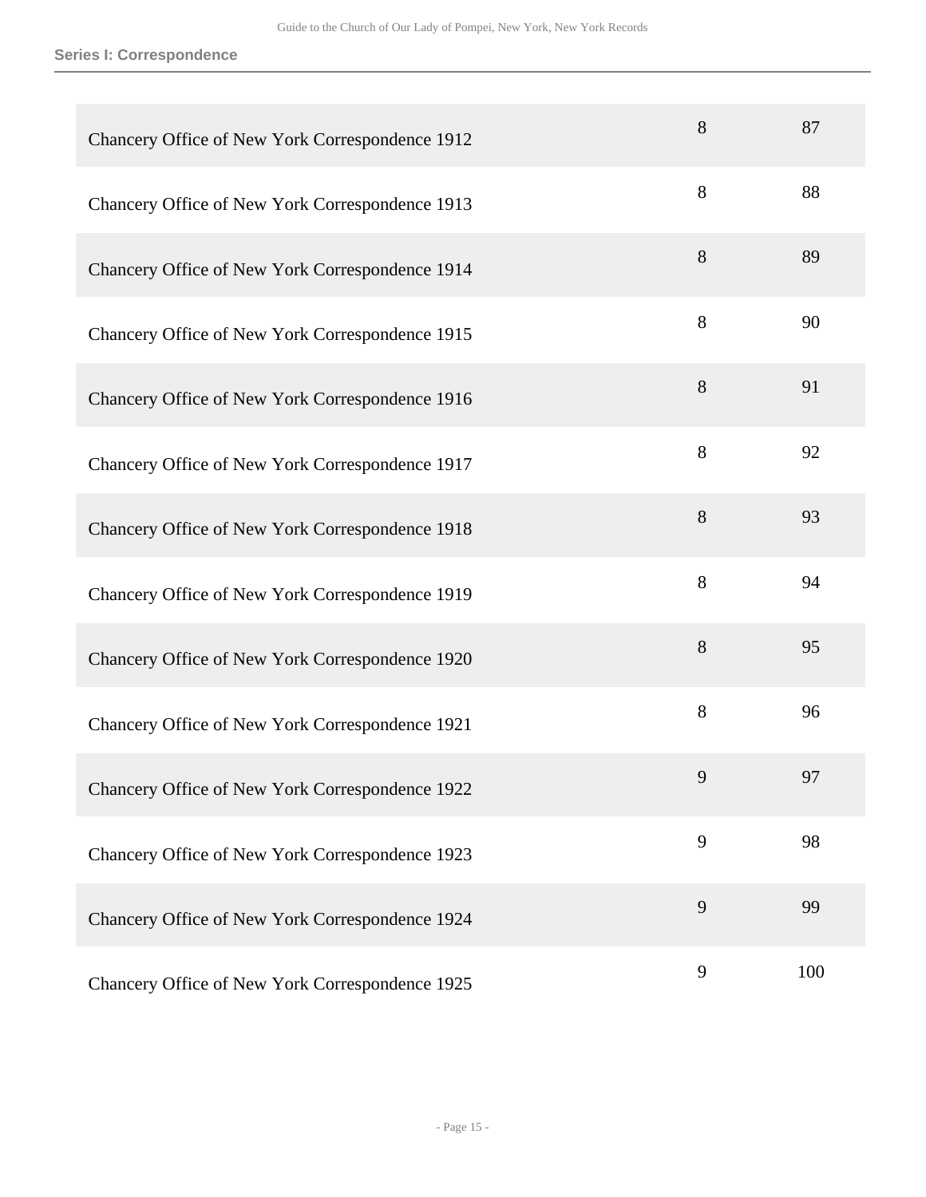| Title | Box | Folder |
| --- | --- | --- |
| Chancery Office of New York Correspondence 1912 | 8 | 87 |
| Chancery Office of New York Correspondence 1913 | 8 | 88 |
| Chancery Office of New York Correspondence 1914 | 8 | 89 |
| Chancery Office of New York Correspondence 1915 | 8 | 90 |
| Chancery Office of New York Correspondence 1916 | 8 | 91 |
| Chancery Office of New York Correspondence 1917 | 8 | 92 |
| Chancery Office of New York Correspondence 1918 | 8 | 93 |
| Chancery Office of New York Correspondence 1919 | 8 | 94 |
| Chancery Office of New York Correspondence 1920 | 8 | 95 |
| Chancery Office of New York Correspondence 1921 | 8 | 96 |
| Chancery Office of New York Correspondence 1922 | 9 | 97 |
| Chancery Office of New York Correspondence 1923 | 9 | 98 |
| Chancery Office of New York Correspondence 1924 | 9 | 99 |
| Chancery Office of New York Correspondence 1925 | 9 | 100 |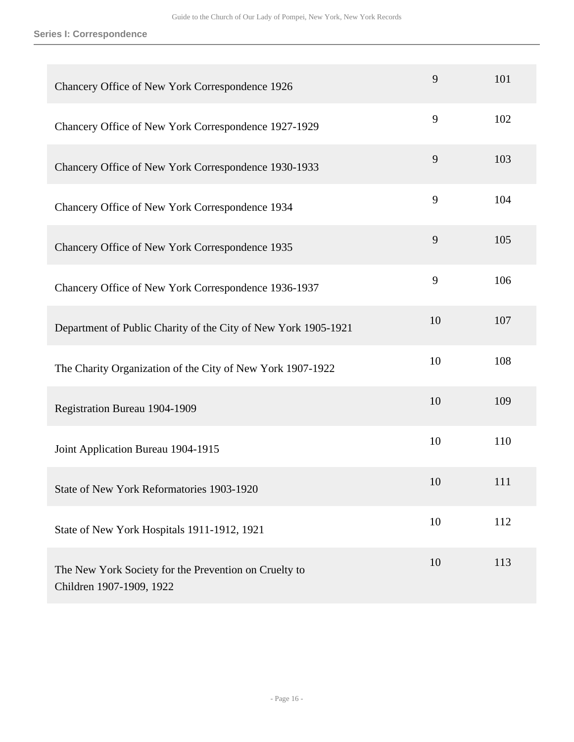**Series I: Correspondence**

| | | |
|---|---|---|
| Chancery Office of New York Correspondence 1926 | 9 | 101 |
| Chancery Office of New York Correspondence 1927-1929 | 9 | 102 |
| Chancery Office of New York Correspondence 1930-1933 | 9 | 103 |
| Chancery Office of New York Correspondence 1934 | 9 | 104 |
| Chancery Office of New York Correspondence 1935 | 9 | 105 |
| Chancery Office of New York Correspondence 1936-1937 | 9 | 106 |
| Department of Public Charity of the City of New York 1905-1921 | 10 | 107 |
| The Charity Organization of the City of New York 1907-1922 | 10 | 108 |
| Registration Bureau 1904-1909 | 10 | 109 |
| Joint Application Bureau 1904-1915 | 10 | 110 |
| State of New York Reformatories 1903-1920 | 10 | 111 |
| State of New York Hospitals 1911-1912, 1921 | 10 | 112 |
| The New York Society for the Prevention on Cruelty to Children 1907-1909, 1922 | 10 | 113 |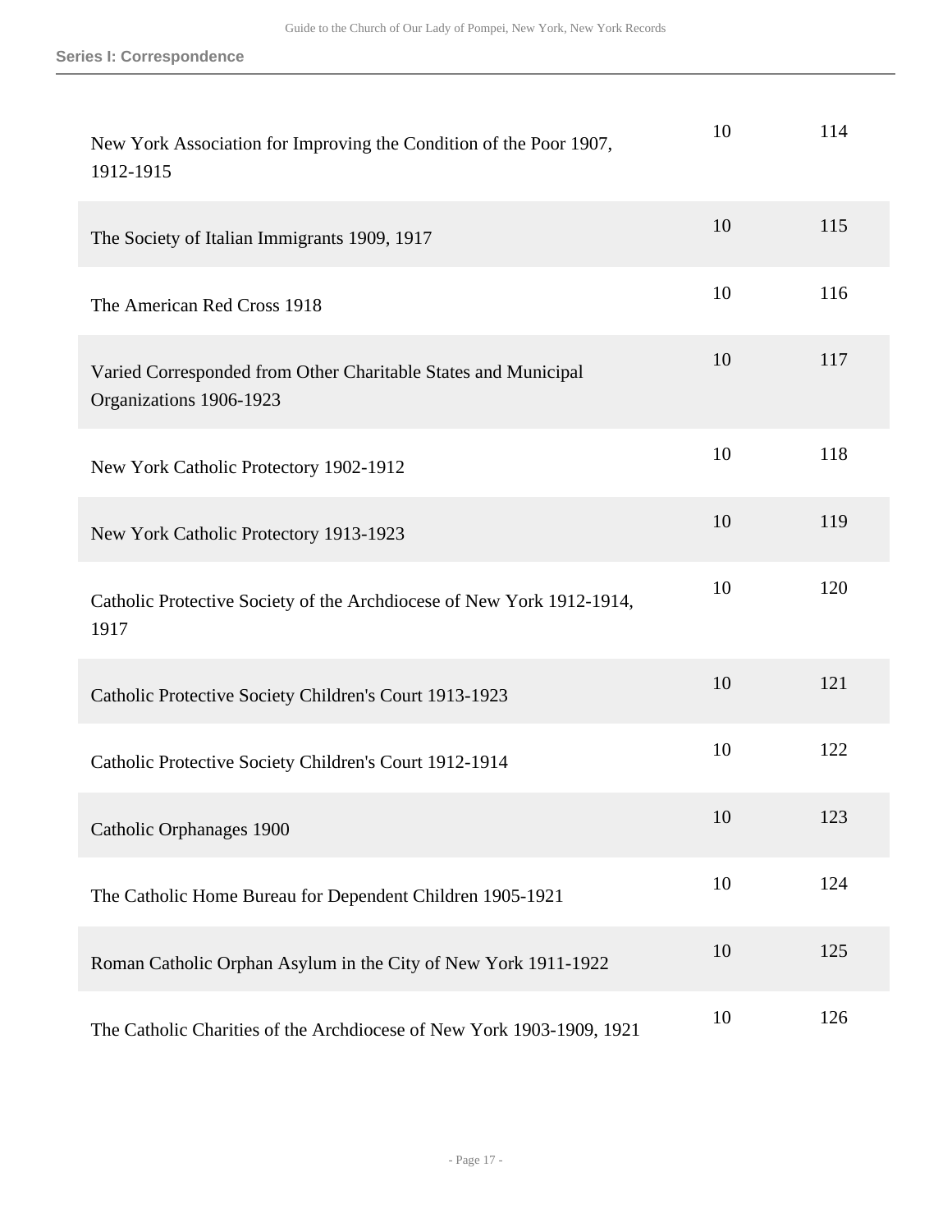| | | |
|---|---|---|
| New York Association for Improving the Condition of the Poor 1907, 1912-1915 | 10 | 114 |
| The Society of Italian Immigrants 1909, 1917 | 10 | 115 |
| The American Red Cross 1918 | 10 | 116 |
| Varied Corresponded from Other Charitable States and Municipal Organizations 1906-1923 | 10 | 117 |
| New York Catholic Protectory 1902-1912 | 10 | 118 |
| New York Catholic Protectory 1913-1923 | 10 | 119 |
| Catholic Protective Society of the Archdiocese of New York 1912-1914, 1917 | 10 | 120 |
| Catholic Protective Society Children's Court 1913-1923 | 10 | 121 |
| Catholic Protective Society Children's Court 1912-1914 | 10 | 122 |
| Catholic Orphanages 1900 | 10 | 123 |
| The Catholic Home Bureau for Dependent Children 1905-1921 | 10 | 124 |
| Roman Catholic Orphan Asylum in the City of New York 1911-1922 | 10 | 125 |
| The Catholic Charities of the Archdiocese of New York 1903-1909, 1921 | 10 | 126 |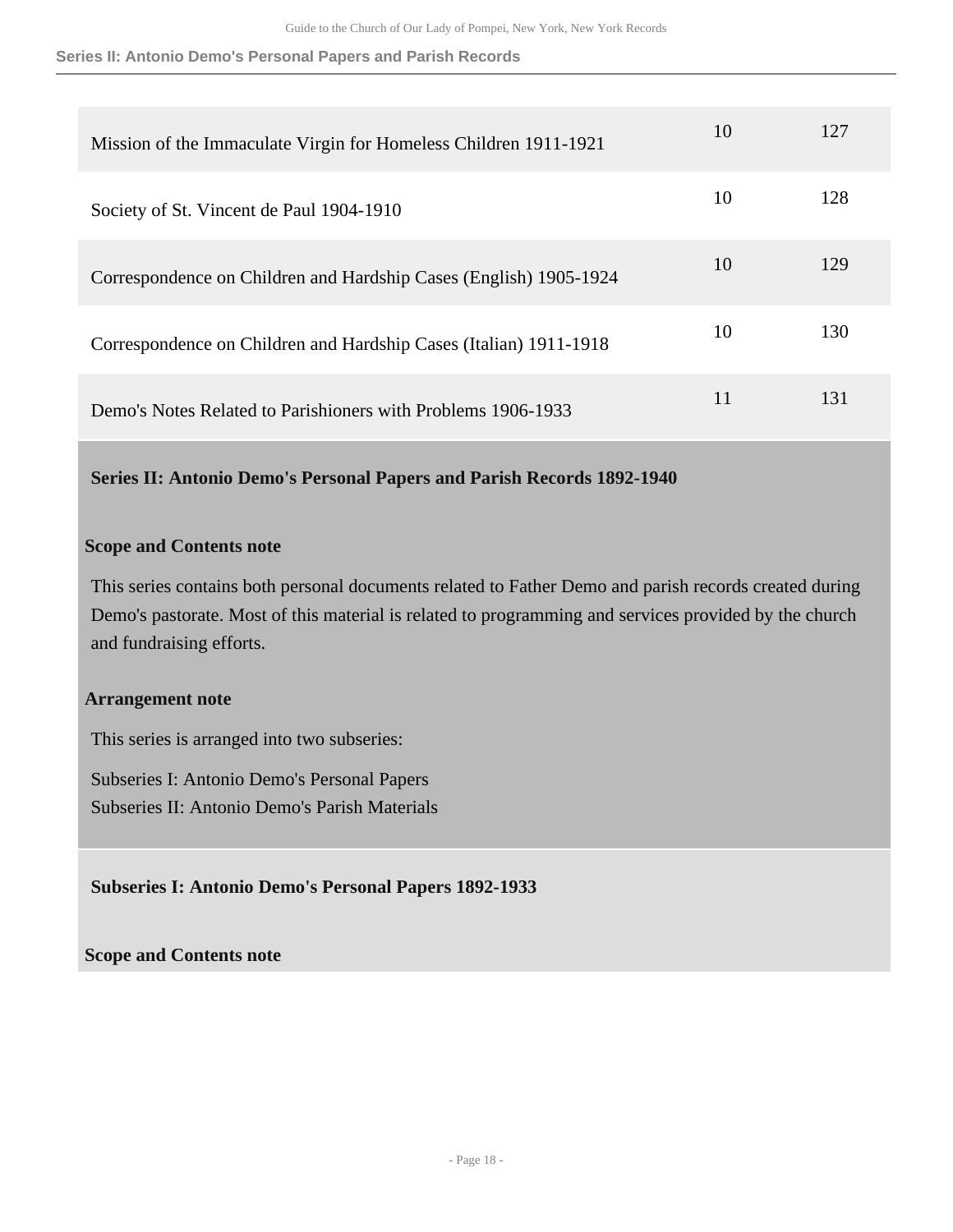| | | |
|---|---|---|
| Mission of the Immaculate Virgin for Homeless Children 1911-1921 | 10 | 127 |
| Society of St. Vincent de Paul 1904-1910 | 10 | 128 |
| Correspondence on Children and Hardship Cases (English) 1905-1924 | 10 | 129 |
| Correspondence on Children and Hardship Cases (Italian) 1911-1918 | 10 | 130 |
| Demo's Notes Related to Parishioners with Problems 1906-1933 | 11 | 131 |

## Series II: Antonio Demo's Personal Papers and Parish Records 1892-1940

### Scope and Contents note

This series contains both personal documents related to Father Demo and parish records created during Demo's pastorate. Most of this material is related to programming and services provided by the church and fundraising efforts.

### Arrangement note

This series is arranged into two subseries:

Subseries I: Antonio Demo's Personal Papers
Subseries II: Antonio Demo's Parish Materials

## Subseries I: Antonio Demo's Personal Papers 1892-1933

### Scope and Contents note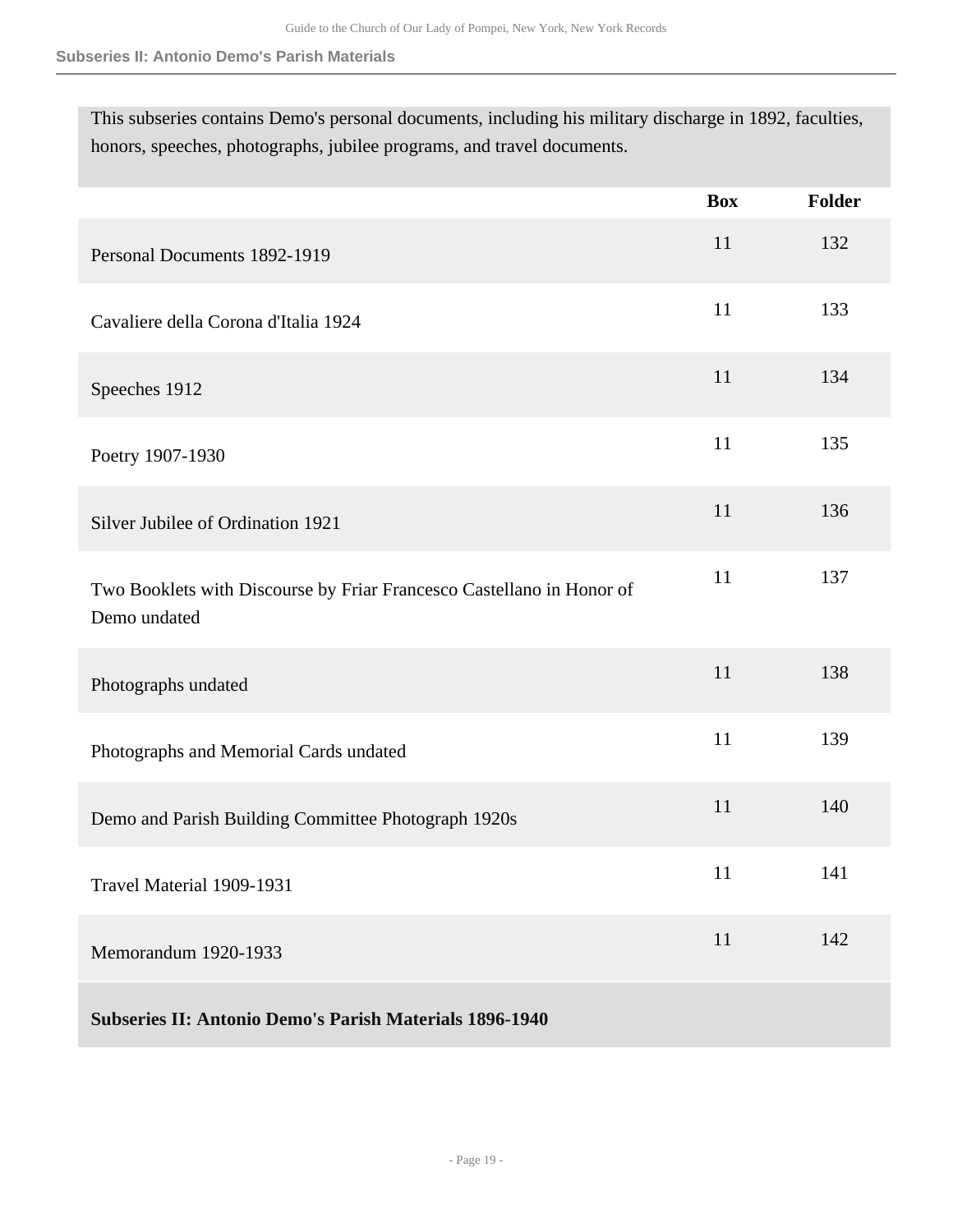This subseries contains Demo's personal documents, including his military discharge in 1892, faculties, honors, speeches, photographs, jubilee programs, and travel documents.

| | Box | Folder |
|---|---|---|
| Personal Documents 1892-1919 | 11 | 132 |
| Cavaliere della Corona d'Italia 1924 | 11 | 133 |
| Speeches 1912 | 11 | 134 |
| Poetry 1907-1930 | 11 | 135 |
| Silver Jubilee of Ordination 1921 | 11 | 136 |
| Two Booklets with Discourse by Friar Francesco Castellano in Honor of Demo undated | 11 | 137 |
| Photographs undated | 11 | 138 |
| Photographs and Memorial Cards undated | 11 | 139 |
| Demo and Parish Building Committee Photograph 1920s | 11 | 140 |
| Travel Material 1909-1931 | 11 | 141 |
| Memorandum 1920-1933 | 11 | 142 |

**Subseries II: Antonio Demo's Parish Materials 1896-1940**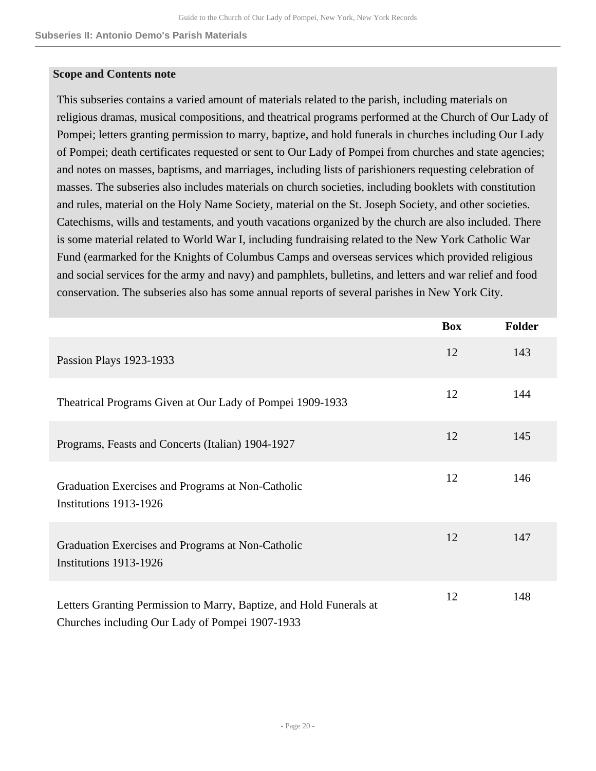## Subseries II: Antonio Demo's Parish Materials

**Scope and Contents note**

This subseries contains a varied amount of materials related to the parish, including materials on religious dramas, musical compositions, and theatrical programs performed at the Church of Our Lady of Pompei; letters granting permission to marry, baptize, and hold funerals in churches including Our Lady of Pompei; death certificates requested or sent to Our Lady of Pompei from churches and state agencies; and notes on masses, baptisms, and marriages, including lists of parishioners requesting celebration of masses. The subseries also includes materials on church societies, including booklets with constitution and rules, material on the Holy Name Society, material on the St. Joseph Society, and other societies. Catechisms, wills and testaments, and youth vacations organized by the church are also included. There is some material related to World War I, including fundraising related to the New York Catholic War Fund (earmarked for the Knights of Columbus Camps and overseas services which provided religious and social services for the army and navy) and pamphlets, bulletins, and letters and war relief and food conservation. The subseries also has some annual reports of several parishes in New York City.

| | Box | Folder |
|---|---|---|
| Passion Plays 1923-1933 | 12 | 143 |
| Theatrical Programs Given at Our Lady of Pompei 1909-1933 | 12 | 144 |
| Programs, Feasts and Concerts (Italian) 1904-1927 | 12 | 145 |
| Graduation Exercises and Programs at Non-Catholic Institutions 1913-1926 | 12 | 146 |
| Graduation Exercises and Programs at Non-Catholic Institutions 1913-1926 | 12 | 147 |
| Letters Granting Permission to Marry, Baptize, and Hold Funerals at Churches including Our Lady of Pompei 1907-1933 | 12 | 148 |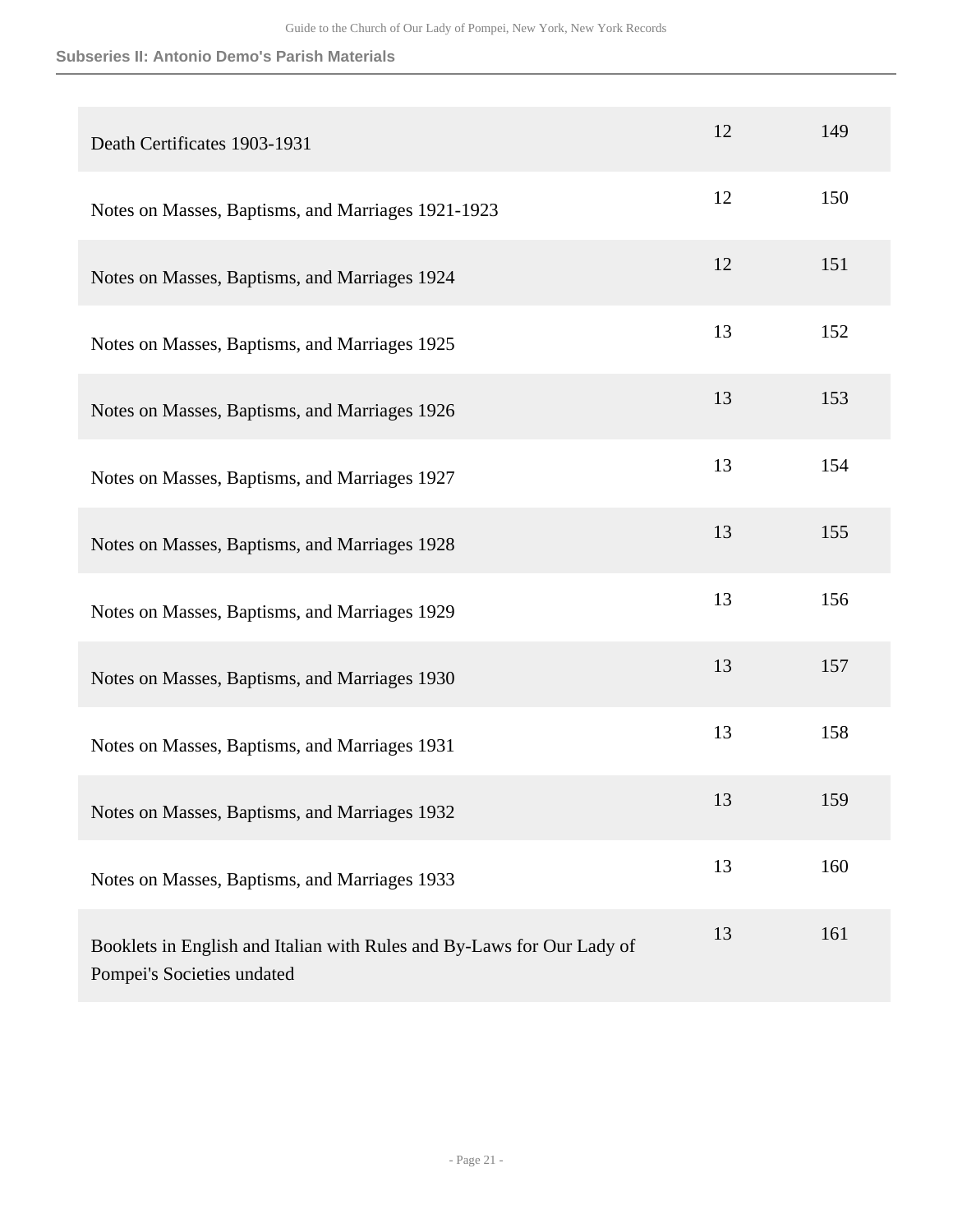**Subseries II: Antonio Demo's Parish Materials**

| | | |
|---|---|---|
| Death Certificates 1903-1931 | 12 | 149 |
| Notes on Masses, Baptisms, and Marriages 1921-1923 | 12 | 150 |
| Notes on Masses, Baptisms, and Marriages 1924 | 12 | 151 |
| Notes on Masses, Baptisms, and Marriages 1925 | 13 | 152 |
| Notes on Masses, Baptisms, and Marriages 1926 | 13 | 153 |
| Notes on Masses, Baptisms, and Marriages 1927 | 13 | 154 |
| Notes on Masses, Baptisms, and Marriages 1928 | 13 | 155 |
| Notes on Masses, Baptisms, and Marriages 1929 | 13 | 156 |
| Notes on Masses, Baptisms, and Marriages 1930 | 13 | 157 |
| Notes on Masses, Baptisms, and Marriages 1931 | 13 | 158 |
| Notes on Masses, Baptisms, and Marriages 1932 | 13 | 159 |
| Notes on Masses, Baptisms, and Marriages 1933 | 13 | 160 |
| Booklets in English and Italian with Rules and By-Laws for Our Lady of Pompei's Societies undated | 13 | 161 |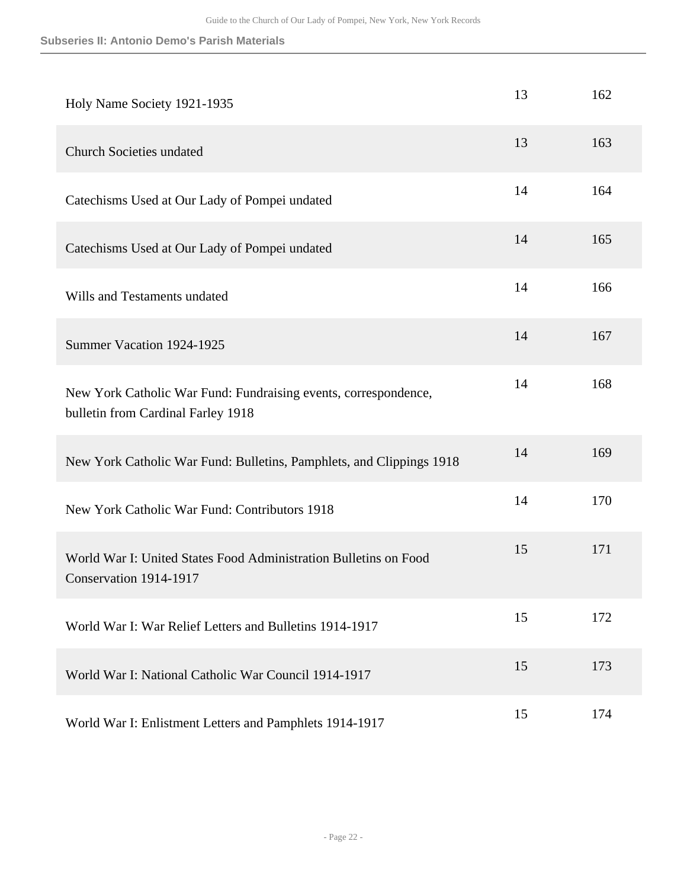| | | |
|---|---|---|
| Holy Name Society 1921-1935 | 13 | 162 |
| Church Societies undated | 13 | 163 |
| Catechisms Used at Our Lady of Pompei undated | 14 | 164 |
| Catechisms Used at Our Lady of Pompei undated | 14 | 165 |
| Wills and Testaments undated | 14 | 166 |
| Summer Vacation 1924-1925 | 14 | 167 |
| New York Catholic War Fund: Fundraising events, correspondence, bulletin from Cardinal Farley 1918 | 14 | 168 |
| New York Catholic War Fund: Bulletins, Pamphlets, and Clippings 1918 | 14 | 169 |
| New York Catholic War Fund: Contributors 1918 | 14 | 170 |
| World War I: United States Food Administration Bulletins on Food Conservation 1914-1917 | 15 | 171 |
| World War I: War Relief Letters and Bulletins 1914-1917 | 15 | 172 |
| World War I: National Catholic War Council 1914-1917 | 15 | 173 |
| World War I: Enlistment Letters and Pamphlets 1914-1917 | 15 | 174 |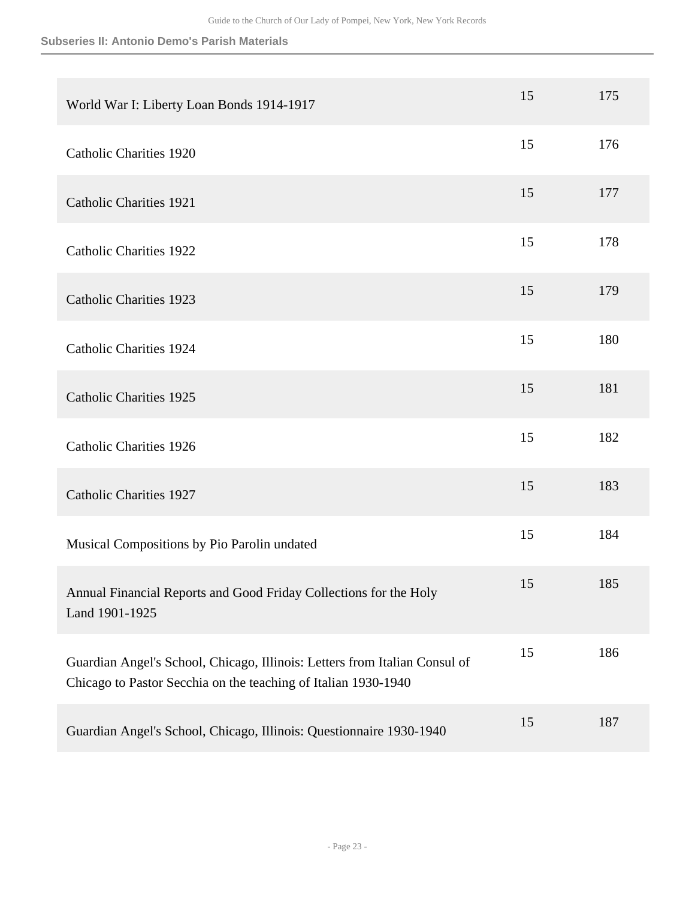| | | |
|---|---|---|
| World War I: Liberty Loan Bonds 1914-1917 | 15 | 175 |
| Catholic Charities 1920 | 15 | 176 |
| Catholic Charities 1921 | 15 | 177 |
| Catholic Charities 1922 | 15 | 178 |
| Catholic Charities 1923 | 15 | 179 |
| Catholic Charities 1924 | 15 | 180 |
| Catholic Charities 1925 | 15 | 181 |
| Catholic Charities 1926 | 15 | 182 |
| Catholic Charities 1927 | 15 | 183 |
| Musical Compositions by Pio Parolin undated | 15 | 184 |
| Annual Financial Reports and Good Friday Collections for the Holy Land 1901-1925 | 15 | 185 |
| Guardian Angel's School, Chicago, Illinois: Letters from Italian Consul of Chicago to Pastor Secchia on the teaching of Italian 1930-1940 | 15 | 186 |
| Guardian Angel's School, Chicago, Illinois: Questionnaire 1930-1940 | 15 | 187 |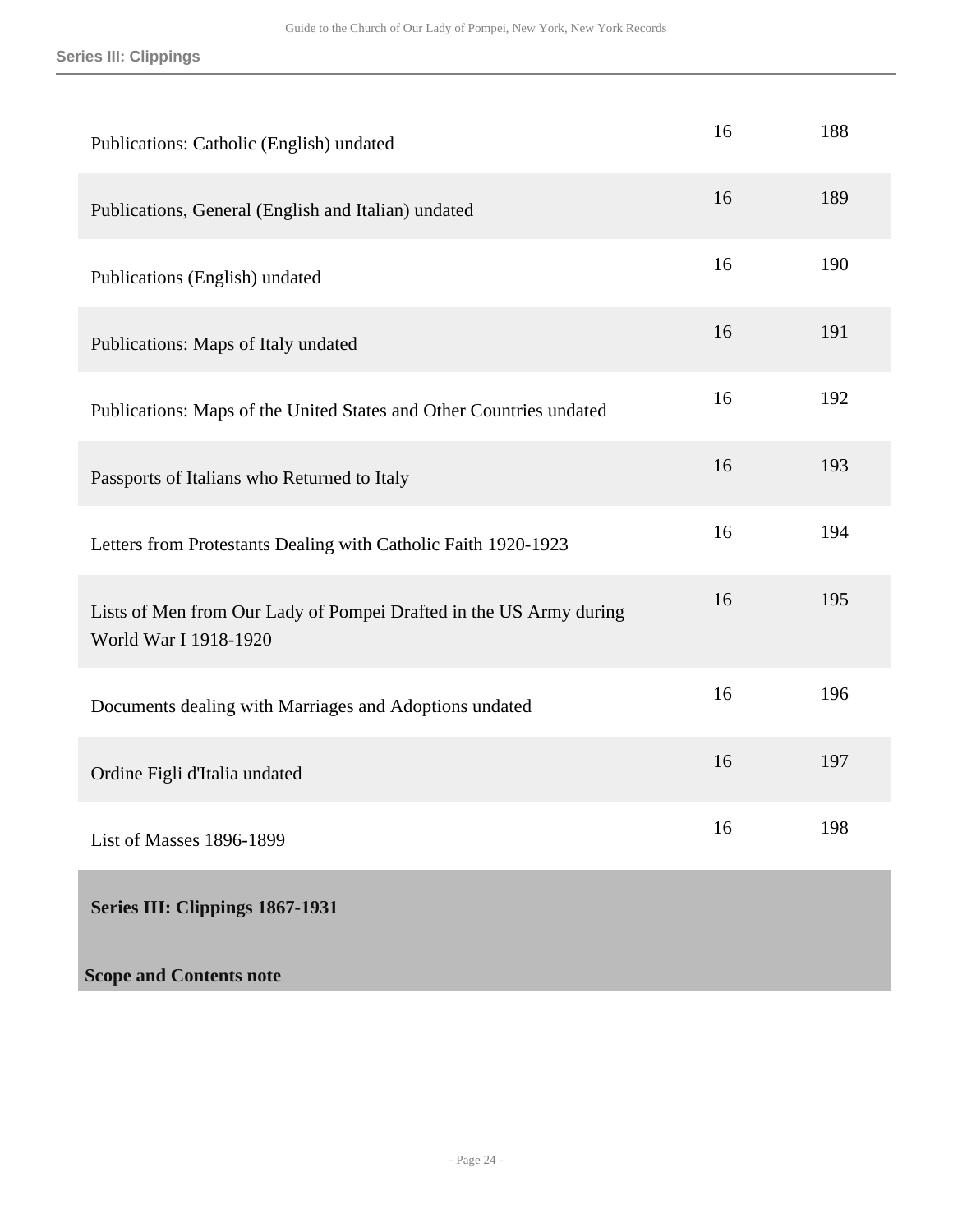| | | |
|---|---|---|
| Publications: Catholic (English) undated | 16 | 188 |
| Publications, General (English and Italian) undated | 16 | 189 |
| Publications (English) undated | 16 | 190 |
| Publications: Maps of Italy undated | 16 | 191 |
| Publications: Maps of the United States and Other Countries undated | 16 | 192 |
| Passports of Italians who Returned to Italy | 16 | 193 |
| Letters from Protestants Dealing with Catholic Faith 1920-1923 | 16 | 194 |
| Lists of Men from Our Lady of Pompei Drafted in the US Army during World War I 1918-1920 | 16 | 195 |
| Documents dealing with Marriages and Adoptions undated | 16 | 196 |
| Ordine Figli d'Italia undated | 16 | 197 |
| List of Masses 1896-1899 | 16 | 198 |

## Series III: Clippings 1867-1931

### Scope and Contents note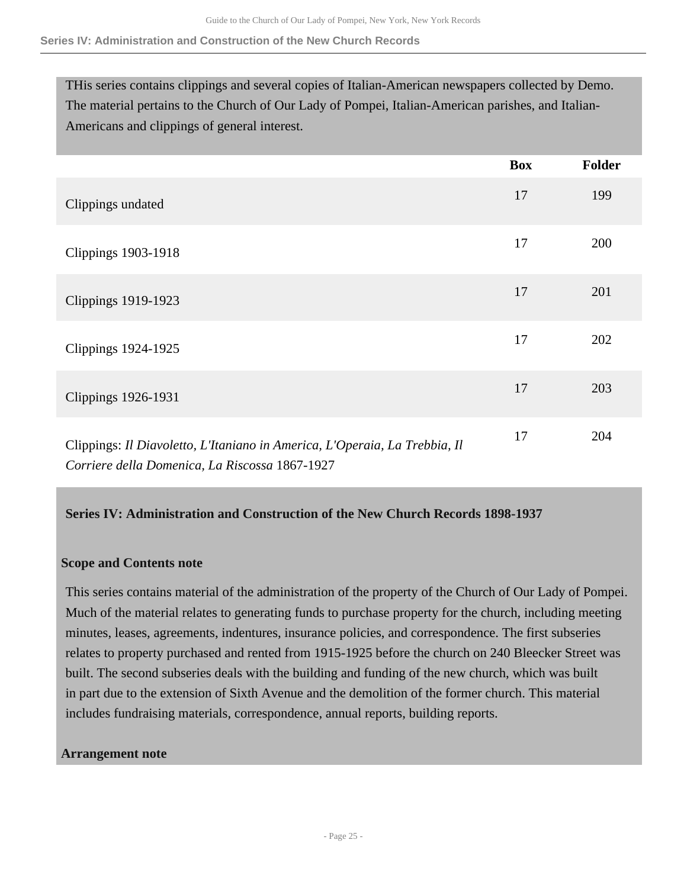THis series contains clippings and several copies of Italian-American newspapers collected by Demo. The material pertains to the Church of Our Lady of Pompei, Italian-American parishes, and Italian-Americans and clippings of general interest.

| | Box | Folder |
|---|---|---|
| Clippings undated | 17 | 199 |
| Clippings 1903-1918 | 17 | 200 |
| Clippings 1919-1923 | 17 | 201 |
| Clippings 1924-1925 | 17 | 202 |
| Clippings 1926-1931 | 17 | 203 |
| Clippings: *Il Diavoletto, L'Itaniano in America, L'Operaia, La Trebbia, Il Corriere della Domenica, La Riscossa* 1867-1927 | 17 | 204 |

## Series IV: Administration and Construction of the New Church Records 1898-1937

### Scope and Contents note

This series contains material of the administration of the property of the Church of Our Lady of Pompei. Much of the material relates to generating funds to purchase property for the church, including meeting minutes, leases, agreements, indentures, insurance policies, and correspondence. The first subseries relates to property purchased and rented from 1915-1925 before the church on 240 Bleecker Street was built. The second subseries deals with the building and funding of the new church, which was built in part due to the extension of Sixth Avenue and the demolition of the former church. This material includes fundraising materials, correspondence, annual reports, building reports.

### Arrangement note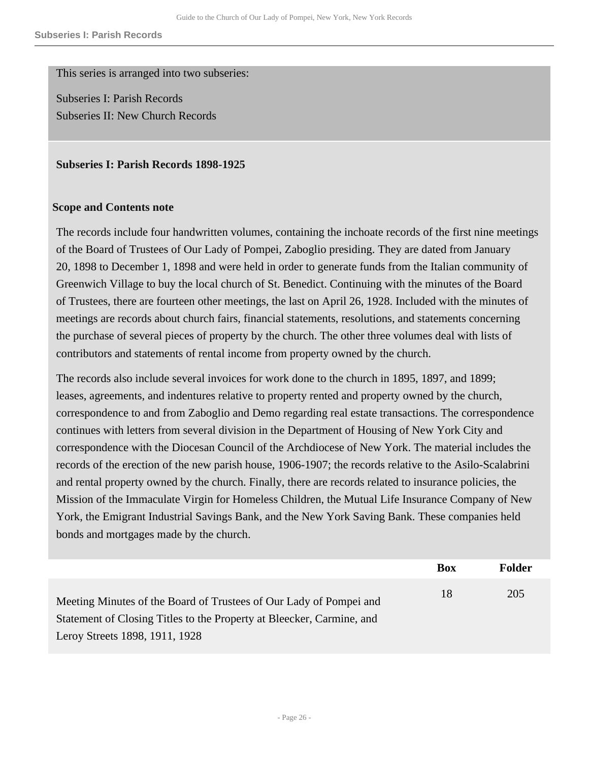This series is arranged into two subseries:

Subseries I: Parish Records
Subseries II: New Church Records

### Subseries I: Parish Records 1898-1925

#### Scope and Contents note

The records include four handwritten volumes, containing the inchoate records of the first nine meetings of the Board of Trustees of Our Lady of Pompei, Zaboglio presiding. They are dated from January 20, 1898 to December 1, 1898 and were held in order to generate funds from the Italian community of Greenwich Village to buy the local church of St. Benedict. Continuing with the minutes of the Board of Trustees, there are fourteen other meetings, the last on April 26, 1928. Included with the minutes of meetings are records about church fairs, financial statements, resolutions, and statements concerning the purchase of several pieces of property by the church. The other three volumes deal with lists of contributors and statements of rental income from property owned by the church.

The records also include several invoices for work done to the church in 1895, 1897, and 1899; leases, agreements, and indentures relative to property rented and property owned by the church, correspondence to and from Zaboglio and Demo regarding real estate transactions. The correspondence continues with letters from several division in the Department of Housing of New York City and correspondence with the Diocesan Council of the Archdiocese of New York. The material includes the records of the erection of the new parish house, 1906-1907; the records relative to the Asilo-Scalabrini and rental property owned by the church. Finally, there are records related to insurance policies, the Mission of the Immaculate Virgin for Homeless Children, the Mutual Life Insurance Company of New York, the Emigrant Industrial Savings Bank, and the New York Saving Bank. These companies held bonds and mortgages made by the church.

| | Box | Folder |
|---|---|---|
| Meeting Minutes of the Board of Trustees of Our Lady of Pompei and Statement of Closing Titles to the Property at Bleecker, Carmine, and Leroy Streets 1898, 1911, 1928 | 18 | 205 |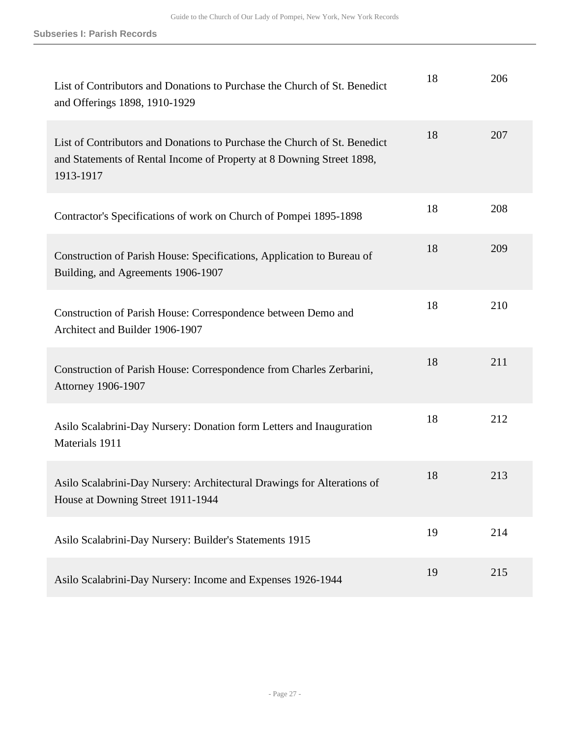**Subseries I: Parish Records**

| | | |
|---|---|---|
| List of Contributors and Donations to Purchase the Church of St. Benedict and Offerings 1898, 1910-1929 | 18 | 206 |
| List of Contributors and Donations to Purchase the Church of St. Benedict and Statements of Rental Income of Property at 8 Downing Street 1898, 1913-1917 | 18 | 207 |
| Contractor's Specifications of work on Church of Pompei 1895-1898 | 18 | 208 |
| Construction of Parish House: Specifications, Application to Bureau of Building, and Agreements 1906-1907 | 18 | 209 |
| Construction of Parish House: Correspondence between Demo and Architect and Builder 1906-1907 | 18 | 210 |
| Construction of Parish House: Correspondence from Charles Zerbarini, Attorney 1906-1907 | 18 | 211 |
| Asilo Scalabrini-Day Nursery: Donation form Letters and Inauguration Materials 1911 | 18 | 212 |
| Asilo Scalabrini-Day Nursery: Architectural Drawings for Alterations of House at Downing Street 1911-1944 | 18 | 213 |
| Asilo Scalabrini-Day Nursery: Builder's Statements 1915 | 19 | 214 |
| Asilo Scalabrini-Day Nursery: Income and Expenses 1926-1944 | 19 | 215 |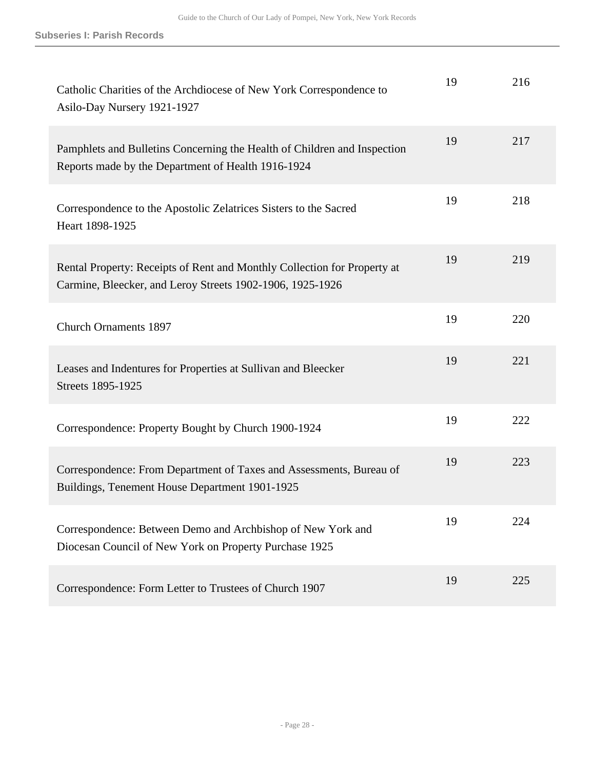| | | |
|---|---|---|
| Catholic Charities of the Archdiocese of New York Correspondence to Asilo-Day Nursery 1921-1927 | 19 | 216 |
| Pamphlets and Bulletins Concerning the Health of Children and Inspection Reports made by the Department of Health 1916-1924 | 19 | 217 |
| Correspondence to the Apostolic Zelatrices Sisters to the Sacred Heart 1898-1925 | 19 | 218 |
| Rental Property: Receipts of Rent and Monthly Collection for Property at Carmine, Bleecker, and Leroy Streets 1902-1906, 1925-1926 | 19 | 219 |
| Church Ornaments 1897 | 19 | 220 |
| Leases and Indentures for Properties at Sullivan and Bleecker Streets 1895-1925 | 19 | 221 |
| Correspondence: Property Bought by Church 1900-1924 | 19 | 222 |
| Correspondence: From Department of Taxes and Assessments, Bureau of Buildings, Tenement House Department 1901-1925 | 19 | 223 |
| Correspondence: Between Demo and Archbishop of New York and Diocesan Council of New York on Property Purchase 1925 | 19 | 224 |
| Correspondence: Form Letter to Trustees of Church 1907 | 19 | 225 |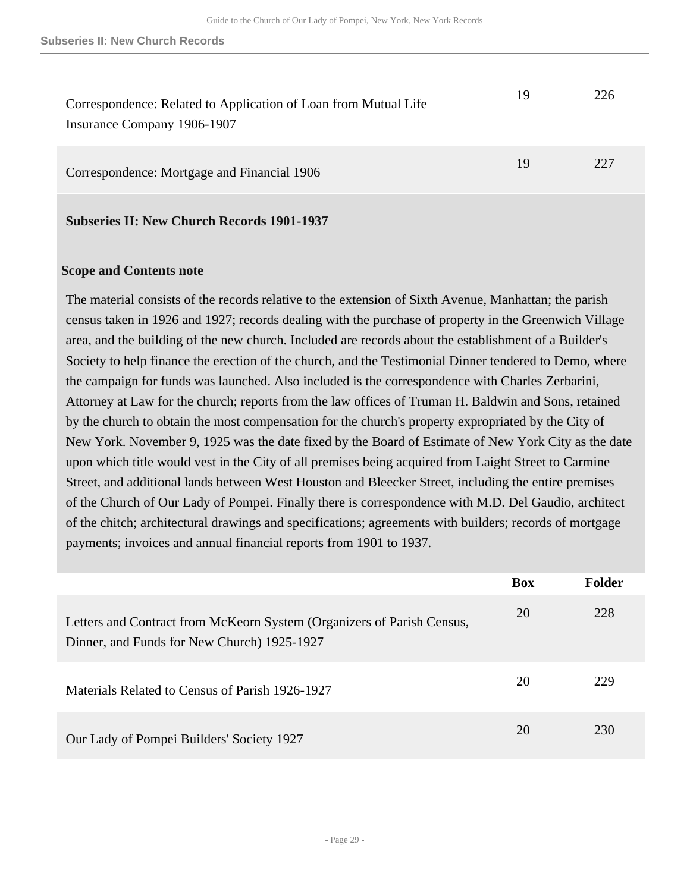| | Box | Folder |
|---|---|---|
| Correspondence: Related to Application of Loan from Mutual Life Insurance Company 1906-1907 | 19 | 226 |
| Correspondence: Mortgage and Financial 1906 | 19 | 227 |

### Subseries II: New Church Records 1901-1937

**Scope and Contents note**

The material consists of the records relative to the extension of Sixth Avenue, Manhattan; the parish census taken in 1926 and 1927; records dealing with the purchase of property in the Greenwich Village area, and the building of the new church. Included are records about the establishment of a Builder's Society to help finance the erection of the church, and the Testimonial Dinner tendered to Demo, where the campaign for funds was launched. Also included is the correspondence with Charles Zerbarini, Attorney at Law for the church; reports from the law offices of Truman H. Baldwin and Sons, retained by the church to obtain the most compensation for the church's property expropriated by the City of New York. November 9, 1925 was the date fixed by the Board of Estimate of New York City as the date upon which title would vest in the City of all premises being acquired from Laight Street to Carmine Street, and additional lands between West Houston and Bleecker Street, including the entire premises of the Church of Our Lady of Pompei. Finally there is correspondence with M.D. Del Gaudio, architect of the chitch; architectural drawings and specifications; agreements with builders; records of mortgage payments; invoices and annual financial reports from 1901 to 1937.

| | Box | Folder |
|---|---|---|
| Letters and Contract from McKeorn System (Organizers of Parish Census, Dinner, and Funds for New Church) 1925-1927 | 20 | 228 |
| Materials Related to Census of Parish 1926-1927 | 20 | 229 |
| Our Lady of Pompei Builders' Society 1927 | 20 | 230 |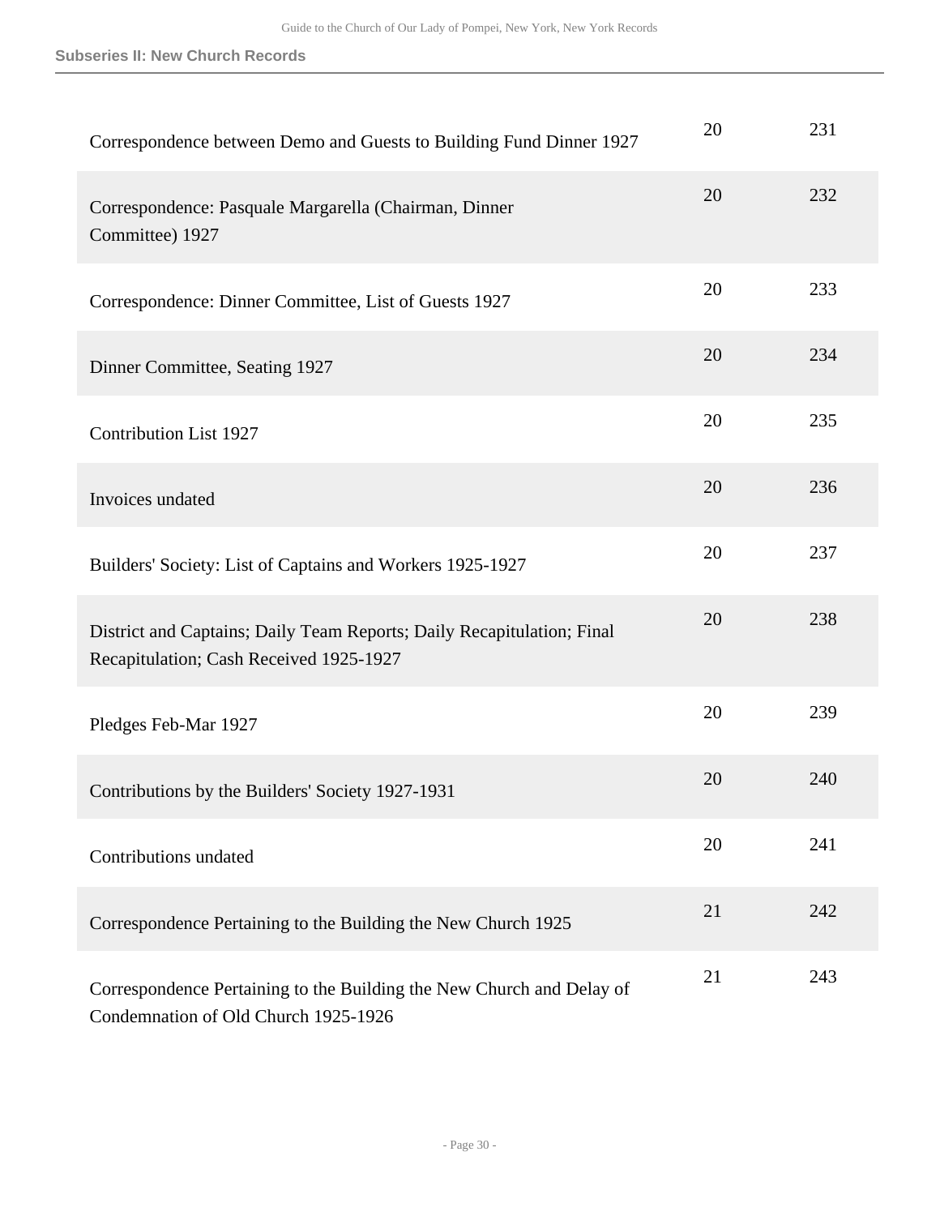### Subseries II: New Church Records

| | | |
|---|---|---|
| Correspondence between Demo and Guests to Building Fund Dinner 1927 | 20 | 231 |
| Correspondence: Pasquale Margarella (Chairman, Dinner Committee) 1927 | 20 | 232 |
| Correspondence: Dinner Committee, List of Guests 1927 | 20 | 233 |
| Dinner Committee, Seating 1927 | 20 | 234 |
| Contribution List 1927 | 20 | 235 |
| Invoices undated | 20 | 236 |
| Builders' Society: List of Captains and Workers 1925-1927 | 20 | 237 |
| District and Captains; Daily Team Reports; Daily Recapitulation; Final Recapitulation; Cash Received 1925-1927 | 20 | 238 |
| Pledges Feb-Mar 1927 | 20 | 239 |
| Contributions by the Builders' Society 1927-1931 | 20 | 240 |
| Contributions undated | 20 | 241 |
| Correspondence Pertaining to the Building the New Church 1925 | 21 | 242 |
| Correspondence Pertaining to the Building the New Church and Delay of Condemnation of Old Church 1925-1926 | 21 | 243 |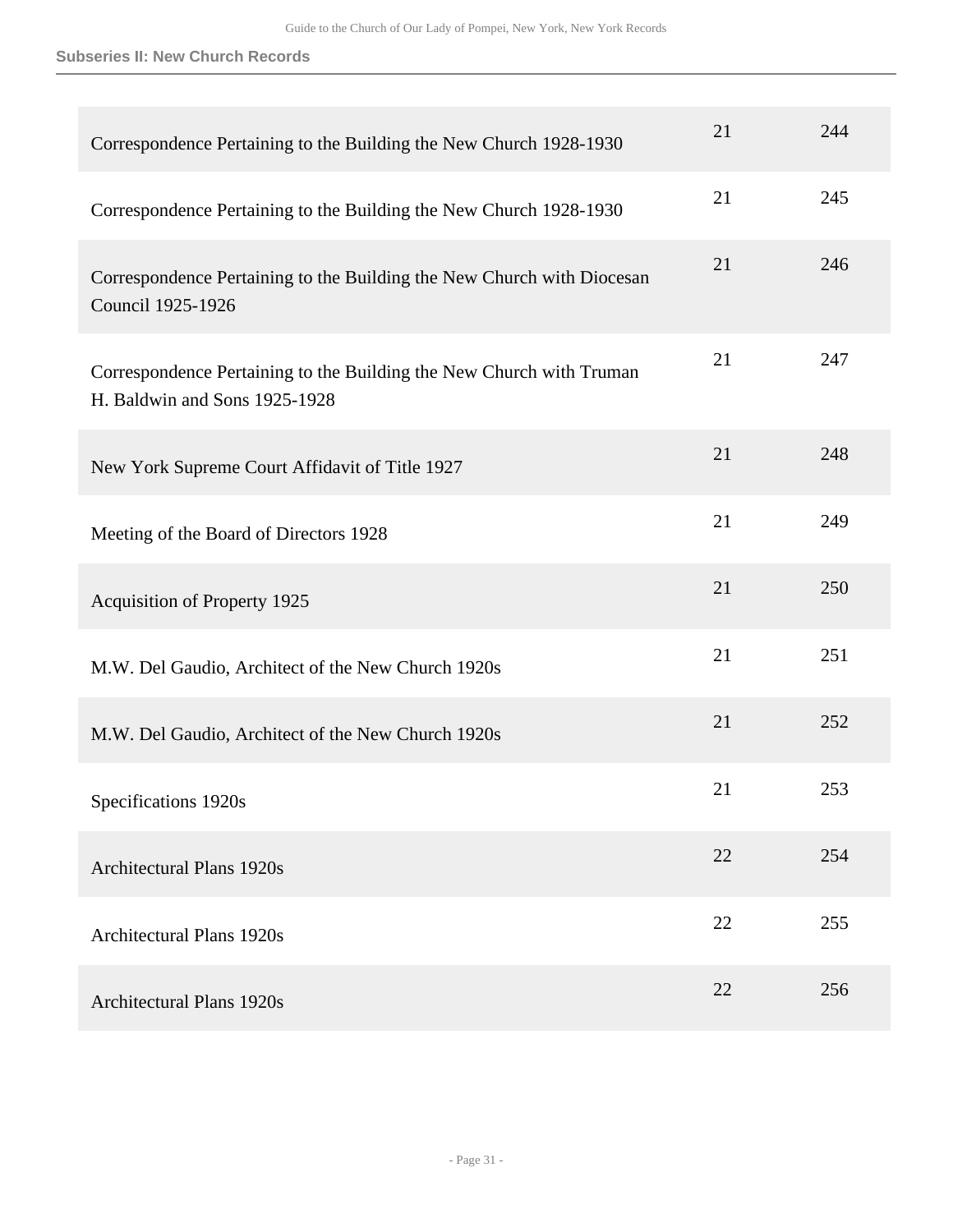| | | |
|---|---|---|
| Correspondence Pertaining to the Building the New Church 1928-1930 | 21 | 244 |
| Correspondence Pertaining to the Building the New Church 1928-1930 | 21 | 245 |
| Correspondence Pertaining to the Building the New Church with Diocesan Council 1925-1926 | 21 | 246 |
| Correspondence Pertaining to the Building the New Church with Truman H. Baldwin and Sons 1925-1928 | 21 | 247 |
| New York Supreme Court Affidavit of Title 1927 | 21 | 248 |
| Meeting of the Board of Directors 1928 | 21 | 249 |
| Acquisition of Property 1925 | 21 | 250 |
| M.W. Del Gaudio, Architect of the New Church 1920s | 21 | 251 |
| M.W. Del Gaudio, Architect of the New Church 1920s | 21 | 252 |
| Specifications 1920s | 21 | 253 |
| Architectural Plans 1920s | 22 | 254 |
| Architectural Plans 1920s | 22 | 255 |
| Architectural Plans 1920s | 22 | 256 |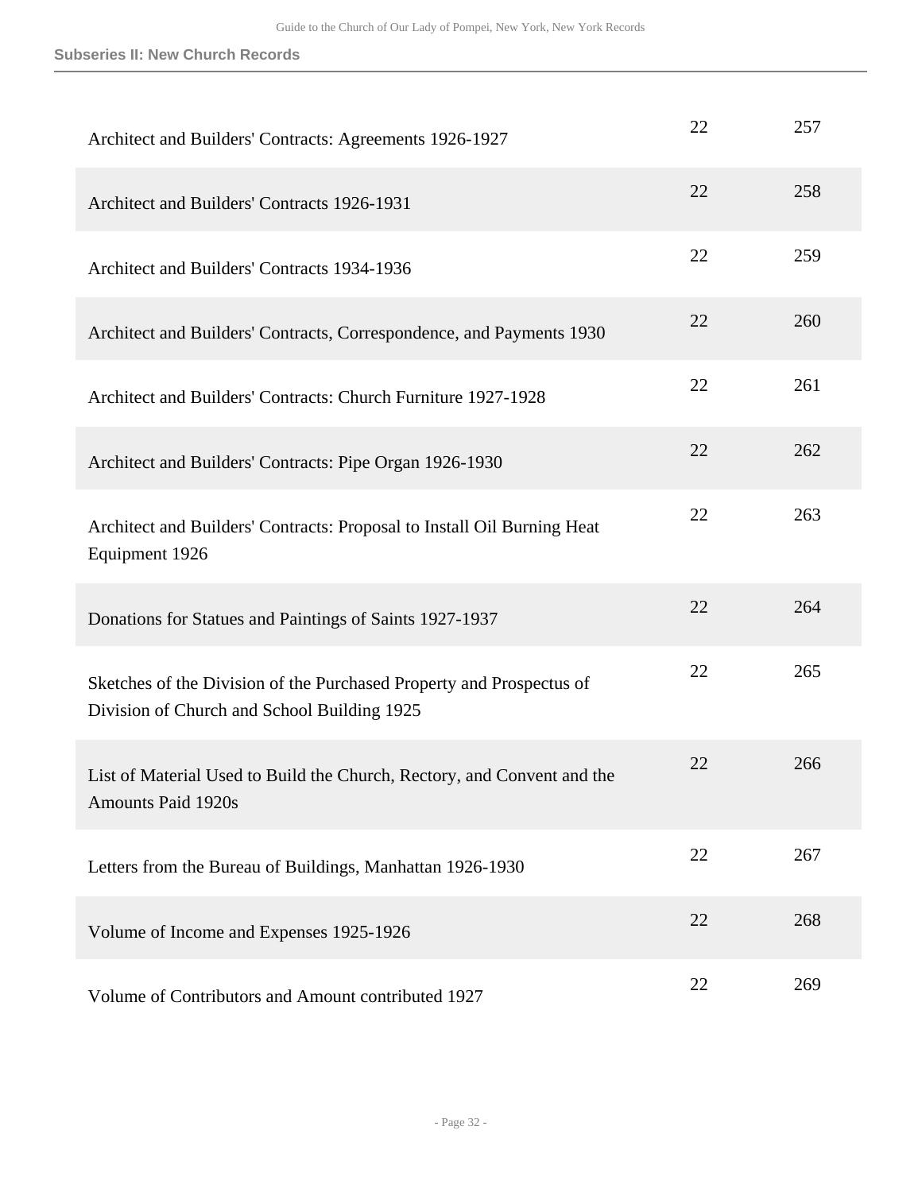| | | |
|---|---|---|
| Architect and Builders' Contracts: Agreements 1926-1927 | 22 | 257 |
| Architect and Builders' Contracts 1926-1931 | 22 | 258 |
| Architect and Builders' Contracts 1934-1936 | 22 | 259 |
| Architect and Builders' Contracts, Correspondence, and Payments 1930 | 22 | 260 |
| Architect and Builders' Contracts: Church Furniture 1927-1928 | 22 | 261 |
| Architect and Builders' Contracts: Pipe Organ 1926-1930 | 22 | 262 |
| Architect and Builders' Contracts: Proposal to Install Oil Burning Heat Equipment 1926 | 22 | 263 |
| Donations for Statues and Paintings of Saints 1927-1937 | 22 | 264 |
| Sketches of the Division of the Purchased Property and Prospectus of Division of Church and School Building 1925 | 22 | 265 |
| List of Material Used to Build the Church, Rectory, and Convent and the Amounts Paid 1920s | 22 | 266 |
| Letters from the Bureau of Buildings, Manhattan 1926-1930 | 22 | 267 |
| Volume of Income and Expenses 1925-1926 | 22 | 268 |
| Volume of Contributors and Amount contributed 1927 | 22 | 269 |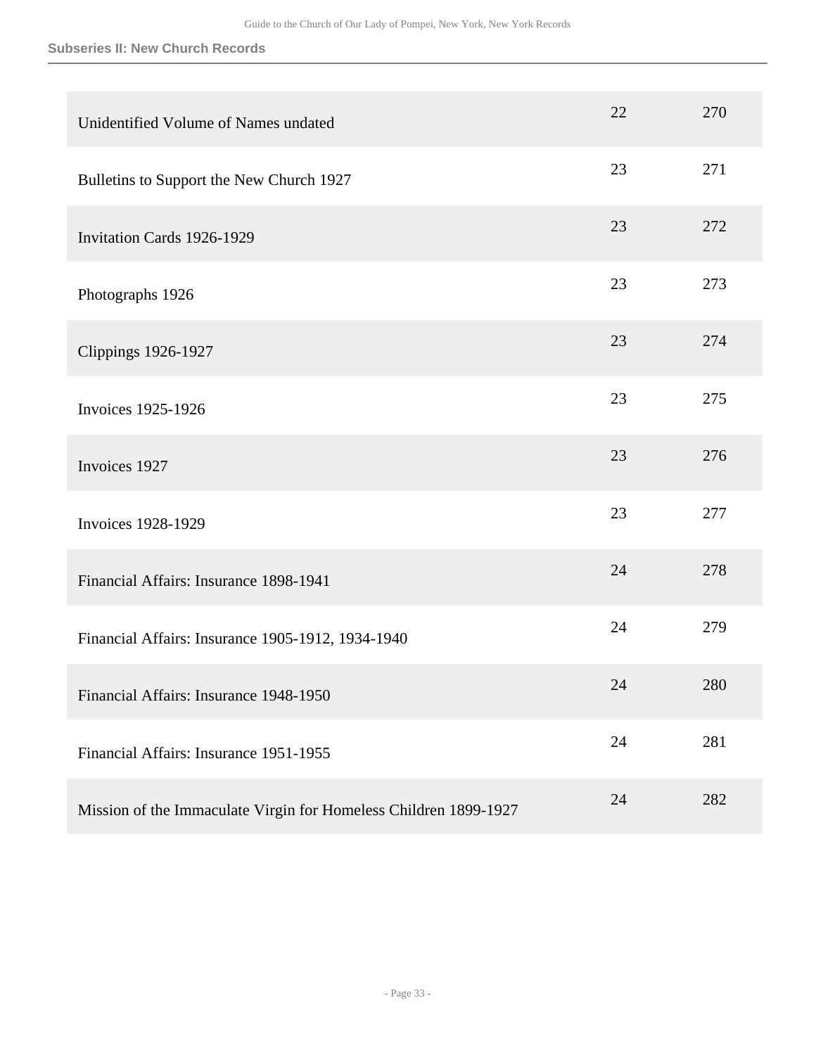**Subseries II: New Church Records**

| | | |
|---|---|---|
| Unidentified Volume of Names undated | 22 | 270 |
| Bulletins to Support the New Church 1927 | 23 | 271 |
| Invitation Cards 1926-1929 | 23 | 272 |
| Photographs 1926 | 23 | 273 |
| Clippings 1926-1927 | 23 | 274 |
| Invoices 1925-1926 | 23 | 275 |
| Invoices 1927 | 23 | 276 |
| Invoices 1928-1929 | 23 | 277 |
| Financial Affairs: Insurance 1898-1941 | 24 | 278 |
| Financial Affairs: Insurance 1905-1912, 1934-1940 | 24 | 279 |
| Financial Affairs: Insurance 1948-1950 | 24 | 280 |
| Financial Affairs: Insurance 1951-1955 | 24 | 281 |
| Mission of the Immaculate Virgin for Homeless Children 1899-1927 | 24 | 282 |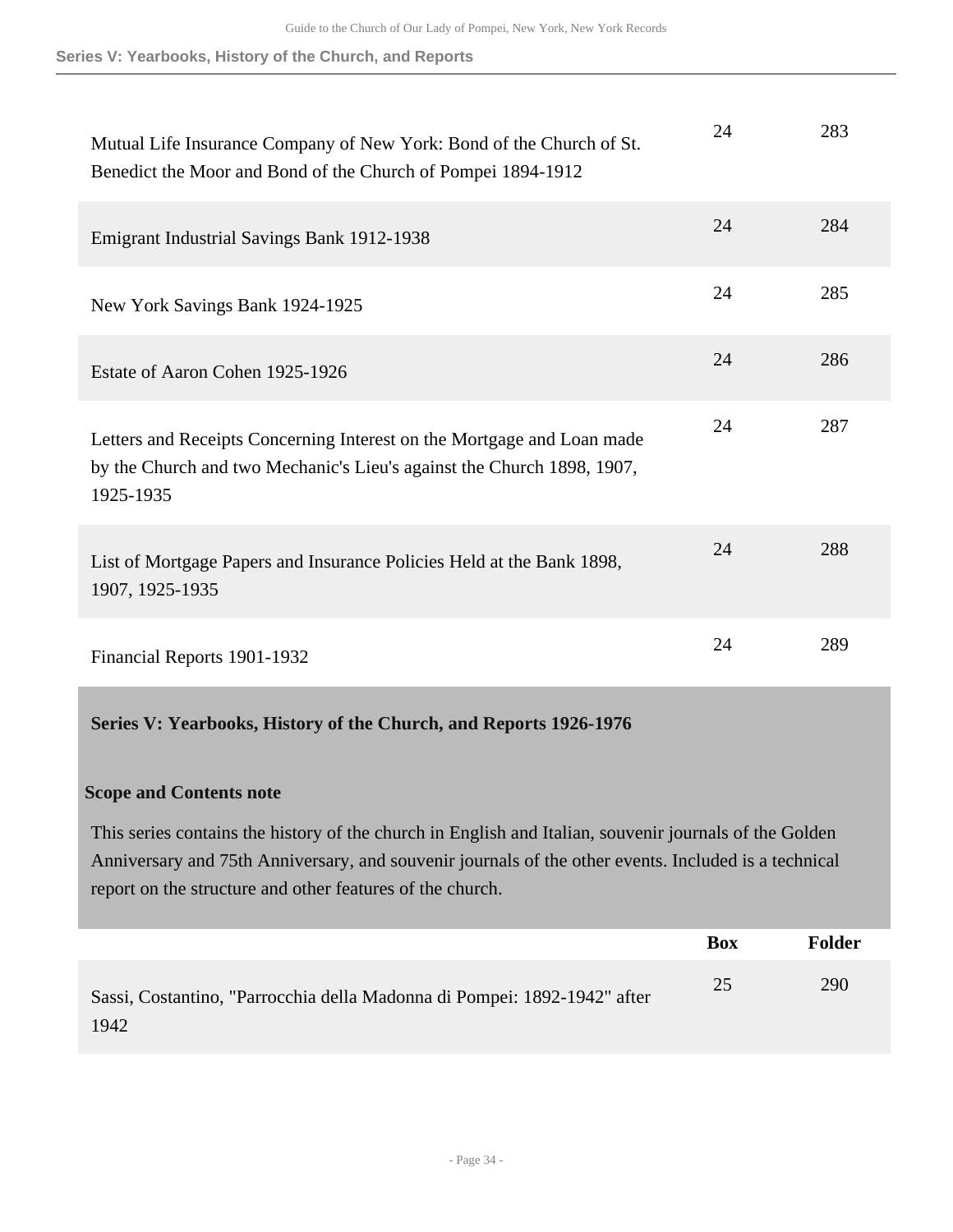| | Box | Folder |
|---|---|---|
| Mutual Life Insurance Company of New York: Bond of the Church of St. Benedict the Moor and Bond of the Church of Pompei 1894-1912 | 24 | 283 |
| Emigrant Industrial Savings Bank 1912-1938 | 24 | 284 |
| New York Savings Bank 1924-1925 | 24 | 285 |
| Estate of Aaron Cohen 1925-1926 | 24 | 286 |
| Letters and Receipts Concerning Interest on the Mortgage and Loan made by the Church and two Mechanic's Lieu's against the Church 1898, 1907, 1925-1935 | 24 | 287 |
| List of Mortgage Papers and Insurance Policies Held at the Bank 1898, 1907, 1925-1935 | 24 | 288 |
| Financial Reports 1901-1932 | 24 | 289 |

## Series V: Yearbooks, History of the Church, and Reports 1926-1976

### Scope and Contents note

This series contains the history of the church in English and Italian, souvenir journals of the Golden Anniversary and 75th Anniversary, and souvenir journals of the other events. Included is a technical report on the structure and other features of the church.

| | Box | Folder |
|---|---|---|
| Sassi, Costantino, "Parrocchia della Madonna di Pompei: 1892-1942" after 1942 | 25 | 290 |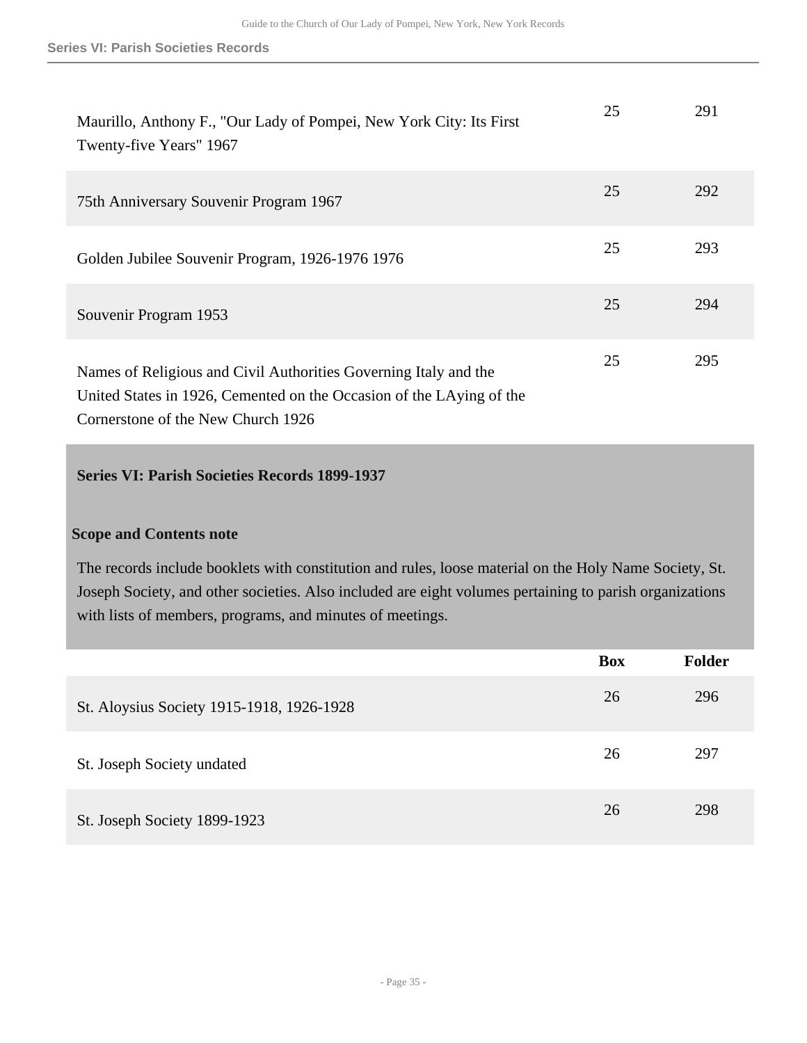| | Box | Folder |
|---|---|---|
| Maurillo, Anthony F., "Our Lady of Pompei, New York City: Its First Twenty-five Years" 1967 | 25 | 291 |
| 75th Anniversary Souvenir Program 1967 | 25 | 292 |
| Golden Jubilee Souvenir Program, 1926-1976 1976 | 25 | 293 |
| Souvenir Program 1953 | 25 | 294 |
| Names of Religious and Civil Authorities Governing Italy and the United States in 1926, Cemented on the Occasion of the LAying of the Cornerstone of the New Church 1926 | 25 | 295 |

## Series VI: Parish Societies Records 1899-1937

### Scope and Contents note

The records include booklets with constitution and rules, loose material on the Holy Name Society, St. Joseph Society, and other societies. Also included are eight volumes pertaining to parish organizations with lists of members, programs, and minutes of meetings.

| | Box | Folder |
|---|---|---|
| St. Aloysius Society 1915-1918, 1926-1928 | 26 | 296 |
| St. Joseph Society undated | 26 | 297 |
| St. Joseph Society 1899-1923 | 26 | 298 |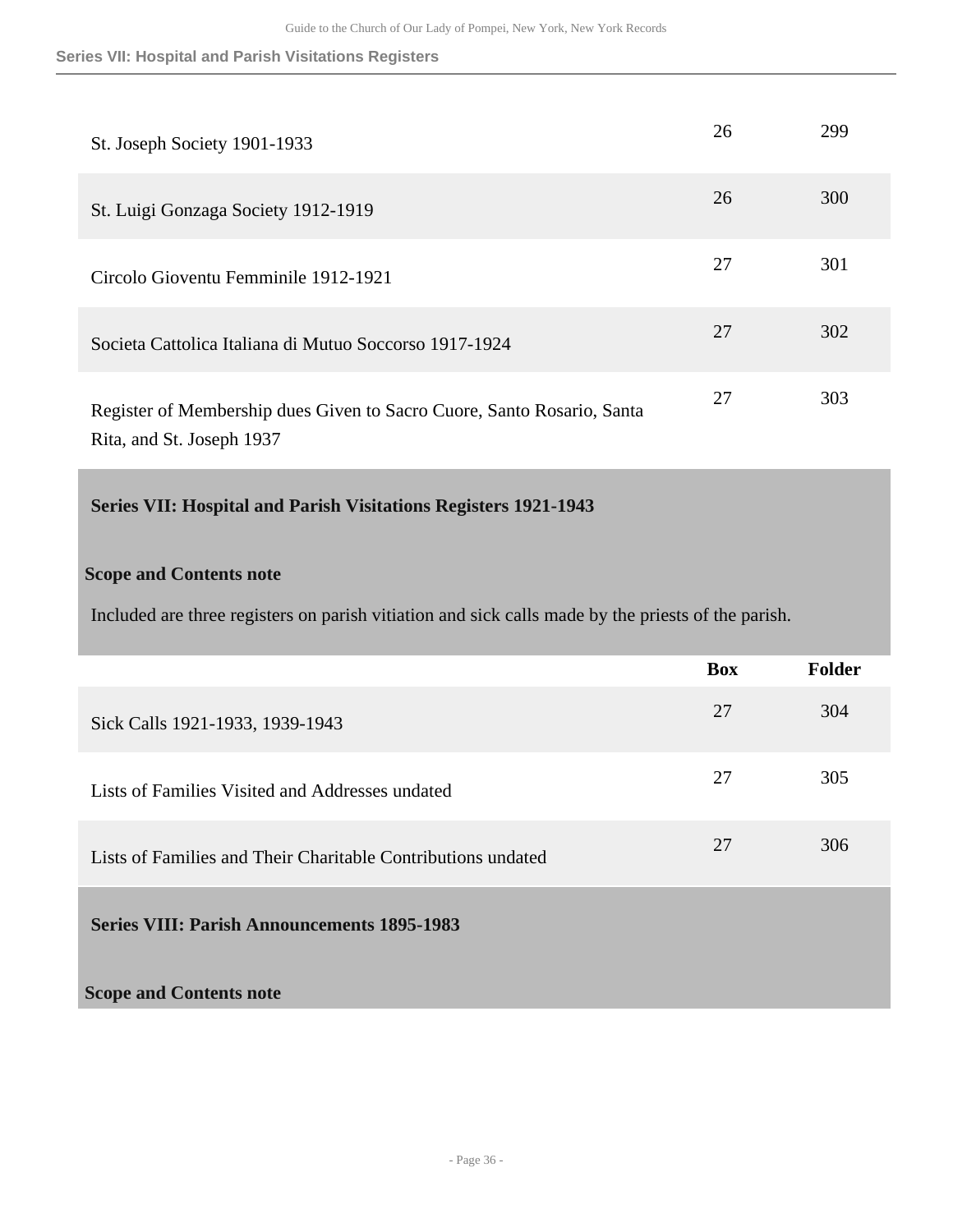| | Box | Folder |
|---|---|---|
| St. Joseph Society 1901-1933 | 26 | 299 |
| St. Luigi Gonzaga Society 1912-1919 | 26 | 300 |
| Circolo Gioventu Femminile 1912-1921 | 27 | 301 |
| Societa Cattolica Italiana di Mutuo Soccorso 1917-1924 | 27 | 302 |
| Register of Membership dues Given to Sacro Cuore, Santo Rosario, Santa Rita, and St. Joseph 1937 | 27 | 303 |

## Series VII: Hospital and Parish Visitations Registers 1921-1943

### Scope and Contents note

Included are three registers on parish vitiation and sick calls made by the priests of the parish.

| | Box | Folder |
|---|---|---|
| Sick Calls 1921-1933, 1939-1943 | 27 | 304 |
| Lists of Families Visited and Addresses undated | 27 | 305 |
| Lists of Families and Their Charitable Contributions undated | 27 | 306 |

## Series VIII: Parish Announcements 1895-1983

### Scope and Contents note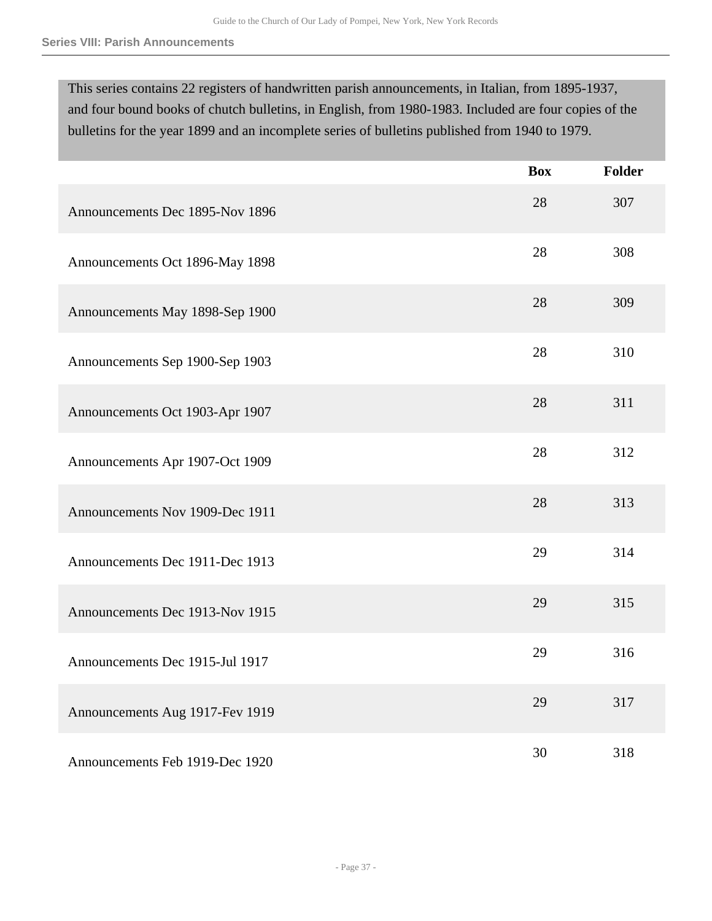## Series VIII: Parish Announcements

This series contains 22 registers of handwritten parish announcements, in Italian, from 1895-1937, and four bound books of chutch bulletins, in English, from 1980-1983. Included are four copies of the bulletins for the year 1899 and an incomplete series of bulletins published from 1940 to 1979.

| | Box | Folder |
|---|---|---|
| Announcements Dec 1895-Nov 1896 | 28 | 307 |
| Announcements Oct 1896-May 1898 | 28 | 308 |
| Announcements May 1898-Sep 1900 | 28 | 309 |
| Announcements Sep 1900-Sep 1903 | 28 | 310 |
| Announcements Oct 1903-Apr 1907 | 28 | 311 |
| Announcements Apr 1907-Oct 1909 | 28 | 312 |
| Announcements Nov 1909-Dec 1911 | 28 | 313 |
| Announcements Dec 1911-Dec 1913 | 29 | 314 |
| Announcements Dec 1913-Nov 1915 | 29 | 315 |
| Announcements Dec 1915-Jul 1917 | 29 | 316 |
| Announcements Aug 1917-Fev 1919 | 29 | 317 |
| Announcements Feb 1919-Dec 1920 | 30 | 318 |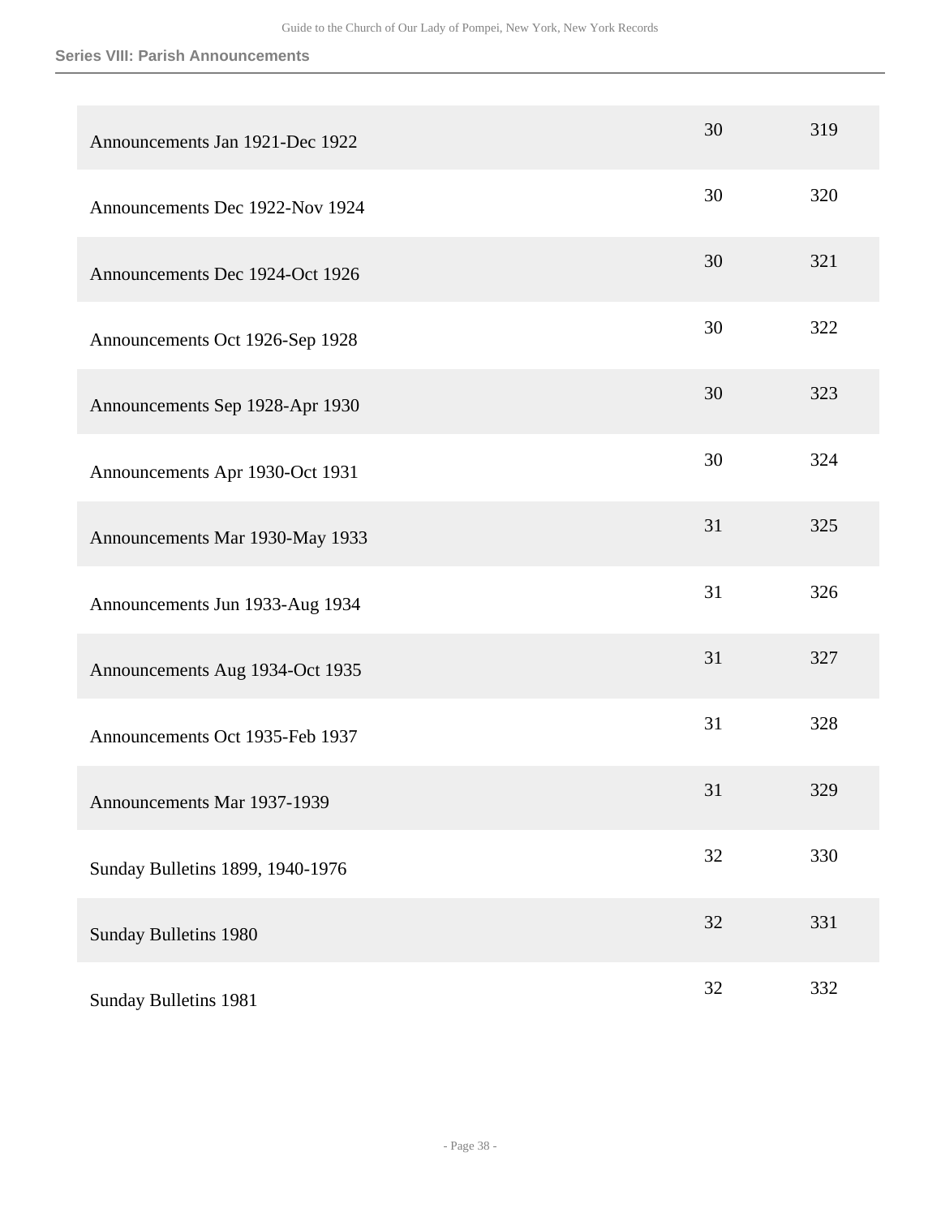**Series VIII: Parish Announcements**

| | | |
|---|---|---|
| Announcements Jan 1921-Dec 1922 | 30 | 319 |
| Announcements Dec 1922-Nov 1924 | 30 | 320 |
| Announcements Dec 1924-Oct 1926 | 30 | 321 |
| Announcements Oct 1926-Sep 1928 | 30 | 322 |
| Announcements Sep 1928-Apr 1930 | 30 | 323 |
| Announcements Apr 1930-Oct 1931 | 30 | 324 |
| Announcements Mar 1930-May 1933 | 31 | 325 |
| Announcements Jun 1933-Aug 1934 | 31 | 326 |
| Announcements Aug 1934-Oct 1935 | 31 | 327 |
| Announcements Oct 1935-Feb 1937 | 31 | 328 |
| Announcements Mar 1937-1939 | 31 | 329 |
| Sunday Bulletins 1899, 1940-1976 | 32 | 330 |
| Sunday Bulletins 1980 | 32 | 331 |
| Sunday Bulletins 1981 | 32 | 332 |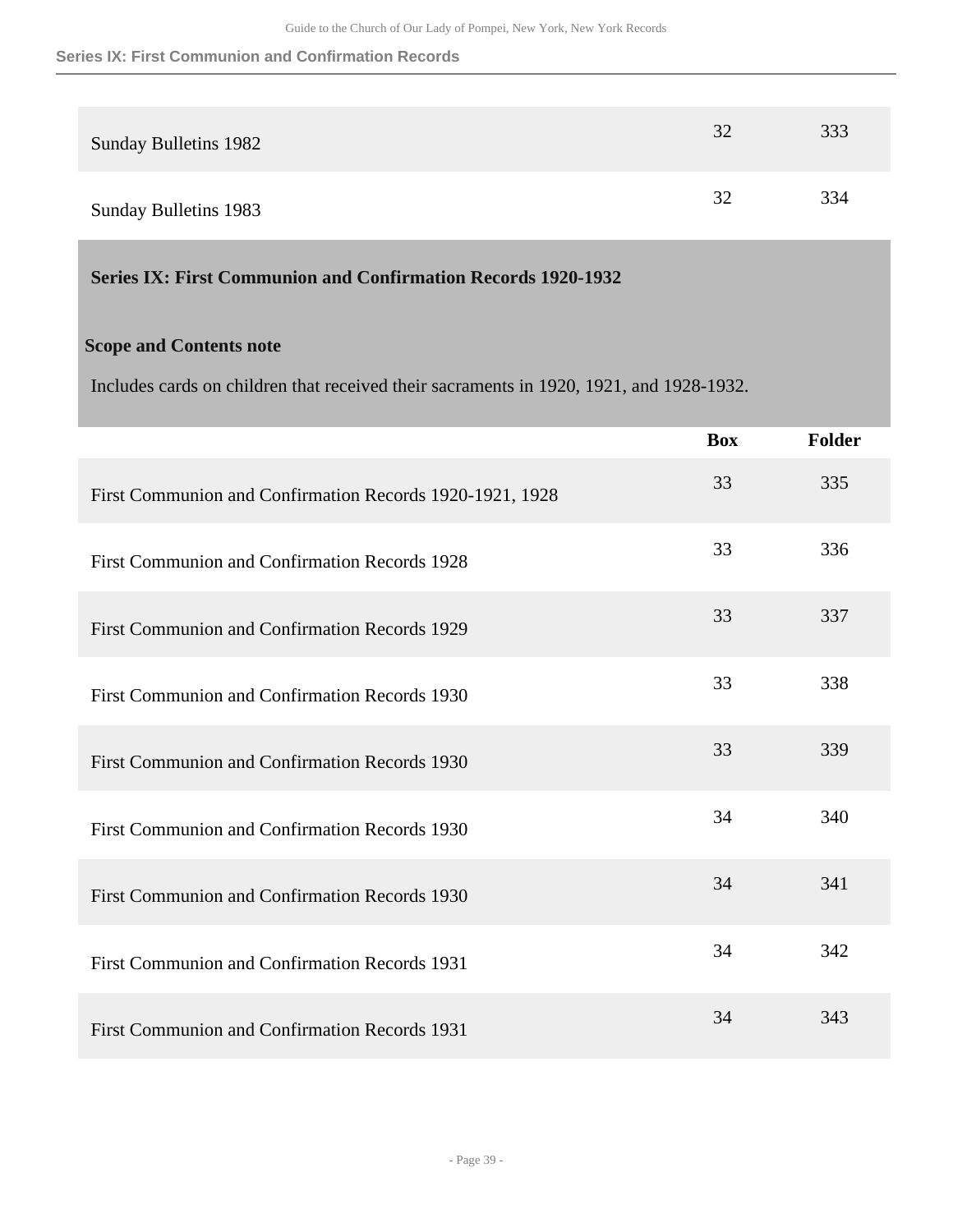| | Box | Folder |
|---|---|---|
| Sunday Bulletins 1982 | 32 | 333 |
| Sunday Bulletins 1983 | 32 | 334 |

## Series IX: First Communion and Confirmation Records 1920-1932

### Scope and Contents note

Includes cards on children that received their sacraments in 1920, 1921, and 1928-1932.

| | Box | Folder |
|---|---|---|
| First Communion and Confirmation Records 1920-1921, 1928 | 33 | 335 |
| First Communion and Confirmation Records 1928 | 33 | 336 |
| First Communion and Confirmation Records 1929 | 33 | 337 |
| First Communion and Confirmation Records 1930 | 33 | 338 |
| First Communion and Confirmation Records 1930 | 33 | 339 |
| First Communion and Confirmation Records 1930 | 34 | 340 |
| First Communion and Confirmation Records 1930 | 34 | 341 |
| First Communion and Confirmation Records 1931 | 34 | 342 |
| First Communion and Confirmation Records 1931 | 34 | 343 |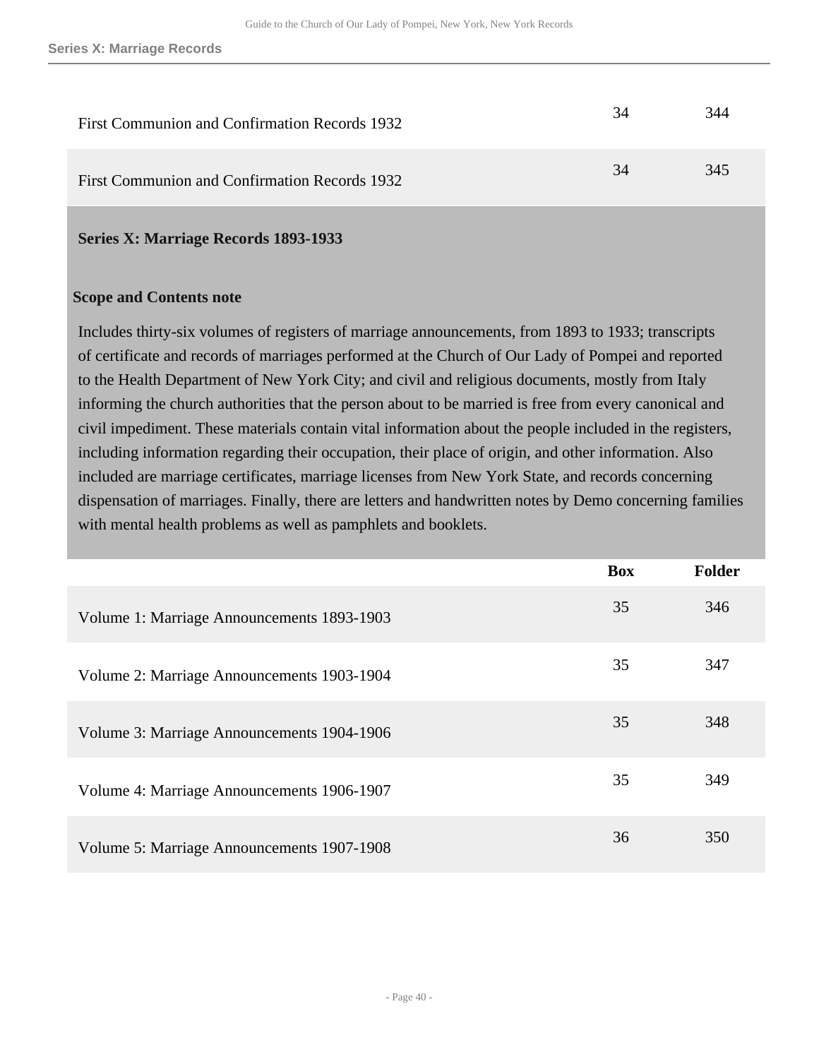| | Box | Folder |
|---|---|---|
| First Communion and Confirmation Records 1932 | 34 | 344 |
| First Communion and Confirmation Records 1932 | 34 | 345 |

## Series X: Marriage Records 1893-1933

### Scope and Contents note

Includes thirty-six volumes of registers of marriage announcements, from 1893 to 1933; transcripts of certificate and records of marriages performed at the Church of Our Lady of Pompei and reported to the Health Department of New York City; and civil and religious documents, mostly from Italy informing the church authorities that the person about to be married is free from every canonical and civil impediment. These materials contain vital information about the people included in the registers, including information regarding their occupation, their place of origin, and other information. Also included are marriage certificates, marriage licenses from New York State, and records concerning dispensation of marriages. Finally, there are letters and handwritten notes by Demo concerning families with mental health problems as well as pamphlets and booklets.

| | Box | Folder |
|---|---|---|
| Volume 1: Marriage Announcements 1893-1903 | 35 | 346 |
| Volume 2: Marriage Announcements 1903-1904 | 35 | 347 |
| Volume 3: Marriage Announcements 1904-1906 | 35 | 348 |
| Volume 4: Marriage Announcements 1906-1907 | 35 | 349 |
| Volume 5: Marriage Announcements 1907-1908 | 36 | 350 |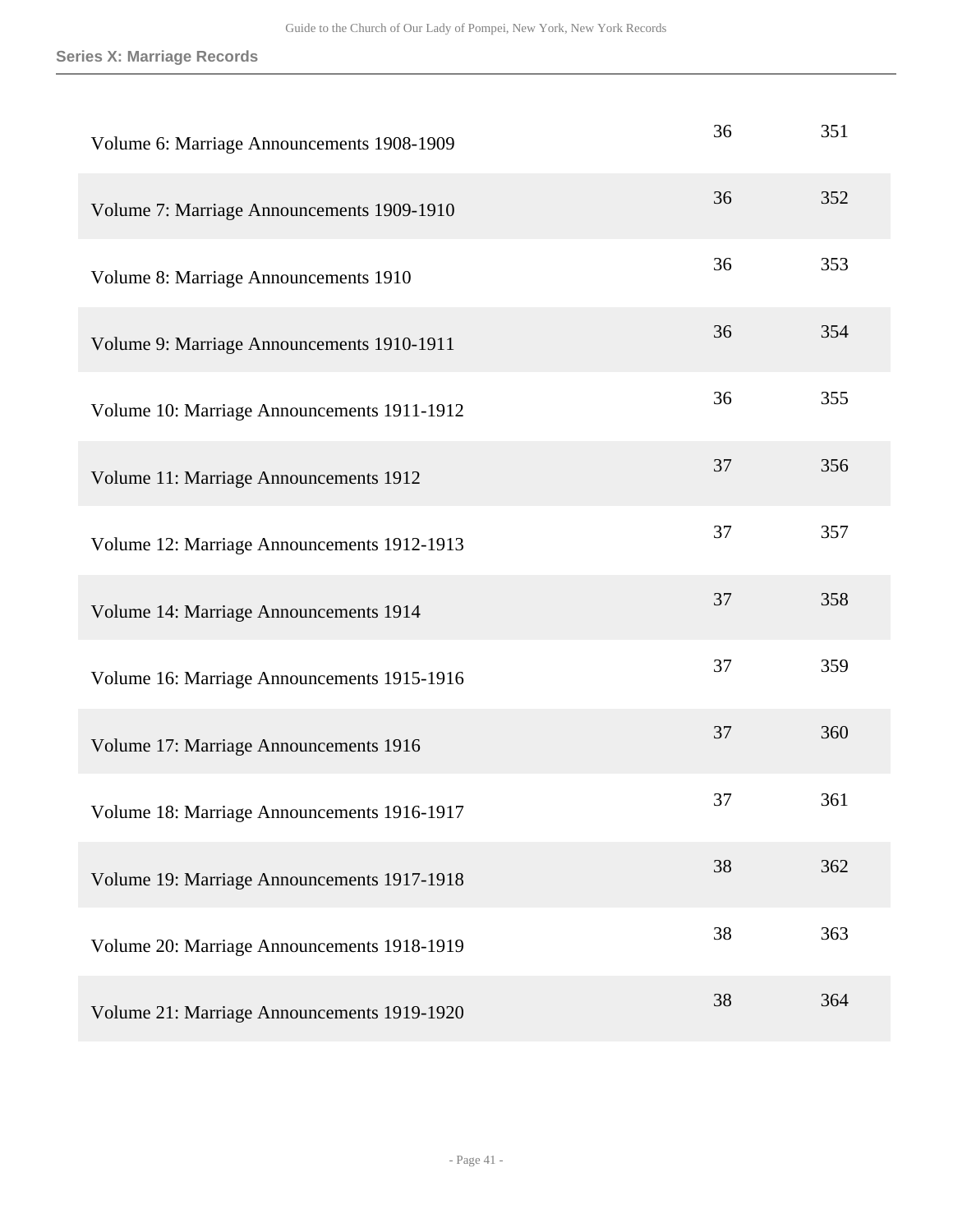| | | |
|---|---|---|
| Volume 6: Marriage Announcements 1908-1909 | 36 | 351 |
| Volume 7: Marriage Announcements 1909-1910 | 36 | 352 |
| Volume 8: Marriage Announcements 1910 | 36 | 353 |
| Volume 9: Marriage Announcements 1910-1911 | 36 | 354 |
| Volume 10: Marriage Announcements 1911-1912 | 36 | 355 |
| Volume 11: Marriage Announcements 1912 | 37 | 356 |
| Volume 12: Marriage Announcements 1912-1913 | 37 | 357 |
| Volume 14: Marriage Announcements 1914 | 37 | 358 |
| Volume 16: Marriage Announcements 1915-1916 | 37 | 359 |
| Volume 17: Marriage Announcements 1916 | 37 | 360 |
| Volume 18: Marriage Announcements 1916-1917 | 37 | 361 |
| Volume 19: Marriage Announcements 1917-1918 | 38 | 362 |
| Volume 20: Marriage Announcements 1918-1919 | 38 | 363 |
| Volume 21: Marriage Announcements 1919-1920 | 38 | 364 |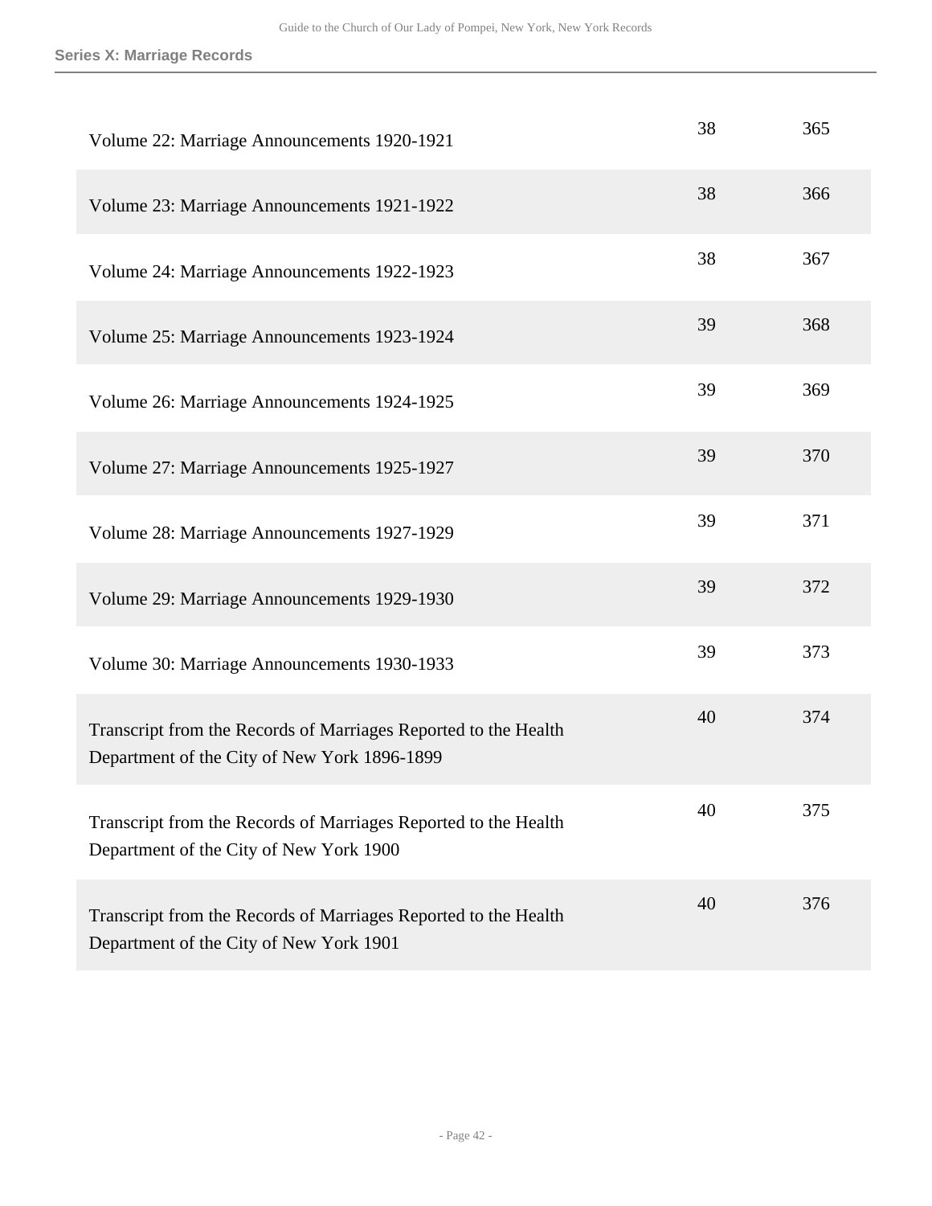| | | |
|---|---|---|
| Volume 22: Marriage Announcements 1920-1921 | 38 | 365 |
| Volume 23: Marriage Announcements 1921-1922 | 38 | 366 |
| Volume 24: Marriage Announcements 1922-1923 | 38 | 367 |
| Volume 25: Marriage Announcements 1923-1924 | 39 | 368 |
| Volume 26: Marriage Announcements 1924-1925 | 39 | 369 |
| Volume 27: Marriage Announcements 1925-1927 | 39 | 370 |
| Volume 28: Marriage Announcements 1927-1929 | 39 | 371 |
| Volume 29: Marriage Announcements 1929-1930 | 39 | 372 |
| Volume 30: Marriage Announcements 1930-1933 | 39 | 373 |
| Transcript from the Records of Marriages Reported to the Health Department of the City of New York 1896-1899 | 40 | 374 |
| Transcript from the Records of Marriages Reported to the Health Department of the City of New York 1900 | 40 | 375 |
| Transcript from the Records of Marriages Reported to the Health Department of the City of New York 1901 | 40 | 376 |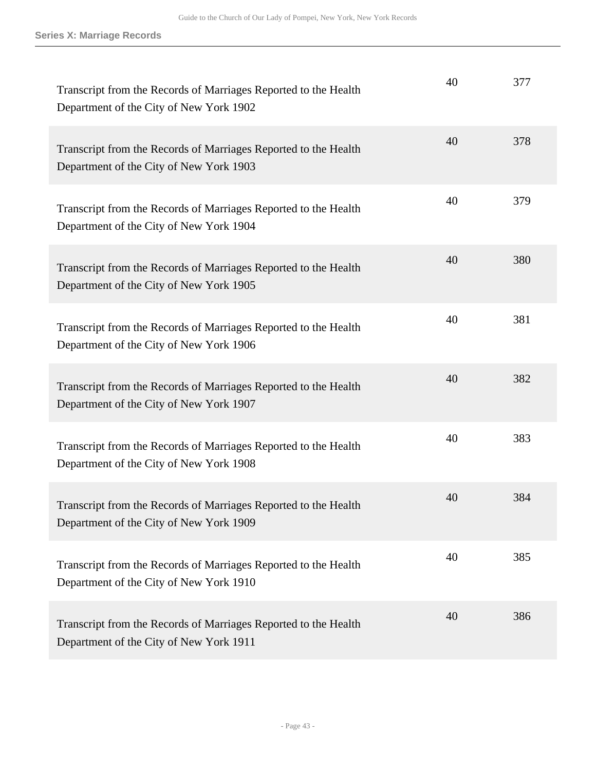| | | |
|---|---|---|
| Transcript from the Records of Marriages Reported to the Health Department of the City of New York 1902 | 40 | 377 |
| Transcript from the Records of Marriages Reported to the Health Department of the City of New York 1903 | 40 | 378 |
| Transcript from the Records of Marriages Reported to the Health Department of the City of New York 1904 | 40 | 379 |
| Transcript from the Records of Marriages Reported to the Health Department of the City of New York 1905 | 40 | 380 |
| Transcript from the Records of Marriages Reported to the Health Department of the City of New York 1906 | 40 | 381 |
| Transcript from the Records of Marriages Reported to the Health Department of the City of New York 1907 | 40 | 382 |
| Transcript from the Records of Marriages Reported to the Health Department of the City of New York 1908 | 40 | 383 |
| Transcript from the Records of Marriages Reported to the Health Department of the City of New York 1909 | 40 | 384 |
| Transcript from the Records of Marriages Reported to the Health Department of the City of New York 1910 | 40 | 385 |
| Transcript from the Records of Marriages Reported to the Health Department of the City of New York 1911 | 40 | 386 |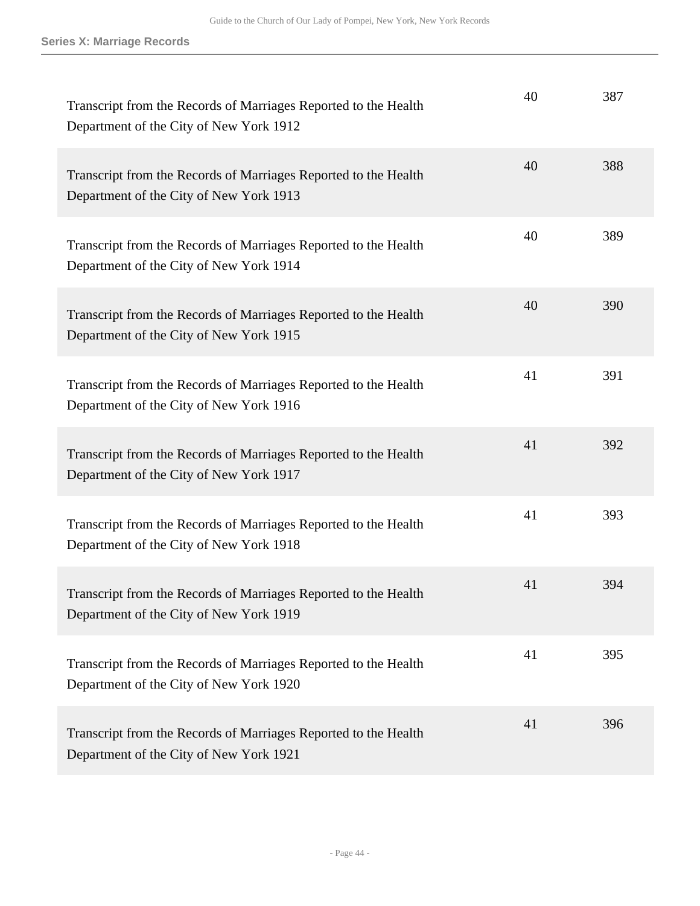| | | |
|---|---|---|
| Transcript from the Records of Marriages Reported to the Health Department of the City of New York 1912 | 40 | 387 |
| Transcript from the Records of Marriages Reported to the Health Department of the City of New York 1913 | 40 | 388 |
| Transcript from the Records of Marriages Reported to the Health Department of the City of New York 1914 | 40 | 389 |
| Transcript from the Records of Marriages Reported to the Health Department of the City of New York 1915 | 40 | 390 |
| Transcript from the Records of Marriages Reported to the Health Department of the City of New York 1916 | 41 | 391 |
| Transcript from the Records of Marriages Reported to the Health Department of the City of New York 1917 | 41 | 392 |
| Transcript from the Records of Marriages Reported to the Health Department of the City of New York 1918 | 41 | 393 |
| Transcript from the Records of Marriages Reported to the Health Department of the City of New York 1919 | 41 | 394 |
| Transcript from the Records of Marriages Reported to the Health Department of the City of New York 1920 | 41 | 395 |
| Transcript from the Records of Marriages Reported to the Health Department of the City of New York 1921 | 41 | 396 |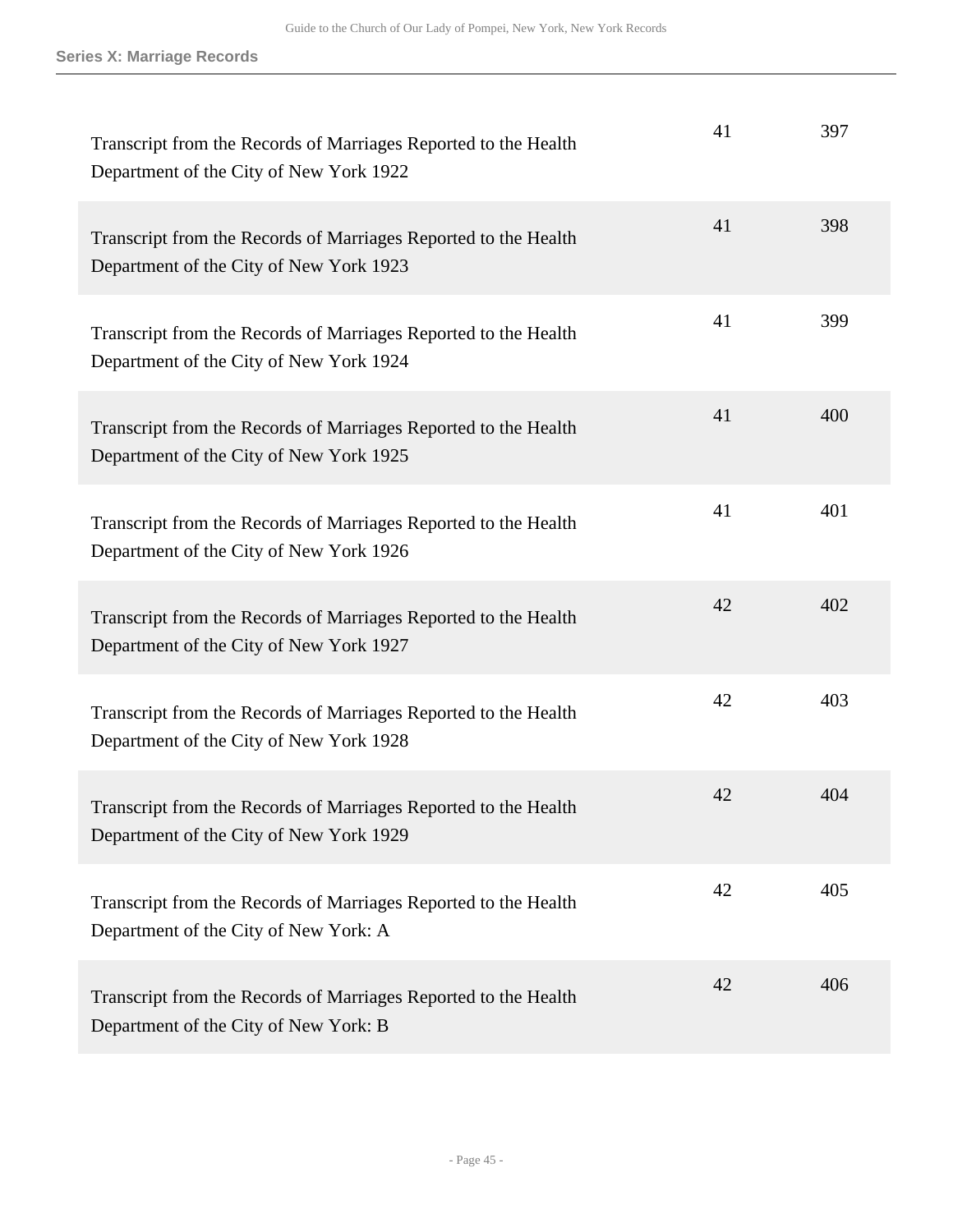**Series X: Marriage Records**

| | | |
|---|---|---|
| Transcript from the Records of Marriages Reported to the Health Department of the City of New York 1922 | 41 | 397 |
| Transcript from the Records of Marriages Reported to the Health Department of the City of New York 1923 | 41 | 398 |
| Transcript from the Records of Marriages Reported to the Health Department of the City of New York 1924 | 41 | 399 |
| Transcript from the Records of Marriages Reported to the Health Department of the City of New York 1925 | 41 | 400 |
| Transcript from the Records of Marriages Reported to the Health Department of the City of New York 1926 | 41 | 401 |
| Transcript from the Records of Marriages Reported to the Health Department of the City of New York 1927 | 42 | 402 |
| Transcript from the Records of Marriages Reported to the Health Department of the City of New York 1928 | 42 | 403 |
| Transcript from the Records of Marriages Reported to the Health Department of the City of New York 1929 | 42 | 404 |
| Transcript from the Records of Marriages Reported to the Health Department of the City of New York: A | 42 | 405 |
| Transcript from the Records of Marriages Reported to the Health Department of the City of New York: B | 42 | 406 |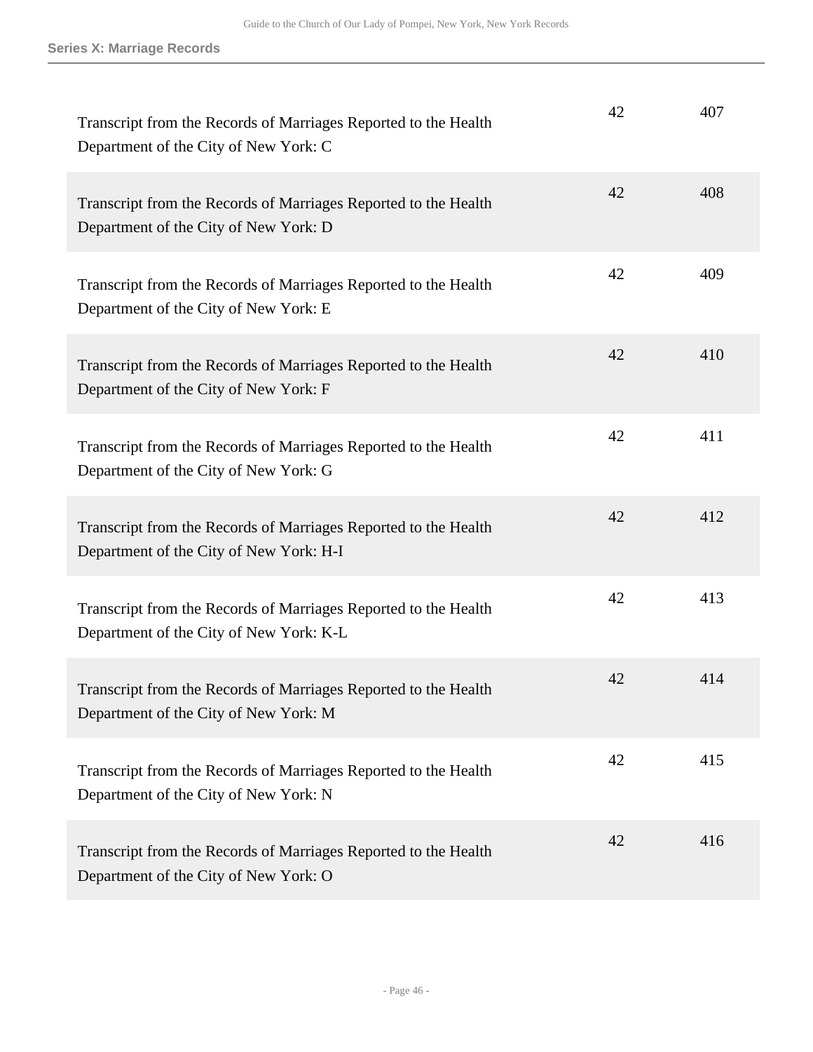| | | |
|---|---|---|
| Transcript from the Records of Marriages Reported to the Health Department of the City of New York: C | 42 | 407 |
| Transcript from the Records of Marriages Reported to the Health Department of the City of New York: D | 42 | 408 |
| Transcript from the Records of Marriages Reported to the Health Department of the City of New York: E | 42 | 409 |
| Transcript from the Records of Marriages Reported to the Health Department of the City of New York: F | 42 | 410 |
| Transcript from the Records of Marriages Reported to the Health Department of the City of New York: G | 42 | 411 |
| Transcript from the Records of Marriages Reported to the Health Department of the City of New York: H-I | 42 | 412 |
| Transcript from the Records of Marriages Reported to the Health Department of the City of New York: K-L | 42 | 413 |
| Transcript from the Records of Marriages Reported to the Health Department of the City of New York: M | 42 | 414 |
| Transcript from the Records of Marriages Reported to the Health Department of the City of New York: N | 42 | 415 |
| Transcript from the Records of Marriages Reported to the Health Department of the City of New York: O | 42 | 416 |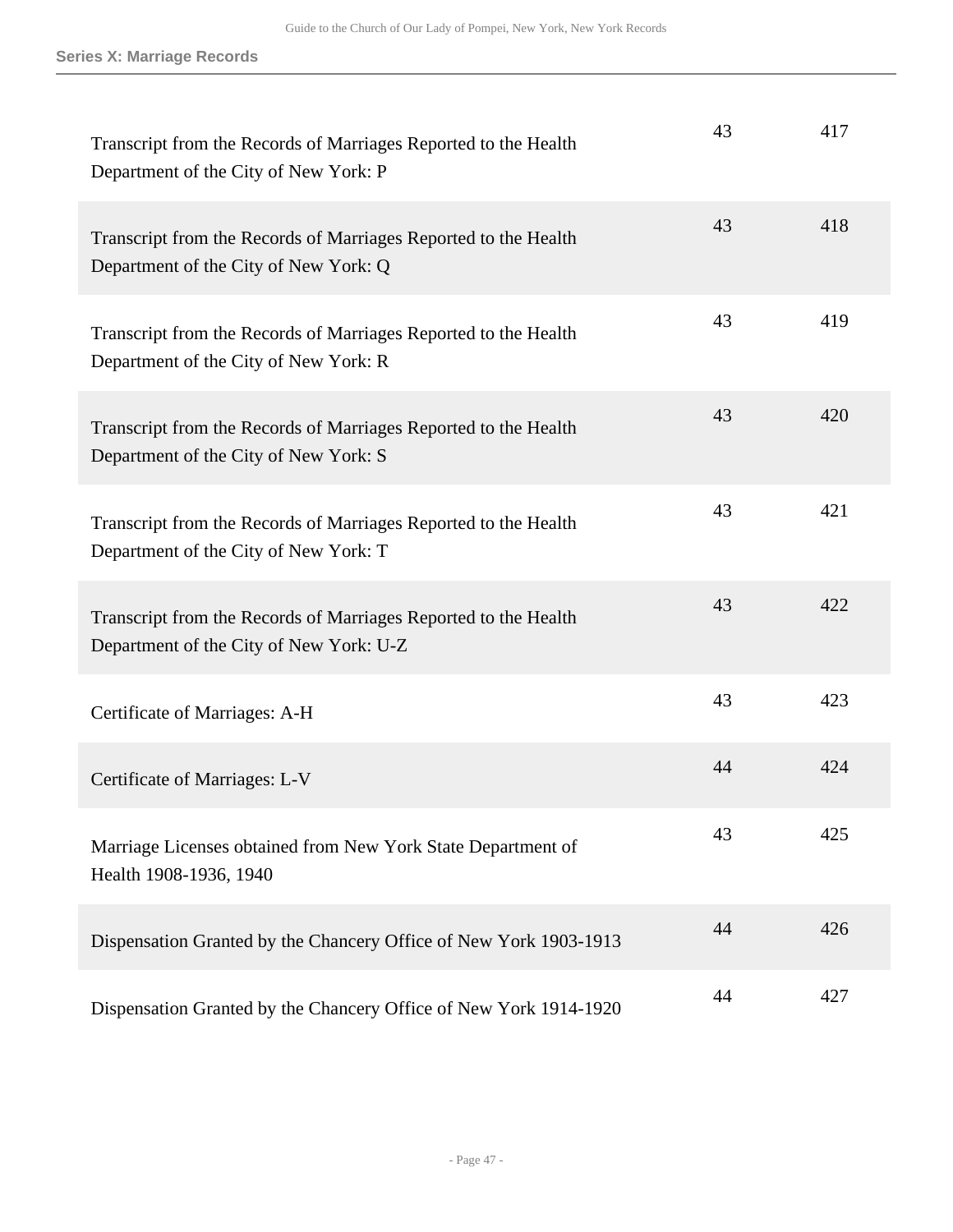**Series X: Marriage Records**

| | | |
|---|---|---|
| Transcript from the Records of Marriages Reported to the Health Department of the City of New York: P | 43 | 417 |
| Transcript from the Records of Marriages Reported to the Health Department of the City of New York: Q | 43 | 418 |
| Transcript from the Records of Marriages Reported to the Health Department of the City of New York: R | 43 | 419 |
| Transcript from the Records of Marriages Reported to the Health Department of the City of New York: S | 43 | 420 |
| Transcript from the Records of Marriages Reported to the Health Department of the City of New York: T | 43 | 421 |
| Transcript from the Records of Marriages Reported to the Health Department of the City of New York: U-Z | 43 | 422 |
| Certificate of Marriages: A-H | 43 | 423 |
| Certificate of Marriages: L-V | 44 | 424 |
| Marriage Licenses obtained from New York State Department of Health 1908-1936, 1940 | 43 | 425 |
| Dispensation Granted by the Chancery Office of New York 1903-1913 | 44 | 426 |
| Dispensation Granted by the Chancery Office of New York 1914-1920 | 44 | 427 |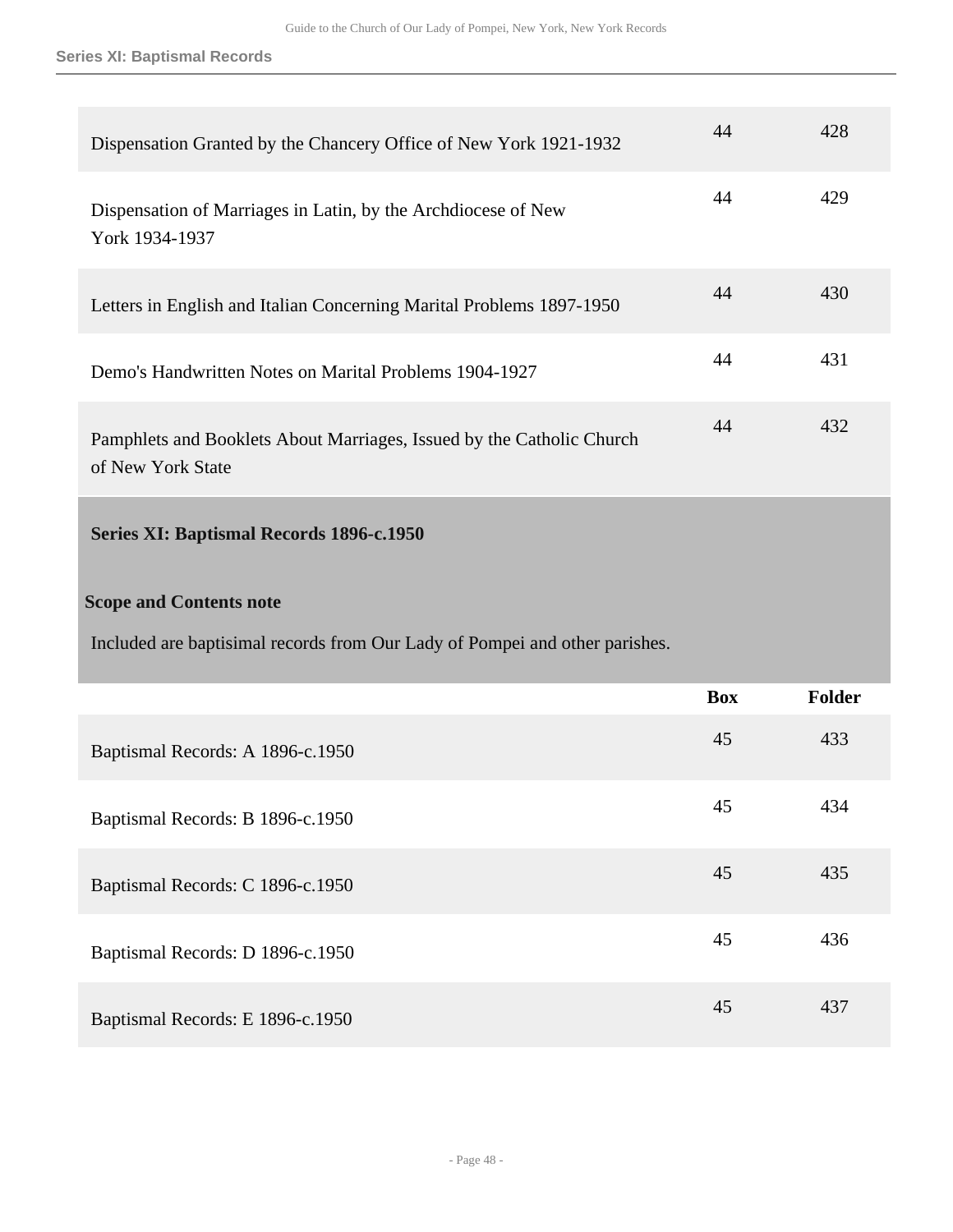| | Box | Folder |
|---|---|---|
| Dispensation Granted by the Chancery Office of New York 1921-1932 | 44 | 428 |
| Dispensation of Marriages in Latin, by the Archdiocese of New York 1934-1937 | 44 | 429 |
| Letters in English and Italian Concerning Marital Problems 1897-1950 | 44 | 430 |
| Demo's Handwritten Notes on Marital Problems 1904-1927 | 44 | 431 |
| Pamphlets and Booklets About Marriages, Issued by the Catholic Church of New York State | 44 | 432 |

## Series XI: Baptismal Records 1896-c.1950

### Scope and Contents note

Included are baptisimal records from Our Lady of Pompei and other parishes.

| | Box | Folder |
|---|---|---|
| Baptismal Records: A 1896-c.1950 | 45 | 433 |
| Baptismal Records: B 1896-c.1950 | 45 | 434 |
| Baptismal Records: C 1896-c.1950 | 45 | 435 |
| Baptismal Records: D 1896-c.1950 | 45 | 436 |
| Baptismal Records: E 1896-c.1950 | 45 | 437 |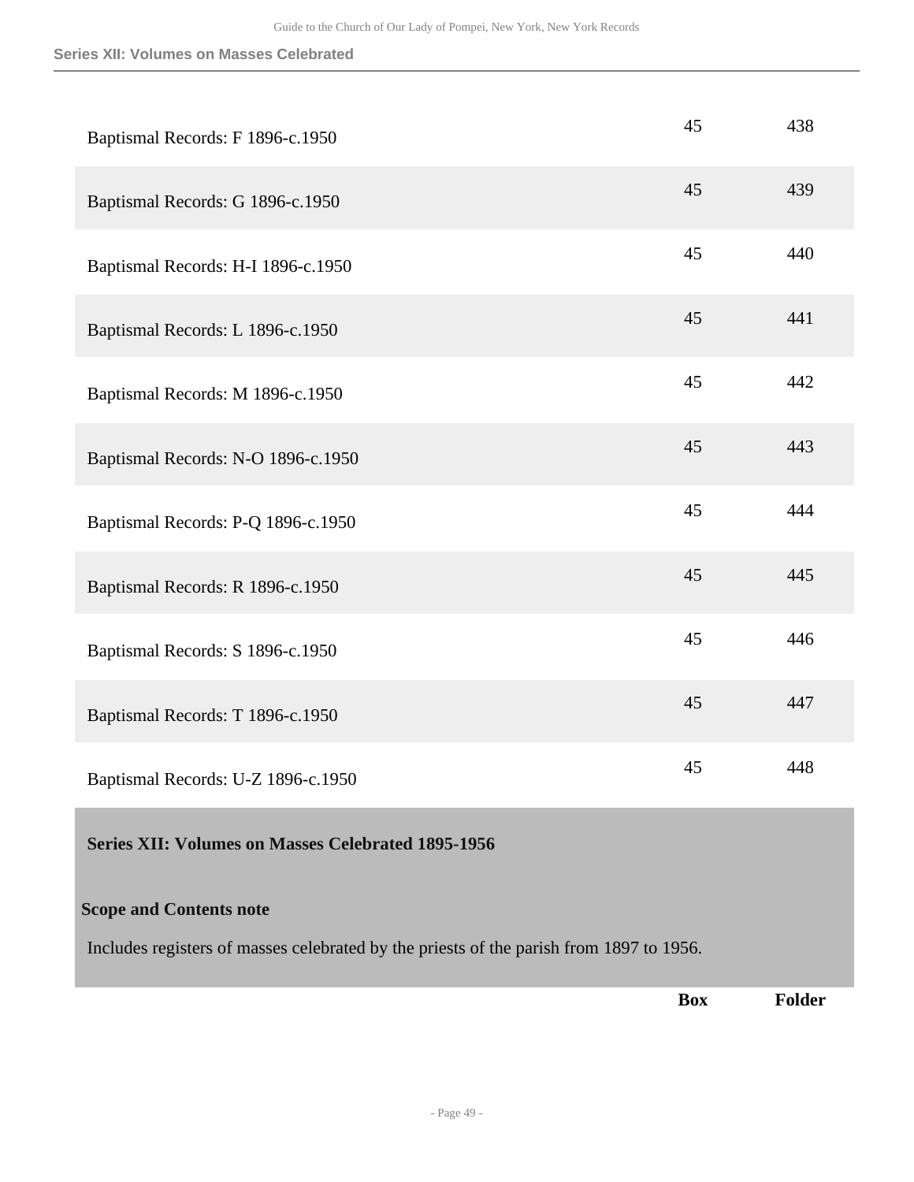| | Box | Folder |
|---|---|---|
| Baptismal Records: F 1896-c.1950 | 45 | 438 |
| Baptismal Records: G 1896-c.1950 | 45 | 439 |
| Baptismal Records: H-I 1896-c.1950 | 45 | 440 |
| Baptismal Records: L 1896-c.1950 | 45 | 441 |
| Baptismal Records: M 1896-c.1950 | 45 | 442 |
| Baptismal Records: N-O 1896-c.1950 | 45 | 443 |
| Baptismal Records: P-Q 1896-c.1950 | 45 | 444 |
| Baptismal Records: R 1896-c.1950 | 45 | 445 |
| Baptismal Records: S 1896-c.1950 | 45 | 446 |
| Baptismal Records: T 1896-c.1950 | 45 | 447 |
| Baptismal Records: U-Z 1896-c.1950 | 45 | 448 |

## Series XII: Volumes on Masses Celebrated 1895-1956

### Scope and Contents note

Includes registers of masses celebrated by the priests of the parish from 1897 to 1956.

| | Box | Folder |
|---|---|---|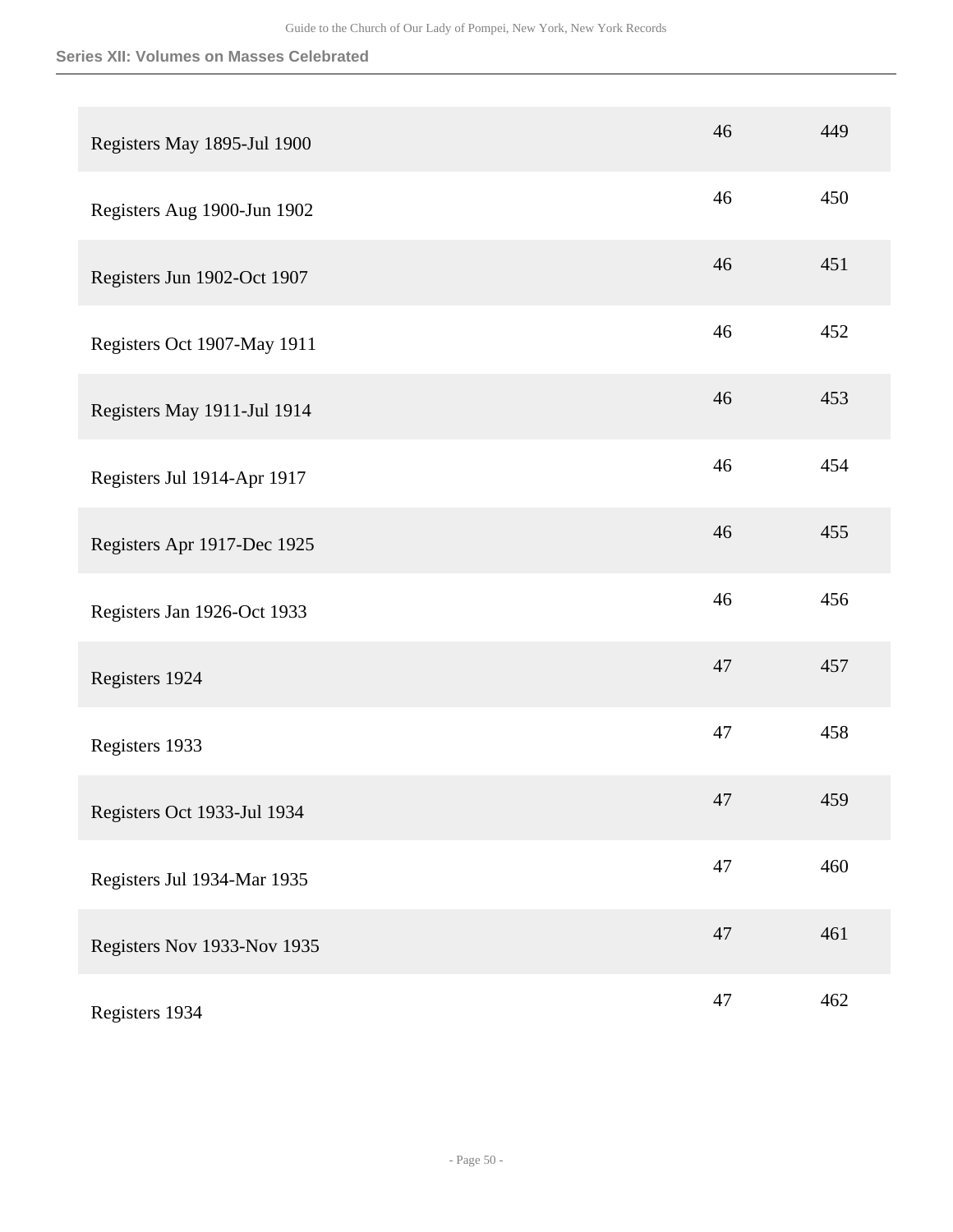| | | |
|---|---|---|
| Registers May 1895-Jul 1900 | 46 | 449 |
| Registers Aug 1900-Jun 1902 | 46 | 450 |
| Registers Jun 1902-Oct 1907 | 46 | 451 |
| Registers Oct 1907-May 1911 | 46 | 452 |
| Registers May 1911-Jul 1914 | 46 | 453 |
| Registers Jul 1914-Apr 1917 | 46 | 454 |
| Registers Apr 1917-Dec 1925 | 46 | 455 |
| Registers Jan 1926-Oct 1933 | 46 | 456 |
| Registers 1924 | 47 | 457 |
| Registers 1933 | 47 | 458 |
| Registers Oct 1933-Jul 1934 | 47 | 459 |
| Registers Jul 1934-Mar 1935 | 47 | 460 |
| Registers Nov 1933-Nov 1935 | 47 | 461 |
| Registers 1934 | 47 | 462 |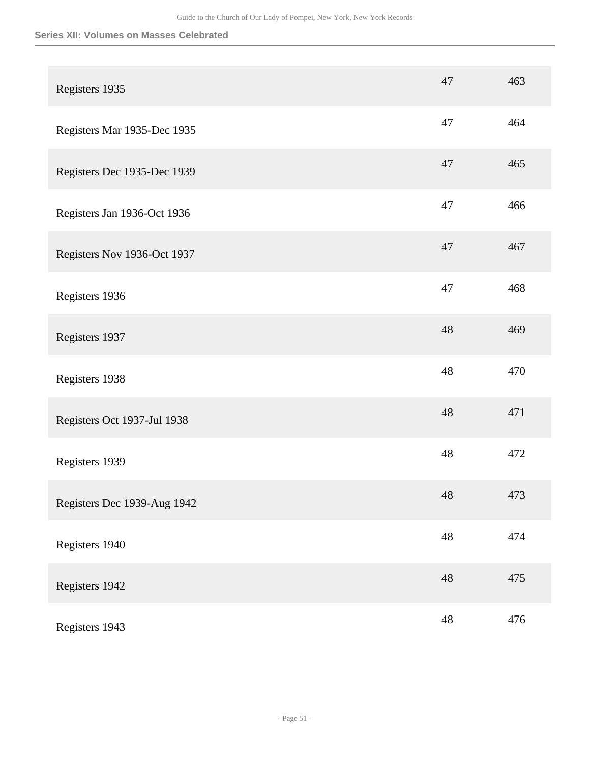| | | |
|---|---|---|
| Registers 1935 | 47 | 463 |
| Registers Mar 1935-Dec 1935 | 47 | 464 |
| Registers Dec 1935-Dec 1939 | 47 | 465 |
| Registers Jan 1936-Oct 1936 | 47 | 466 |
| Registers Nov 1936-Oct 1937 | 47 | 467 |
| Registers 1936 | 47 | 468 |
| Registers 1937 | 48 | 469 |
| Registers 1938 | 48 | 470 |
| Registers Oct 1937-Jul 1938 | 48 | 471 |
| Registers 1939 | 48 | 472 |
| Registers Dec 1939-Aug 1942 | 48 | 473 |
| Registers 1940 | 48 | 474 |
| Registers 1942 | 48 | 475 |
| Registers 1943 | 48 | 476 |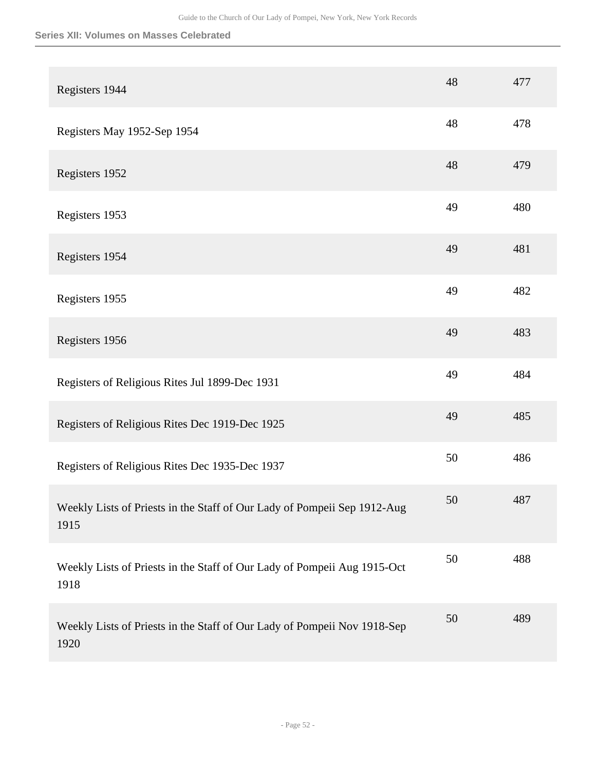Series XII: Volumes on Masses Celebrated

| | | |
|---|---|---|
| Registers 1944 | 48 | 477 |
| Registers May 1952-Sep 1954 | 48 | 478 |
| Registers 1952 | 48 | 479 |
| Registers 1953 | 49 | 480 |
| Registers 1954 | 49 | 481 |
| Registers 1955 | 49 | 482 |
| Registers 1956 | 49 | 483 |
| Registers of Religious Rites Jul 1899-Dec 1931 | 49 | 484 |
| Registers of Religious Rites Dec 1919-Dec 1925 | 49 | 485 |
| Registers of Religious Rites Dec 1935-Dec 1937 | 50 | 486 |
| Weekly Lists of Priests in the Staff of Our Lady of Pompeii Sep 1912-Aug 1915 | 50 | 487 |
| Weekly Lists of Priests in the Staff of Our Lady of Pompeii Aug 1915-Oct 1918 | 50 | 488 |
| Weekly Lists of Priests in the Staff of Our Lady of Pompeii Nov 1918-Sep 1920 | 50 | 489 |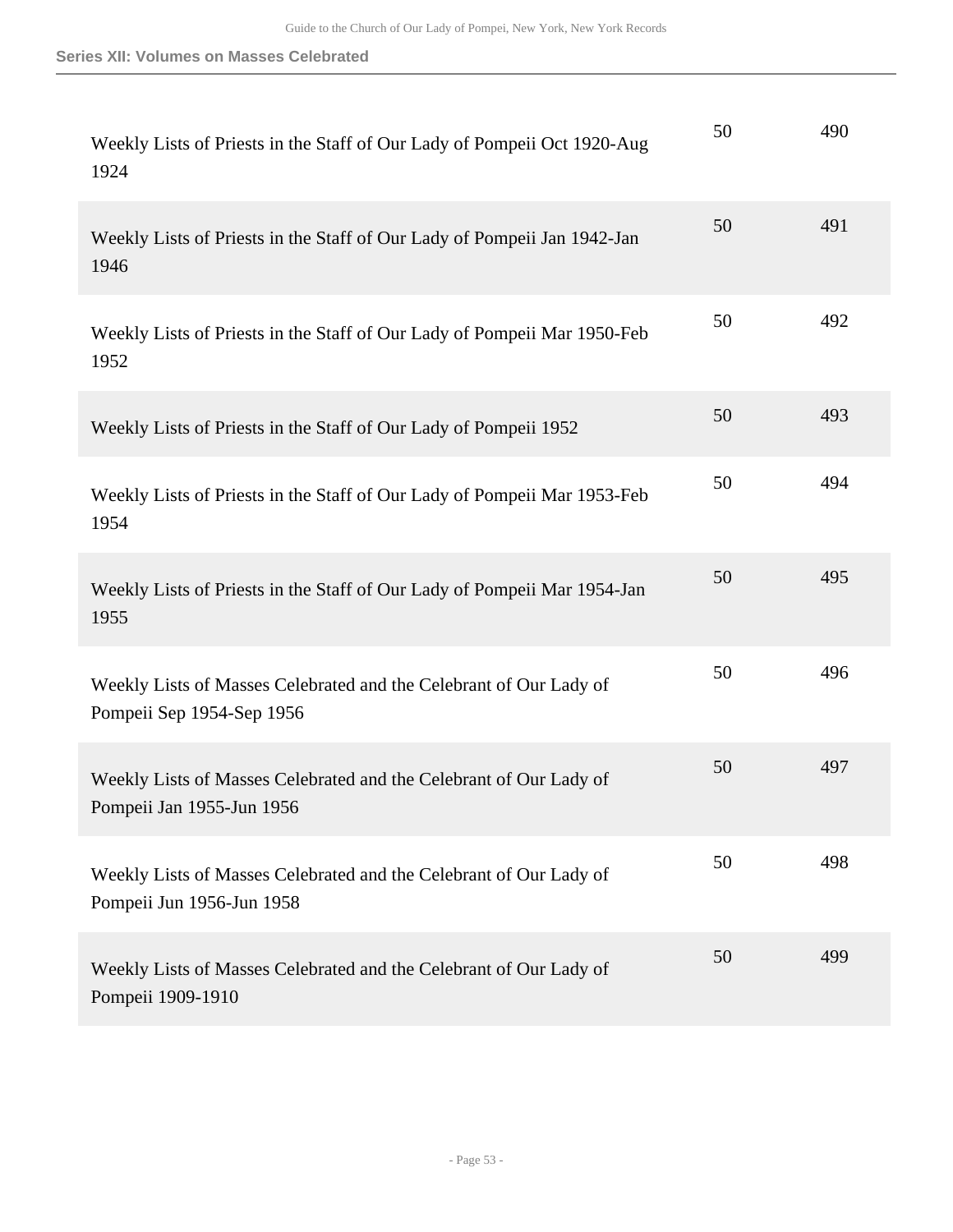| | | |
|---|---|---|
| Weekly Lists of Priests in the Staff of Our Lady of Pompeii Oct 1920-Aug 1924 | 50 | 490 |
| Weekly Lists of Priests in the Staff of Our Lady of Pompeii Jan 1942-Jan 1946 | 50 | 491 |
| Weekly Lists of Priests in the Staff of Our Lady of Pompeii Mar 1950-Feb 1952 | 50 | 492 |
| Weekly Lists of Priests in the Staff of Our Lady of Pompeii 1952 | 50 | 493 |
| Weekly Lists of Priests in the Staff of Our Lady of Pompeii Mar 1953-Feb 1954 | 50 | 494 |
| Weekly Lists of Priests in the Staff of Our Lady of Pompeii Mar 1954-Jan 1955 | 50 | 495 |
| Weekly Lists of Masses Celebrated and the Celebrant of Our Lady of Pompeii Sep 1954-Sep 1956 | 50 | 496 |
| Weekly Lists of Masses Celebrated and the Celebrant of Our Lady of Pompeii Jan 1955-Jun 1956 | 50 | 497 |
| Weekly Lists of Masses Celebrated and the Celebrant of Our Lady of Pompeii Jun 1956-Jun 1958 | 50 | 498 |
| Weekly Lists of Masses Celebrated and the Celebrant of Our Lady of Pompeii 1909-1910 | 50 | 499 |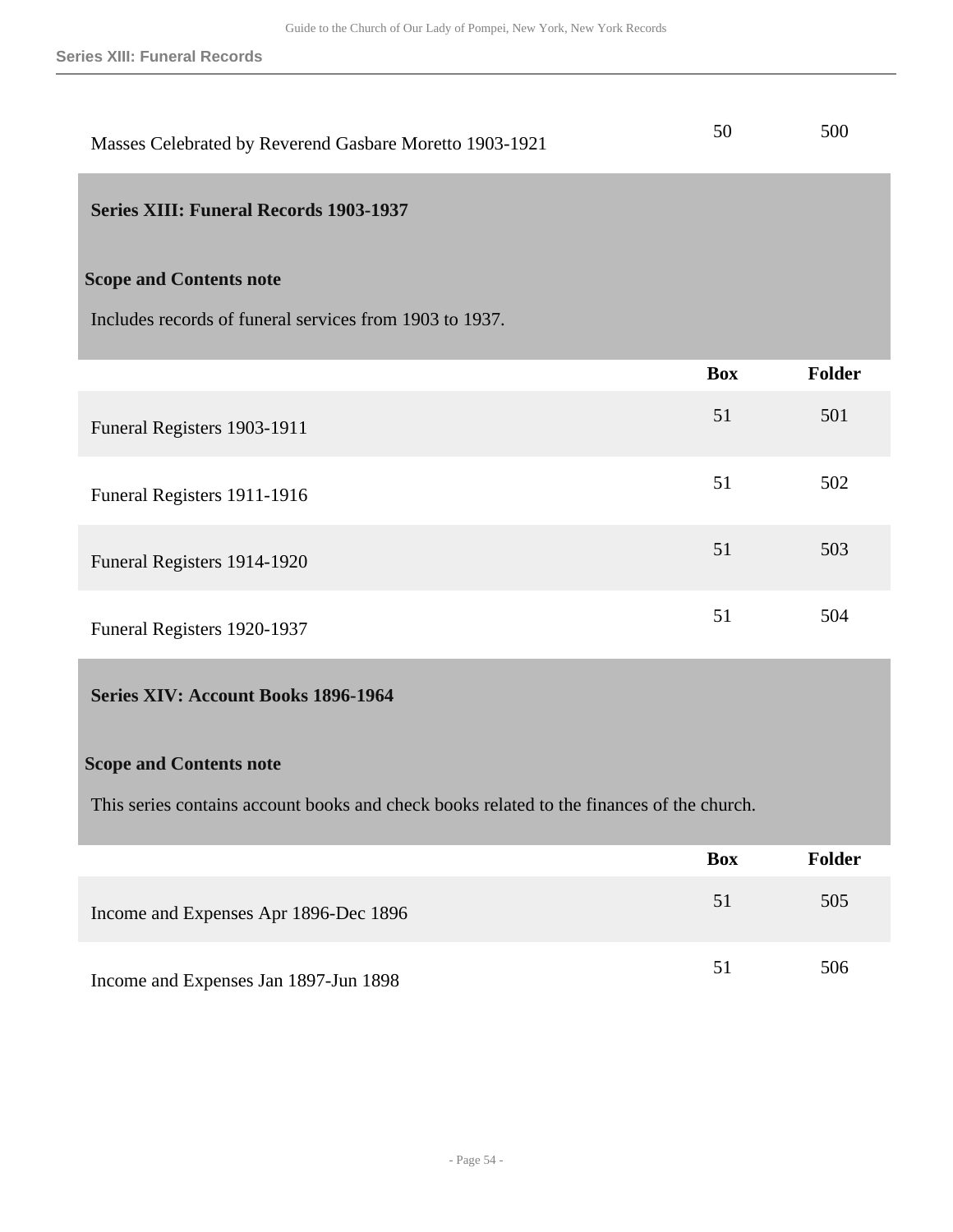| | Box | Folder |
|---|---|---|
| Masses Celebrated by Reverend Gasbare Moretto 1903-1921 | 50 | 500 |

## Series XIII: Funeral Records 1903-1937

### Scope and Contents note

Includes records of funeral services from 1903 to 1937.

| | Box | Folder |
|---|---|---|
| Funeral Registers 1903-1911 | 51 | 501 |
| Funeral Registers 1911-1916 | 51 | 502 |
| Funeral Registers 1914-1920 | 51 | 503 |
| Funeral Registers 1920-1937 | 51 | 504 |

## Series XIV: Account Books 1896-1964

### Scope and Contents note

This series contains account books and check books related to the finances of the church.

| | Box | Folder |
|---|---|---|
| Income and Expenses Apr 1896-Dec 1896 | 51 | 505 |
| Income and Expenses Jan 1897-Jun 1898 | 51 | 506 |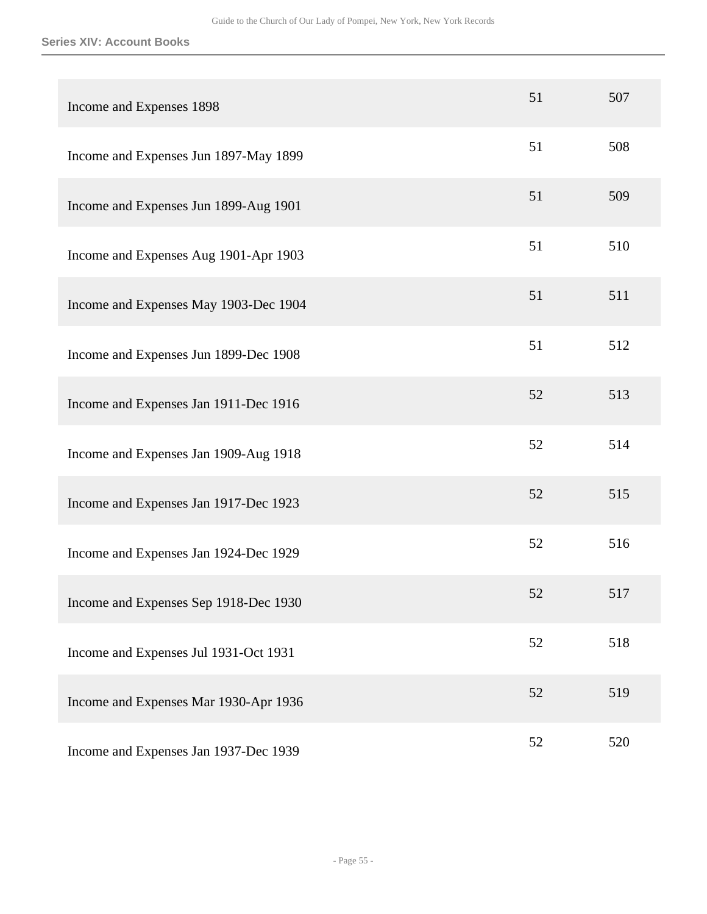## Series XIV: Account Books

| | | |
|---|---|---|
| Income and Expenses 1898 | 51 | 507 |
| Income and Expenses Jun 1897-May 1899 | 51 | 508 |
| Income and Expenses Jun 1899-Aug 1901 | 51 | 509 |
| Income and Expenses Aug 1901-Apr 1903 | 51 | 510 |
| Income and Expenses May 1903-Dec 1904 | 51 | 511 |
| Income and Expenses Jun 1899-Dec 1908 | 51 | 512 |
| Income and Expenses Jan 1911-Dec 1916 | 52 | 513 |
| Income and Expenses Jan 1909-Aug 1918 | 52 | 514 |
| Income and Expenses Jan 1917-Dec 1923 | 52 | 515 |
| Income and Expenses Jan 1924-Dec 1929 | 52 | 516 |
| Income and Expenses Sep 1918-Dec 1930 | 52 | 517 |
| Income and Expenses Jul 1931-Oct 1931 | 52 | 518 |
| Income and Expenses Mar 1930-Apr 1936 | 52 | 519 |
| Income and Expenses Jan 1937-Dec 1939 | 52 | 520 |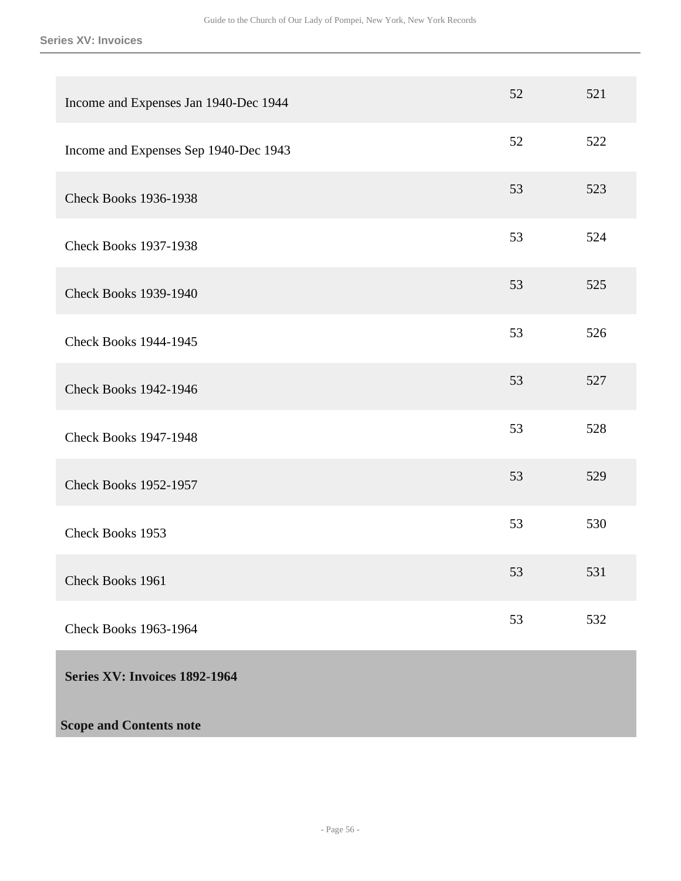| | | |
|---|---|---|
| Income and Expenses Jan 1940-Dec 1944 | 52 | 521 |
| Income and Expenses Sep 1940-Dec 1943 | 52 | 522 |
| Check Books 1936-1938 | 53 | 523 |
| Check Books 1937-1938 | 53 | 524 |
| Check Books 1939-1940 | 53 | 525 |
| Check Books 1944-1945 | 53 | 526 |
| Check Books 1942-1946 | 53 | 527 |
| Check Books 1947-1948 | 53 | 528 |
| Check Books 1952-1957 | 53 | 529 |
| Check Books 1953 | 53 | 530 |
| Check Books 1961 | 53 | 531 |
| Check Books 1963-1964 | 53 | 532 |

## Series XV: Invoices 1892-1964

### Scope and Contents note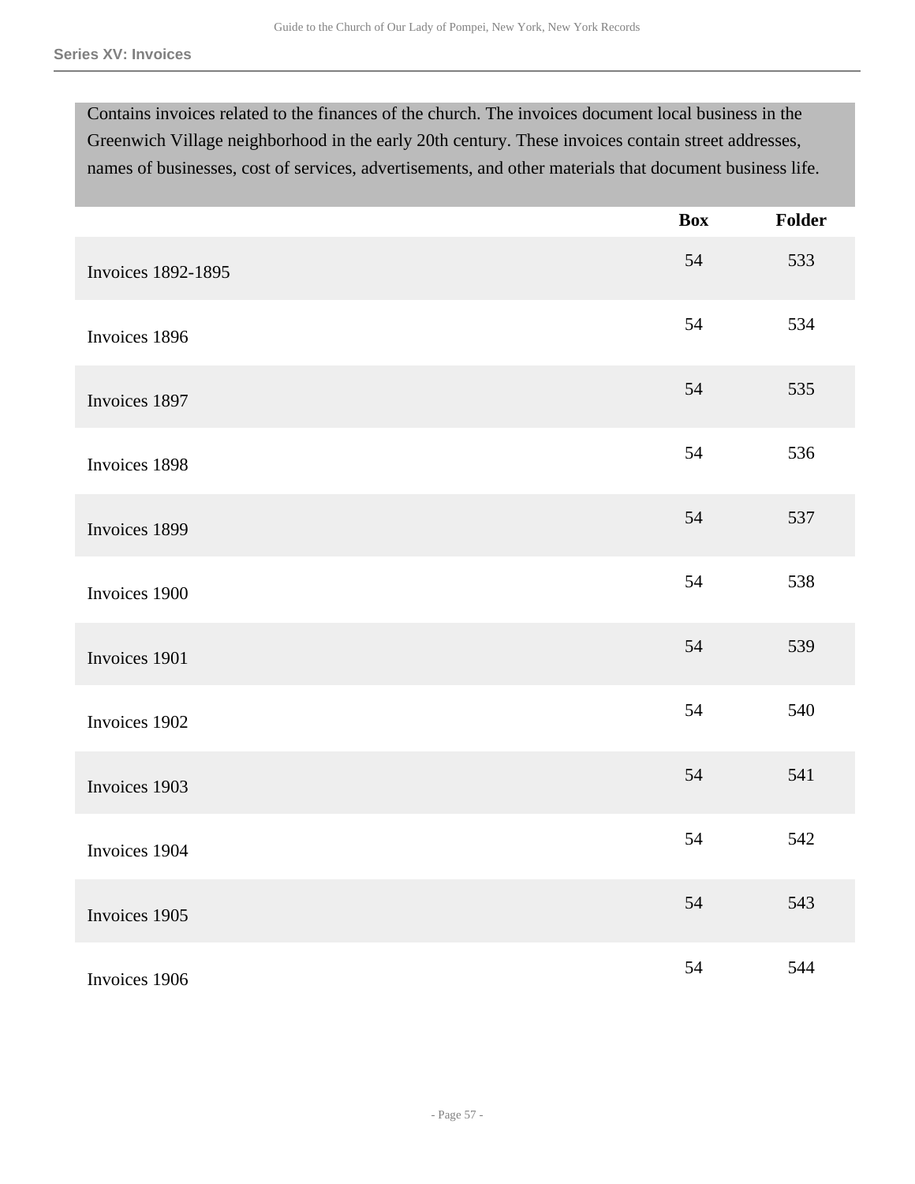## Series XV: Invoices

Contains invoices related to the finances of the church. The invoices document local business in the Greenwich Village neighborhood in the early 20th century. These invoices contain street addresses, names of businesses, cost of services, advertisements, and other materials that document business life.

| | Box | Folder |
|---|---|---|
| Invoices 1892-1895 | 54 | 533 |
| Invoices 1896 | 54 | 534 |
| Invoices 1897 | 54 | 535 |
| Invoices 1898 | 54 | 536 |
| Invoices 1899 | 54 | 537 |
| Invoices 1900 | 54 | 538 |
| Invoices 1901 | 54 | 539 |
| Invoices 1902 | 54 | 540 |
| Invoices 1903 | 54 | 541 |
| Invoices 1904 | 54 | 542 |
| Invoices 1905 | 54 | 543 |
| Invoices 1906 | 54 | 544 |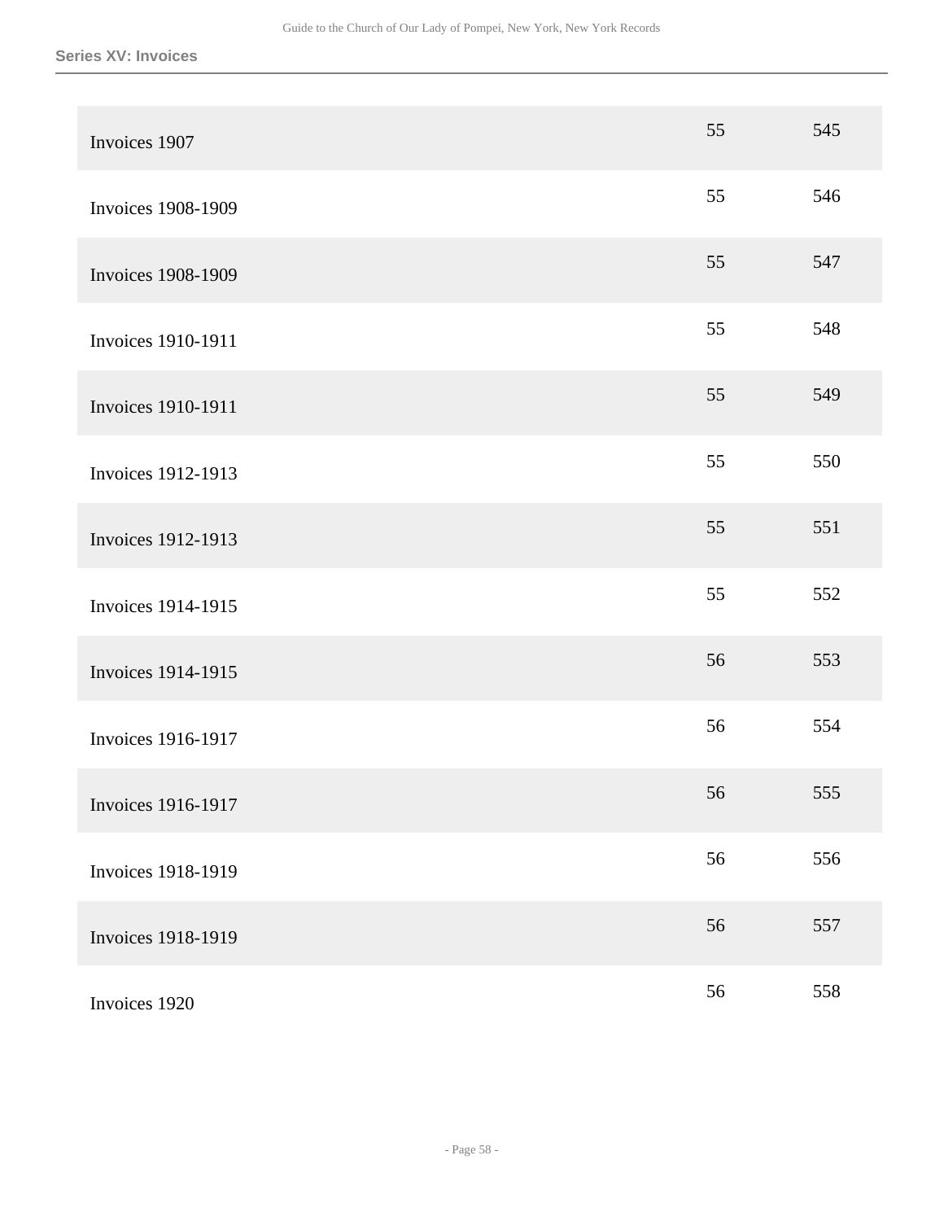| | | |
|---|---|---|
| Invoices 1907 | 55 | 545 |
| Invoices 1908-1909 | 55 | 546 |
| Invoices 1908-1909 | 55 | 547 |
| Invoices 1910-1911 | 55 | 548 |
| Invoices 1910-1911 | 55 | 549 |
| Invoices 1912-1913 | 55 | 550 |
| Invoices 1912-1913 | 55 | 551 |
| Invoices 1914-1915 | 55 | 552 |
| Invoices 1914-1915 | 56 | 553 |
| Invoices 1916-1917 | 56 | 554 |
| Invoices 1916-1917 | 56 | 555 |
| Invoices 1918-1919 | 56 | 556 |
| Invoices 1918-1919 | 56 | 557 |
| Invoices 1920 | 56 | 558 |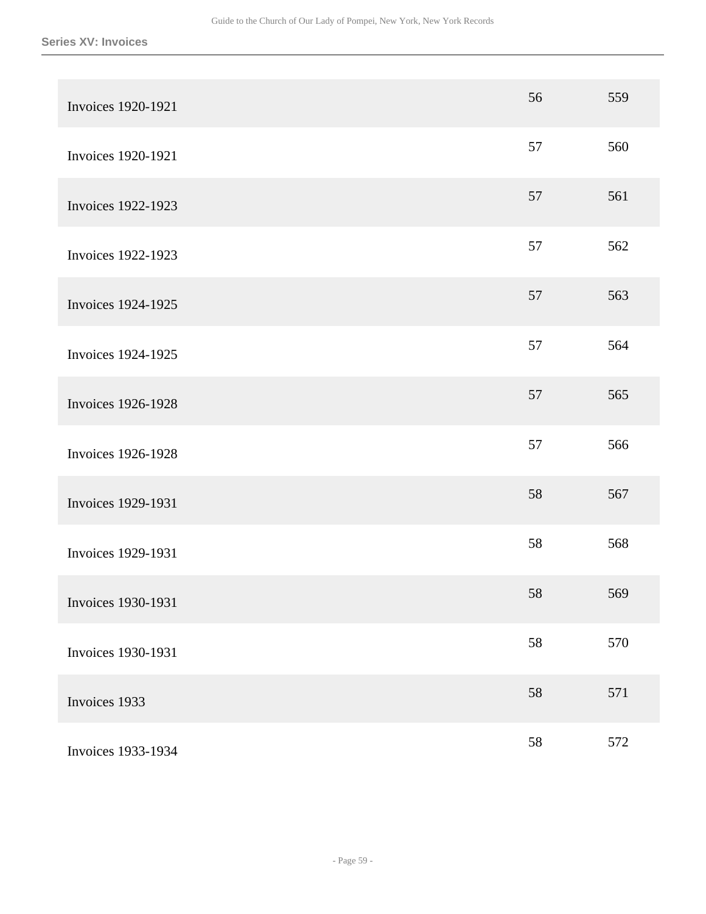| | | |
|---|---|---|
| Invoices 1920-1921 | 56 | 559 |
| Invoices 1920-1921 | 57 | 560 |
| Invoices 1922-1923 | 57 | 561 |
| Invoices 1922-1923 | 57 | 562 |
| Invoices 1924-1925 | 57 | 563 |
| Invoices 1924-1925 | 57 | 564 |
| Invoices 1926-1928 | 57 | 565 |
| Invoices 1926-1928 | 57 | 566 |
| Invoices 1929-1931 | 58 | 567 |
| Invoices 1929-1931 | 58 | 568 |
| Invoices 1930-1931 | 58 | 569 |
| Invoices 1930-1931 | 58 | 570 |
| Invoices 1933 | 58 | 571 |
| Invoices 1933-1934 | 58 | 572 |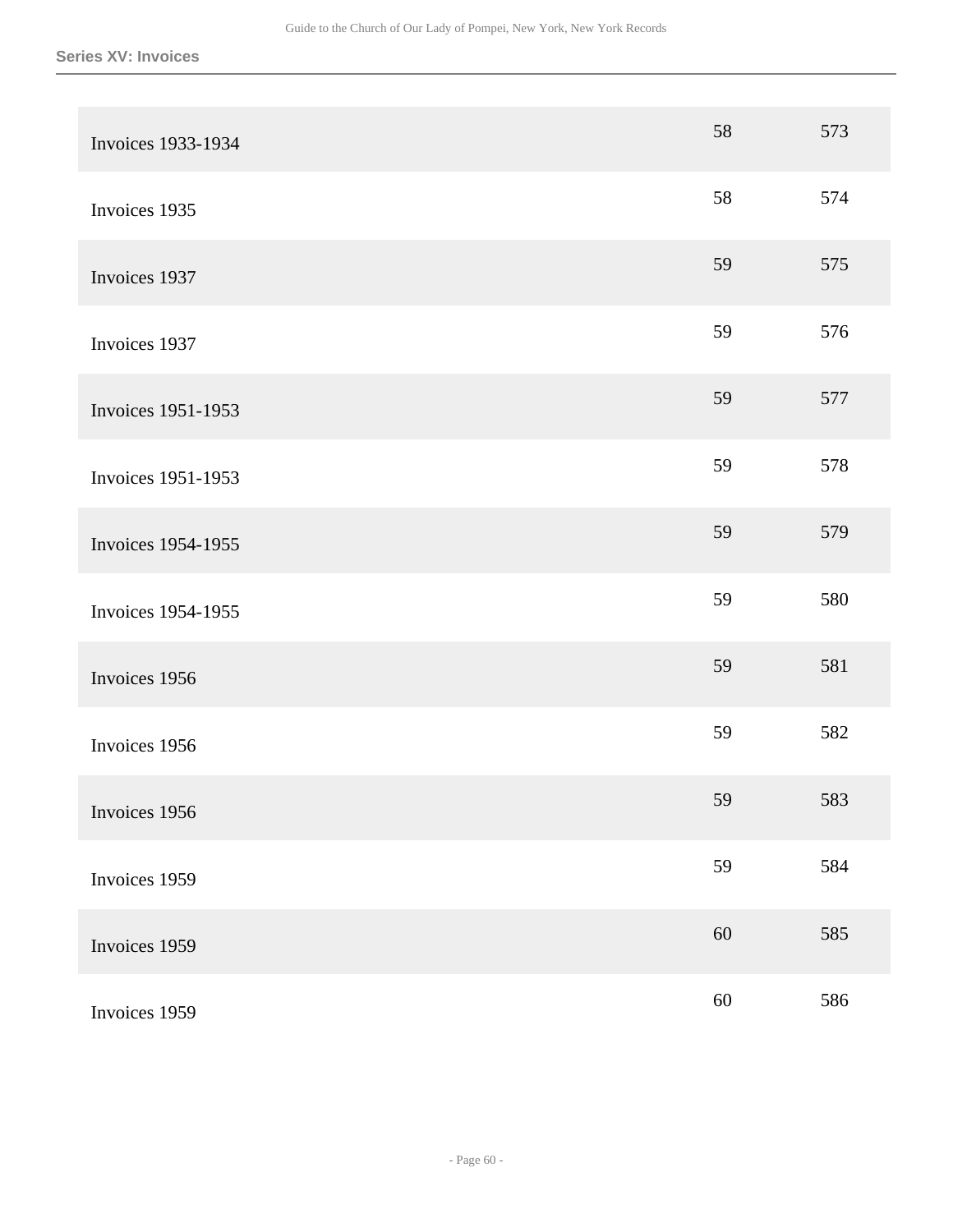## Series XV: Invoices

| | | |
|---|---|---|
| Invoices 1933-1934 | 58 | 573 |
| Invoices 1935 | 58 | 574 |
| Invoices 1937 | 59 | 575 |
| Invoices 1937 | 59 | 576 |
| Invoices 1951-1953 | 59 | 577 |
| Invoices 1951-1953 | 59 | 578 |
| Invoices 1954-1955 | 59 | 579 |
| Invoices 1954-1955 | 59 | 580 |
| Invoices 1956 | 59 | 581 |
| Invoices 1956 | 59 | 582 |
| Invoices 1956 | 59 | 583 |
| Invoices 1959 | 59 | 584 |
| Invoices 1959 | 60 | 585 |
| Invoices 1959 | 60 | 586 |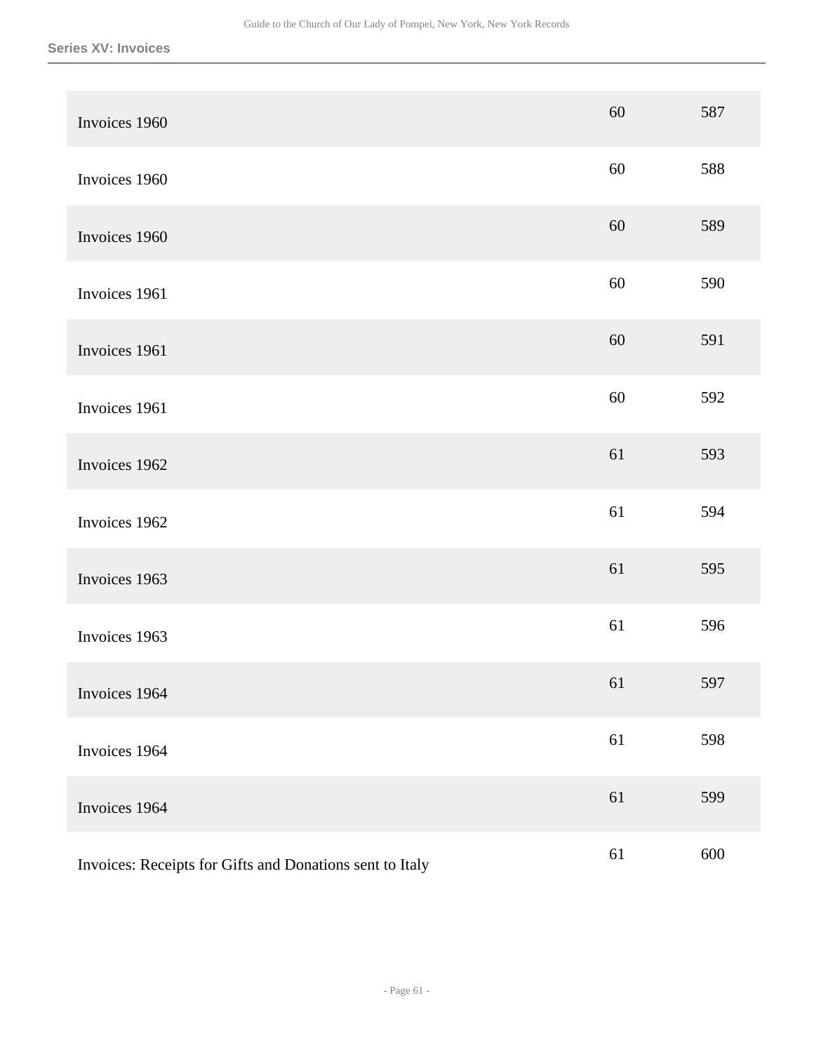| | | |
|---|---|---|
| Invoices 1960 | 60 | 587 |
| Invoices 1960 | 60 | 588 |
| Invoices 1960 | 60 | 589 |
| Invoices 1961 | 60 | 590 |
| Invoices 1961 | 60 | 591 |
| Invoices 1961 | 60 | 592 |
| Invoices 1962 | 61 | 593 |
| Invoices 1962 | 61 | 594 |
| Invoices 1963 | 61 | 595 |
| Invoices 1963 | 61 | 596 |
| Invoices 1964 | 61 | 597 |
| Invoices 1964 | 61 | 598 |
| Invoices 1964 | 61 | 599 |
| Invoices: Receipts for Gifts and Donations sent to Italy | 61 | 600 |